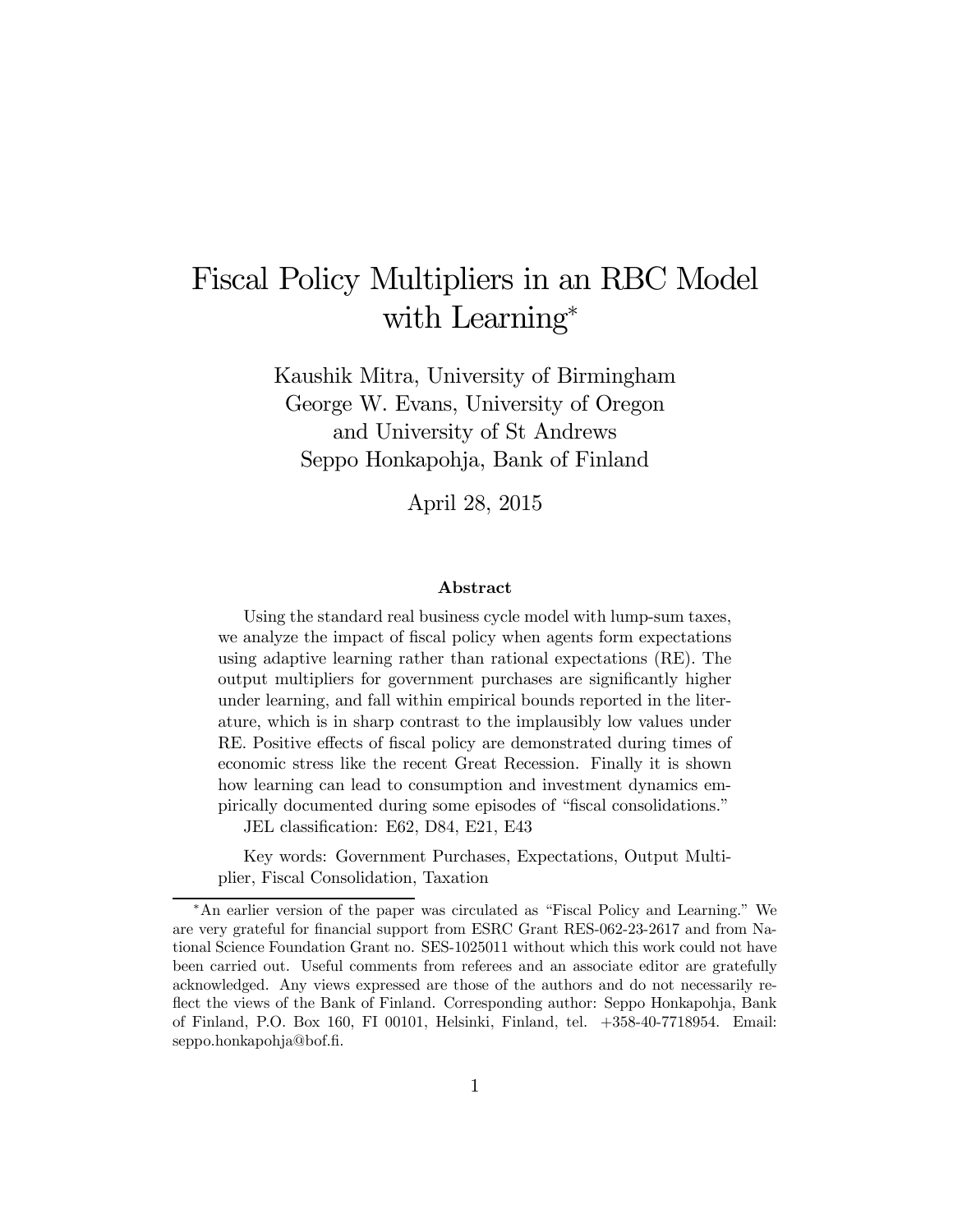# Fiscal Policy Multipliers in an RBC Model with Learning*

Kaushik Mitra, University of Birmingham
George W. Evans, University of Oregon and University of St Andrews
Seppo Honkapohja, Bank of Finland

April 28, 2015

### Abstract

Using the standard real business cycle model with lump-sum taxes, we analyze the impact of fiscal policy when agents form expectations using adaptive learning rather than rational expectations (RE). The output multipliers for government purchases are significantly higher under learning, and fall within empirical bounds reported in the literature, which is in sharp contrast to the implausibly low values under RE. Positive effects of fiscal policy are demonstrated during times of economic stress like the recent Great Recession. Finally it is shown how learning can lead to consumption and investment dynamics empirically documented during some episodes of "fiscal consolidations."

JEL classification: E62, D84, E21, E43

Key words: Government Purchases, Expectations, Output Multiplier, Fiscal Consolidation, Taxation

---

*An earlier version of the paper was circulated as "Fiscal Policy and Learning." We are very grateful for financial support from ESRC Grant RES-062-23-2617 and from National Science Foundation Grant no. SES-1025011 without which this work could not have been carried out. Useful comments from referees and an associate editor are gratefully acknowledged. Any views expressed are those of the authors and do not necessarily reflect the views of the Bank of Finland. Corresponding author: Seppo Honkapohja, Bank of Finland, P.O. Box 160, FI 00101, Helsinki, Finland, tel. +358-40-7718954. Email: seppo.honkapohja@bof.fi.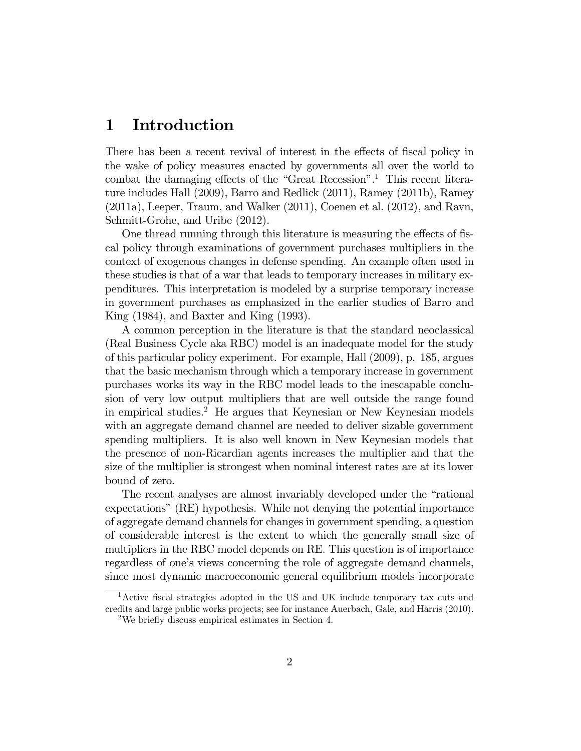# 1 Introduction

There has been a recent revival of interest in the effects of fiscal policy in the wake of policy measures enacted by governments all over the world to combat the damaging effects of the "Great Recession".[1] This recent literature includes Hall (2009), Barro and Redlick (2011), Ramey (2011b), Ramey (2011a), Leeper, Traum, and Walker (2011), Coenen et al. (2012), and Ravn, Schmitt-Grohe, and Uribe (2012).

One thread running through this literature is measuring the effects of fiscal policy through examinations of government purchases multipliers in the context of exogenous changes in defense spending. An example often used in these studies is that of a war that leads to temporary increases in military expenditures. This interpretation is modeled by a surprise temporary increase in government purchases as emphasized in the earlier studies of Barro and King (1984), and Baxter and King (1993).

A common perception in the literature is that the standard neoclassical (Real Business Cycle aka RBC) model is an inadequate model for the study of this particular policy experiment. For example, Hall (2009), p. 185, argues that the basic mechanism through which a temporary increase in government purchases works its way in the RBC model leads to the inescapable conclusion of very low output multipliers that are well outside the range found in empirical studies.[2] He argues that Keynesian or New Keynesian models with an aggregate demand channel are needed to deliver sizable government spending multipliers. It is also well known in New Keynesian models that the presence of non-Ricardian agents increases the multiplier and that the size of the multiplier is strongest when nominal interest rates are at its lower bound of zero.

The recent analyses are almost invariably developed under the "rational expectations" (RE) hypothesis. While not denying the potential importance of aggregate demand channels for changes in government spending, a question of considerable interest is the extent to which the generally small size of multipliers in the RBC model depends on RE. This question is of importance regardless of one's views concerning the role of aggregate demand channels, since most dynamic macroeconomic general equilibrium models incorporate

[1] Active fiscal strategies adopted in the US and UK include temporary tax cuts and credits and large public works projects; see for instance Auerbach, Gale, and Harris (2010).

[2] We briefly discuss empirical estimates in Section 4.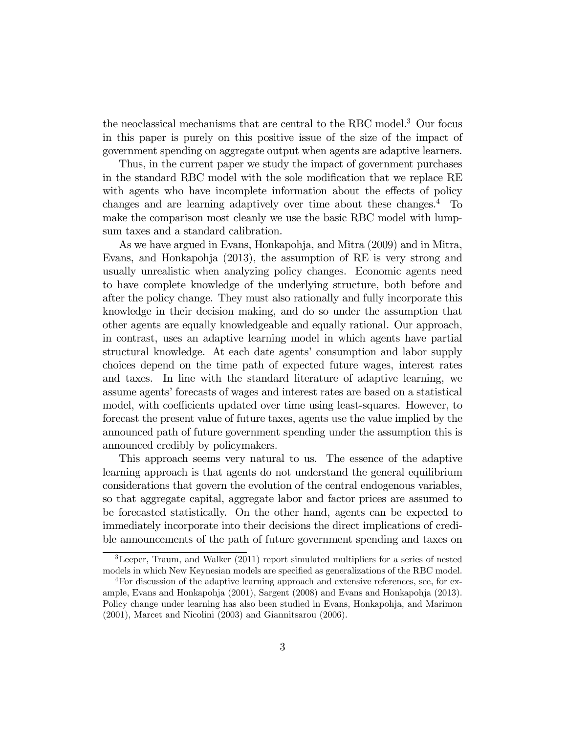the neoclassical mechanisms that are central to the RBC model.[3] Our focus in this paper is purely on this positive issue of the size of the impact of government spending on aggregate output when agents are adaptive learners.

Thus, in the current paper we study the impact of government purchases in the standard RBC model with the sole modification that we replace RE with agents who have incomplete information about the effects of policy changes and are learning adaptively over time about these changes.[4] To make the comparison most cleanly we use the basic RBC model with lump-sum taxes and a standard calibration.

As we have argued in Evans, Honkapohja, and Mitra (2009) and in Mitra, Evans, and Honkapohja (2013), the assumption of RE is very strong and usually unrealistic when analyzing policy changes. Economic agents need to have complete knowledge of the underlying structure, both before and after the policy change. They must also rationally and fully incorporate this knowledge in their decision making, and do so under the assumption that other agents are equally knowledgeable and equally rational. Our approach, in contrast, uses an adaptive learning model in which agents have partial structural knowledge. At each date agents' consumption and labor supply choices depend on the time path of expected future wages, interest rates and taxes. In line with the standard literature of adaptive learning, we assume agents' forecasts of wages and interest rates are based on a statistical model, with coefficients updated over time using least-squares. However, to forecast the present value of future taxes, agents use the value implied by the announced path of future government spending under the assumption this is announced credibly by policymakers.

This approach seems very natural to us. The essence of the adaptive learning approach is that agents do not understand the general equilibrium considerations that govern the evolution of the central endogenous variables, so that aggregate capital, aggregate labor and factor prices are assumed to be forecasted statistically. On the other hand, agents can be expected to immediately incorporate into their decisions the direct implications of credible announcements of the path of future government spending and taxes on

[3] Leeper, Traum, and Walker (2011) report simulated multipliers for a series of nested models in which New Keynesian models are specified as generalizations of the RBC model.

[4] For discussion of the adaptive learning approach and extensive references, see, for example, Evans and Honkapohja (2001), Sargent (2008) and Evans and Honkapohja (2013). Policy change under learning has also been studied in Evans, Honkapohja, and Marimon (2001), Marcet and Nicolini (2003) and Giannitsarou (2006).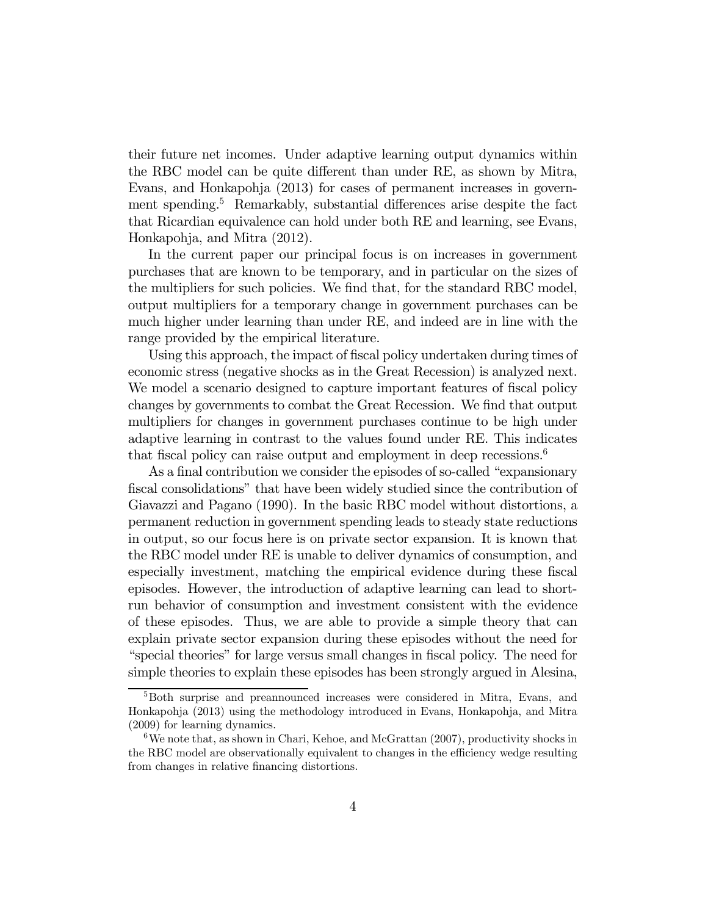their future net incomes. Under adaptive learning output dynamics within the RBC model can be quite different than under RE, as shown by Mitra, Evans, and Honkapohja (2013) for cases of permanent increases in government spending.[5] Remarkably, substantial differences arise despite the fact that Ricardian equivalence can hold under both RE and learning, see Evans, Honkapohja, and Mitra (2012).

In the current paper our principal focus is on increases in government purchases that are known to be temporary, and in particular on the sizes of the multipliers for such policies. We find that, for the standard RBC model, output multipliers for a temporary change in government purchases can be much higher under learning than under RE, and indeed are in line with the range provided by the empirical literature.

Using this approach, the impact of fiscal policy undertaken during times of economic stress (negative shocks as in the Great Recession) is analyzed next. We model a scenario designed to capture important features of fiscal policy changes by governments to combat the Great Recession. We find that output multipliers for changes in government purchases continue to be high under adaptive learning in contrast to the values found under RE. This indicates that fiscal policy can raise output and employment in deep recessions.[6]

As a final contribution we consider the episodes of so-called "expansionary fiscal consolidations" that have been widely studied since the contribution of Giavazzi and Pagano (1990). In the basic RBC model without distortions, a permanent reduction in government spending leads to steady state reductions in output, so our focus here is on private sector expansion. It is known that the RBC model under RE is unable to deliver dynamics of consumption, and especially investment, matching the empirical evidence during these fiscal episodes. However, the introduction of adaptive learning can lead to short-run behavior of consumption and investment consistent with the evidence of these episodes. Thus, we are able to provide a simple theory that can explain private sector expansion during these episodes without the need for "special theories" for large versus small changes in fiscal policy. The need for simple theories to explain these episodes has been strongly argued in Alesina,

[5] Both surprise and preannounced increases were considered in Mitra, Evans, and Honkapohja (2013) using the methodology introduced in Evans, Honkapohja, and Mitra (2009) for learning dynamics.

[6] We note that, as shown in Chari, Kehoe, and McGrattan (2007), productivity shocks in the RBC model are observationally equivalent to changes in the efficiency wedge resulting from changes in relative financing distortions.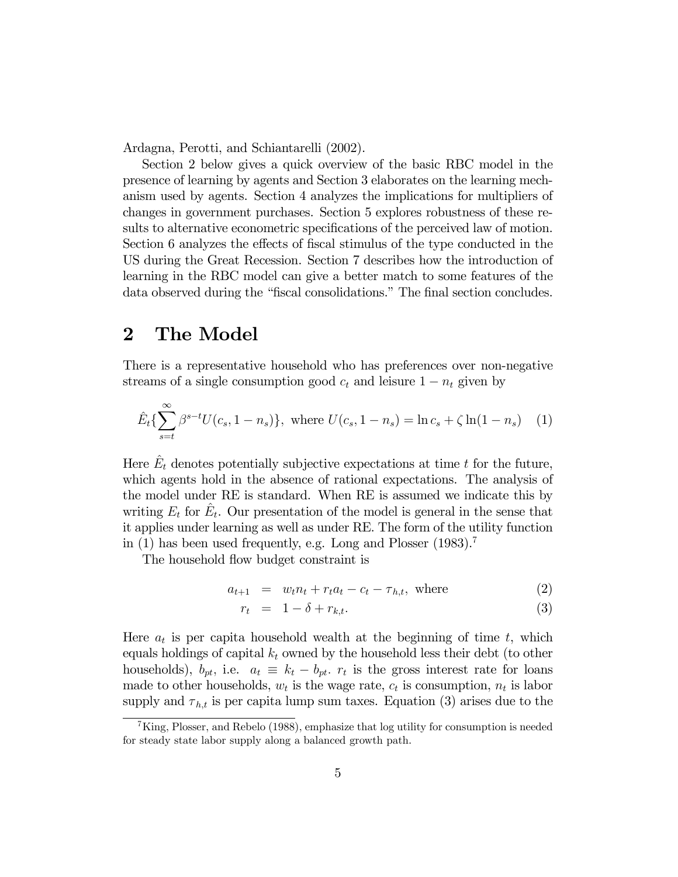Ardagna, Perotti, and Schiantarelli (2002).

Section 2 below gives a quick overview of the basic RBC model in the presence of learning by agents and Section 3 elaborates on the learning mechanism used by agents. Section 4 analyzes the implications for multipliers of changes in government purchases. Section 5 explores robustness of these results to alternative econometric specifications of the perceived law of motion. Section 6 analyzes the effects of fiscal stimulus of the type conducted in the US during the Great Recession. Section 7 describes how the introduction of learning in the RBC model can give a better match to some features of the data observed during the "fiscal consolidations." The final section concludes.

## 2 The Model

There is a representative household who has preferences over non-negative streams of a single consumption good $c_t$ and leisure $1 - n_t$ given by

$$\hat{E}_t\{\sum_{s=t}^{\infty} \beta^{s-t} U(c_s, 1-n_s)\}, \text{ where } U(c_s, 1-n_s) = \ln c_s + \zeta \ln(1-n_s) \quad (1)$$

Here $\hat{E}_t$ denotes potentially subjective expectations at time $t$ for the future, which agents hold in the absence of rational expectations. The analysis of the model under RE is standard. When RE is assumed we indicate this by writing $E_t$ for $\hat{E}_t$. Our presentation of the model is general in the sense that it applies under learning as well as under RE. The form of the utility function in (1) has been used frequently, e.g. Long and Plosser (1983).[7]

The household flow budget constraint is

$$a_{t+1} = w_t n_t + r_t a_t - c_t - \tau_{h,t}, \text{ where} \quad (2)$$

$$r_t = 1 - \delta + r_{k,t}. \quad (3)$$

Here $a_t$ is per capita household wealth at the beginning of time $t$, which equals holdings of capital $k_t$ owned by the household less their debt (to other households), $b_{pt}$, i.e. $a_t \equiv k_t - b_{pt}$. $r_t$ is the gross interest rate for loans made to other households, $w_t$ is the wage rate, $c_t$ is consumption, $n_t$ is labor supply and $\tau_{h,t}$ is per capita lump sum taxes. Equation (3) arises due to the

[7] King, Plosser, and Rebelo (1988), emphasize that log utility for consumption is needed for steady state labor supply along a balanced growth path.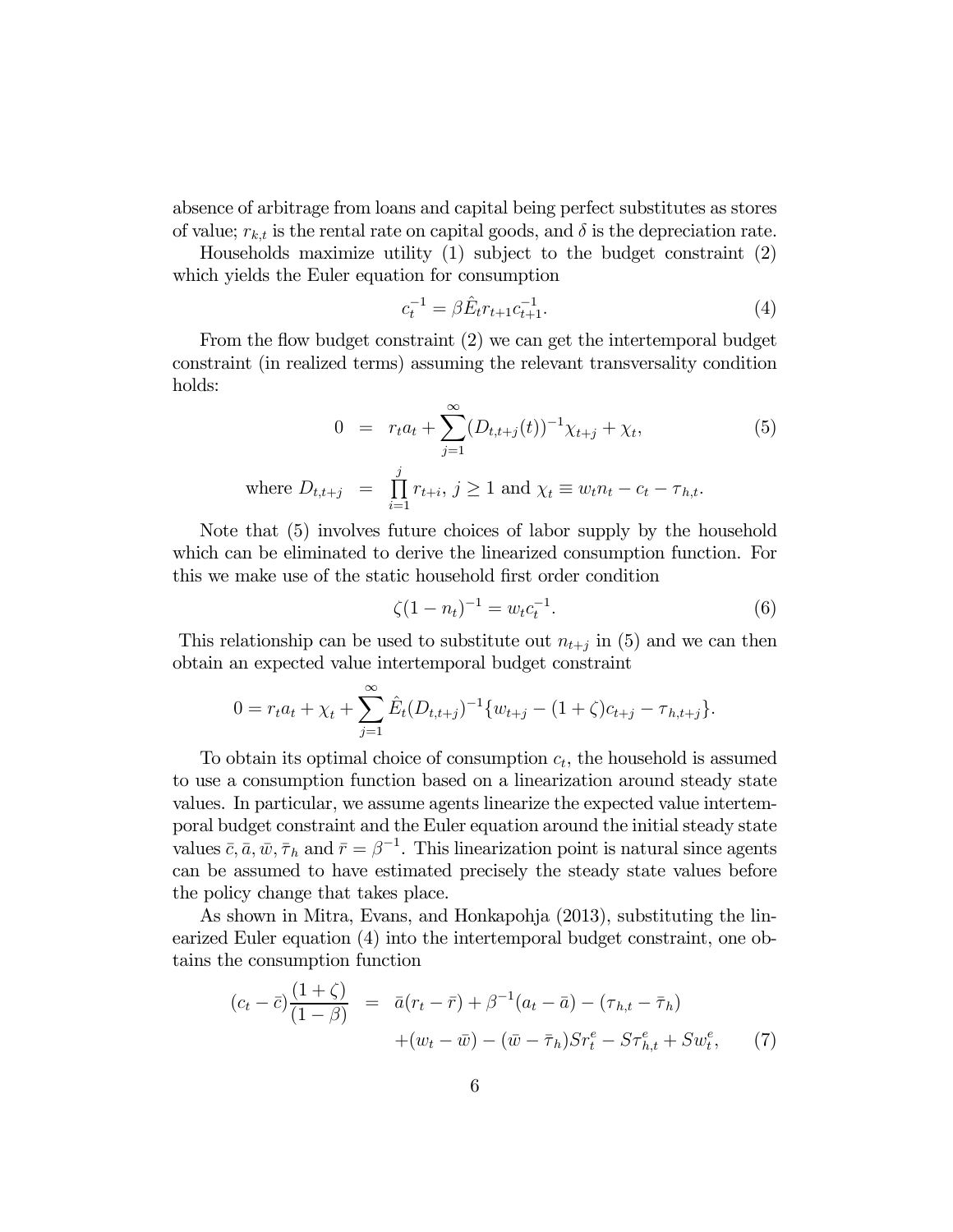absence of arbitrage from loans and capital being perfect substitutes as stores of value; $r_{k,t}$ is the rental rate on capital goods, and $\delta$ is the depreciation rate.

Households maximize utility (1) subject to the budget constraint (2) which yields the Euler equation for consumption

$$c_t^{-1} = \beta \hat{E}_t r_{t+1} c_{t+1}^{-1}. \tag{4}$$

From the flow budget constraint (2) we can get the intertemporal budget constraint (in realized terms) assuming the relevant transversality condition holds:

$$\begin{aligned} 0 &= r_t a_t + \sum_{j=1}^{\infty} (D_{t,t+j}(t))^{-1} \chi_{t+j} + \chi_t, \qquad (5) \\ \text{where } D_{t,t+j} &= \prod_{i=1}^{j} r_{t+i},\ j \geq 1 \text{ and } \chi_t \equiv w_t n_t - c_t - \tau_{h,t}. \end{aligned}$$

Note that (5) involves future choices of labor supply by the household which can be eliminated to derive the linearized consumption function. For this we make use of the static household first order condition

$$\zeta (1 - n_t)^{-1} = w_t c_t^{-1}. \tag{6}$$

This relationship can be used to substitute out $n_{t+j}$ in (5) and we can then obtain an expected value intertemporal budget constraint

$$0 = r_t a_t + \chi_t + \sum_{j=1}^{\infty} \hat{E}_t (D_{t,t+j})^{-1} \{ w_{t+j} - (1+\zeta) c_{t+j} - \tau_{h,t+j} \}.$$

To obtain its optimal choice of consumption $c_t$, the household is assumed to use a consumption function based on a linearization around steady state values. In particular, we assume agents linearize the expected value intertemporal budget constraint and the Euler equation around the initial steady state values $\bar{c}, \bar{a}, \bar{w}, \bar{\tau}_h$ and $\bar{r} = \beta^{-1}$. This linearization point is natural since agents can be assumed to have estimated precisely the steady state values before the policy change that takes place.

As shown in Mitra, Evans, and Honkapohja (2013), substituting the linearized Euler equation (4) into the intertemporal budget constraint, one obtains the consumption function

$$\begin{aligned} (c_t - \bar{c}) \frac{(1+\zeta)}{(1-\beta)} &= \bar{a}(r_t - \bar{r}) + \beta^{-1}(a_t - \bar{a}) - (\tau_{h,t} - \bar{\tau}_h) \\ &\quad + (w_t - \bar{w}) - (\bar{w} - \bar{\tau}_h) S r_t^e - S \tau_{h,t}^e + S w_t^e, \qquad (7) \end{aligned}$$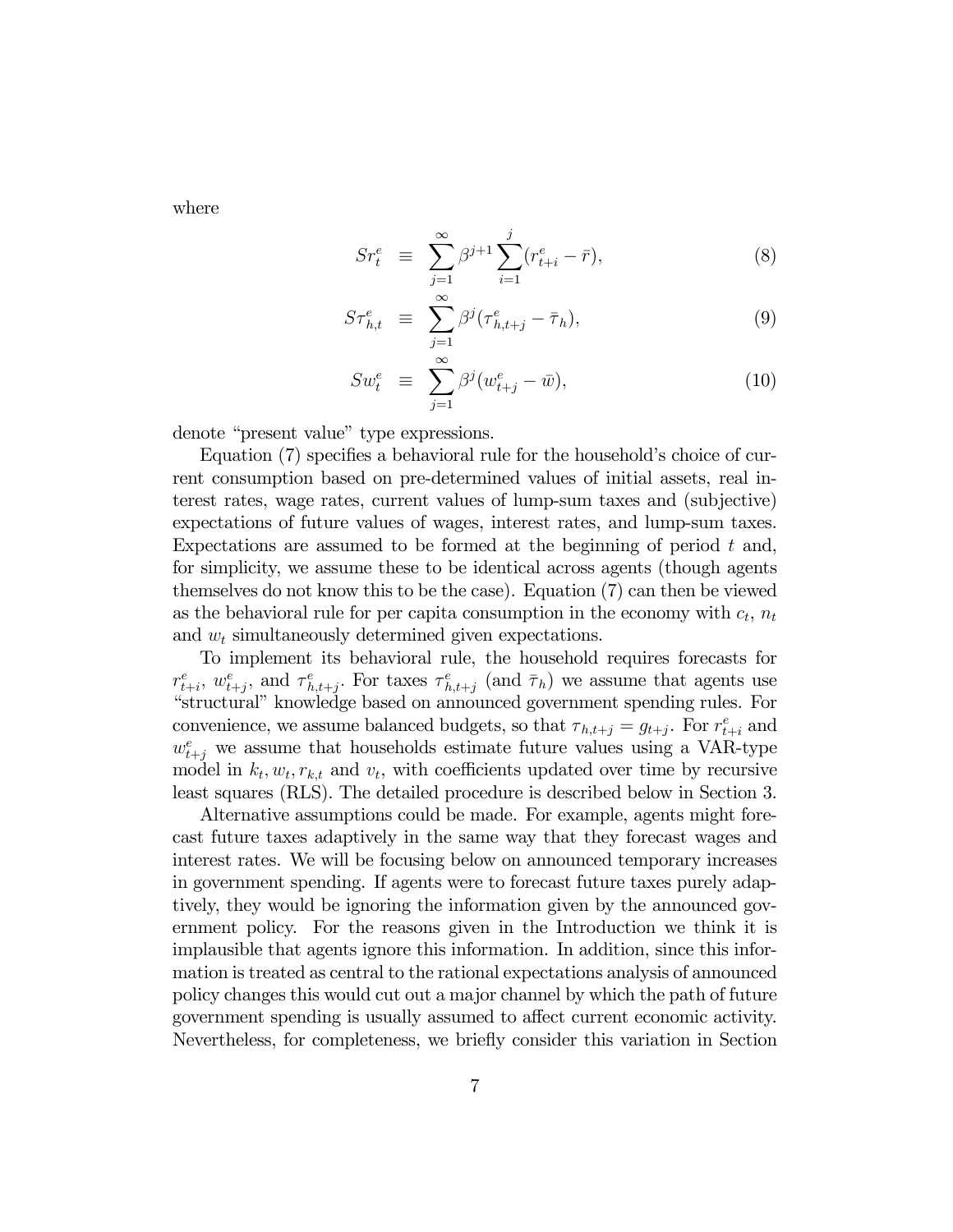where

$$Sr_t^e \equiv \sum_{j=1}^{\infty} \beta^{j+1} \sum_{i=1}^{j} (r_{t+i}^e - \bar{r}), \tag{8}$$

$$S\tau_{h,t}^e \equiv \sum_{j=1}^{\infty} \beta^j (\tau_{h,t+j}^e - \bar{\tau}_h), \tag{9}$$

$$Sw_t^e \equiv \sum_{j=1}^{\infty} \beta^j (w_{t+j}^e - \bar{w}), \tag{10}$$

denote "present value" type expressions.

Equation (7) specifies a behavioral rule for the household's choice of current consumption based on pre-determined values of initial assets, real interest rates, wage rates, current values of lump-sum taxes and (subjective) expectations of future values of wages, interest rates, and lump-sum taxes. Expectations are assumed to be formed at the beginning of period $t$ and, for simplicity, we assume these to be identical across agents (though agents themselves do not know this to be the case). Equation (7) can then be viewed as the behavioral rule for per capita consumption in the economy with $c_t$, $n_t$ and $w_t$ simultaneously determined given expectations.

To implement its behavioral rule, the household requires forecasts for $r_{t+i}^e$, $w_{t+j}^e$, and $\tau_{h,t+j}^e$. For taxes $\tau_{h,t+j}^e$ (and $\bar{\tau}_h$) we assume that agents use "structural" knowledge based on announced government spending rules. For convenience, we assume balanced budgets, so that $\tau_{h,t+j} = g_{t+j}$. For $r_{t+i}^e$ and $w_{t+j}^e$ we assume that households estimate future values using a VAR-type model in $k_t, w_t, r_{k,t}$ and $v_t$, with coefficients updated over time by recursive least squares (RLS). The detailed procedure is described below in Section 3.

Alternative assumptions could be made. For example, agents might forecast future taxes adaptively in the same way that they forecast wages and interest rates. We will be focusing below on announced temporary increases in government spending. If agents were to forecast future taxes purely adaptively, they would be ignoring the information given by the announced government policy. For the reasons given in the Introduction we think it is implausible that agents ignore this information. In addition, since this information is treated as central to the rational expectations analysis of announced policy changes this would cut out a major channel by which the path of future government spending is usually assumed to affect current economic activity. Nevertheless, for completeness, we briefly consider this variation in Section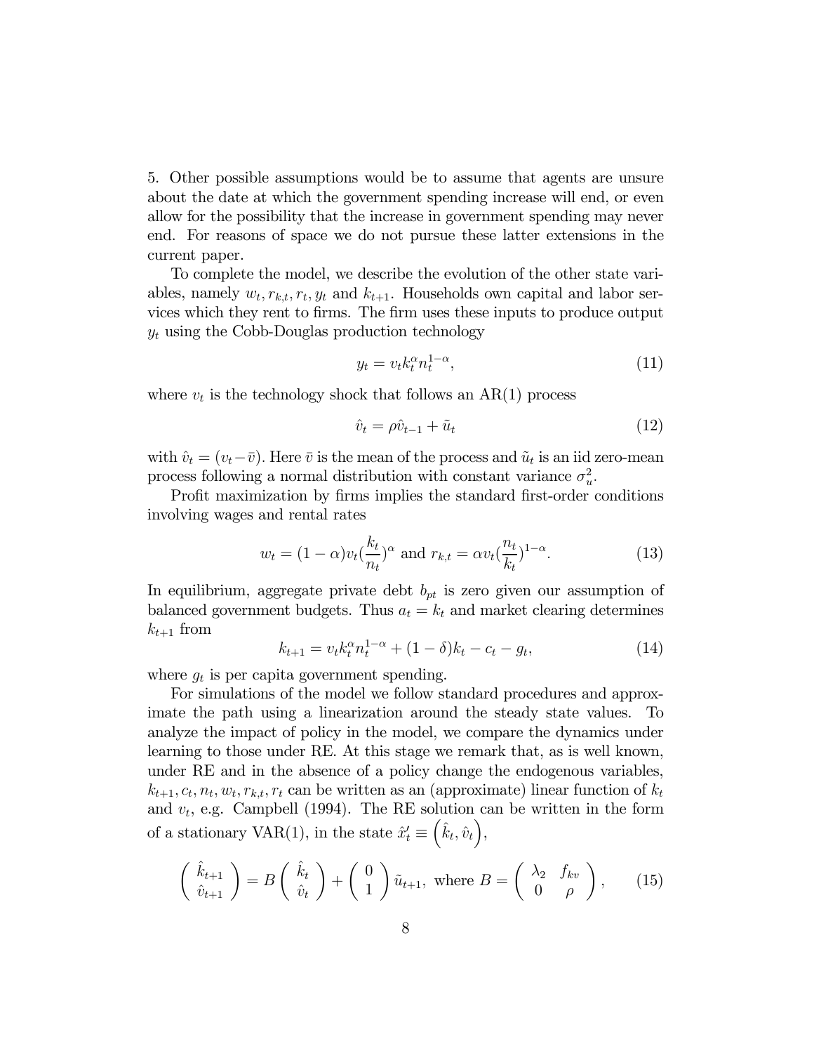5. Other possible assumptions would be to assume that agents are unsure about the date at which the government spending increase will end, or even allow for the possibility that the increase in government spending may never end. For reasons of space we do not pursue these latter extensions in the current paper.

To complete the model, we describe the evolution of the other state variables, namely $w_t, r_{k,t}, r_t, y_t$ and $k_{t+1}$. Households own capital and labor services which they rent to firms. The firm uses these inputs to produce output $y_t$ using the Cobb-Douglas production technology

$$y_t = v_t k_t^{\alpha} n_t^{1-\alpha}, \tag{11}$$

where $v_t$ is the technology shock that follows an AR(1) process

$$\hat{v}_t = \rho \hat{v}_{t-1} + \tilde{u}_t \tag{12}$$

with $\hat{v}_t = (v_t - \bar{v})$. Here $\bar{v}$ is the mean of the process and $\tilde{u}_t$ is an iid zero-mean process following a normal distribution with constant variance $\sigma_u^2$.

Profit maximization by firms implies the standard first-order conditions involving wages and rental rates

$$w_t = (1-\alpha) v_t (\frac{k_t}{n_t})^{\alpha} \text{ and } r_{k,t} = \alpha v_t (\frac{n_t}{k_t})^{1-\alpha}. \tag{13}$$

In equilibrium, aggregate private debt $b_{pt}$ is zero given our assumption of balanced government budgets. Thus $a_t = k_t$ and market clearing determines $k_{t+1}$ from

$$k_{t+1} = v_t k_t^{\alpha} n_t^{1-\alpha} + (1-\delta) k_t - c_t - g_t, \tag{14}$$

where $g_t$ is per capita government spending.

For simulations of the model we follow standard procedures and approximate the path using a linearization around the steady state values. To analyze the impact of policy in the model, we compare the dynamics under learning to those under RE. At this stage we remark that, as is well known, under RE and in the absence of a policy change the endogenous variables, $k_{t+1}, c_t, n_t, w_t, r_{k,t}, r_t$ can be written as an (approximate) linear function of $k_t$ and $v_t$, e.g. Campbell (1994). The RE solution can be written in the form of a stationary VAR(1), in the state $\hat{x}_t' \equiv \left(\hat{k}_t, \hat{v}_t\right)$,

$$\begin{pmatrix} \hat{k}_{t+1} \\ \hat{v}_{t+1} \end{pmatrix} = B \begin{pmatrix} \hat{k}_t \\ \hat{v}_t \end{pmatrix} + \begin{pmatrix} 0 \\ 1 \end{pmatrix} \tilde{u}_{t+1}, \text{ where } B = \begin{pmatrix} \lambda_2 & f_{kv} \\ 0 & \rho \end{pmatrix}, \tag{15}$$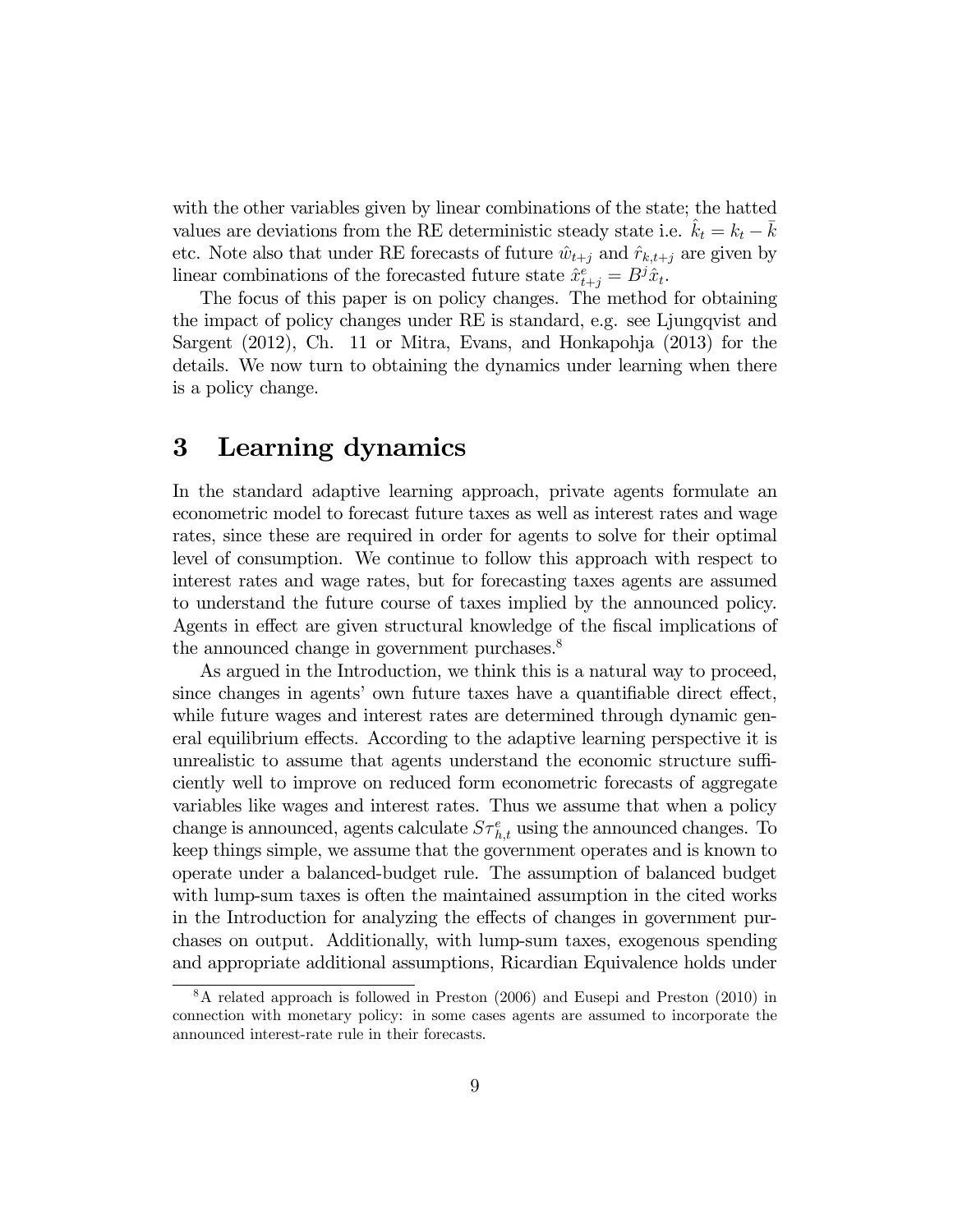with the other variables given by linear combinations of the state; the hatted values are deviations from the RE deterministic steady state i.e. $\hat{k}_t = k_t - \bar{k}$ etc. Note also that under RE forecasts of future $\hat{w}_{t+j}$ and $\hat{r}_{k,t+j}$ are given by linear combinations of the forecasted future state $\hat{x}^e_{t+j} = B^j \hat{x}_t$.

The focus of this paper is on policy changes. The method for obtaining the impact of policy changes under RE is standard, e.g. see Ljungqvist and Sargent (2012), Ch. 11 or Mitra, Evans, and Honkapohja (2013) for the details. We now turn to obtaining the dynamics under learning when there is a policy change.

# 3 Learning dynamics

In the standard adaptive learning approach, private agents formulate an econometric model to forecast future taxes as well as interest rates and wage rates, since these are required in order for agents to solve for their optimal level of consumption. We continue to follow this approach with respect to interest rates and wage rates, but for forecasting taxes agents are assumed to understand the future course of taxes implied by the announced policy. Agents in effect are given structural knowledge of the fiscal implications of the announced change in government purchases.[8]

As argued in the Introduction, we think this is a natural way to proceed, since changes in agents' own future taxes have a quantifiable direct effect, while future wages and interest rates are determined through dynamic general equilibrium effects. According to the adaptive learning perspective it is unrealistic to assume that agents understand the economic structure sufficiently well to improve on reduced form econometric forecasts of aggregate variables like wages and interest rates. Thus we assume that when a policy change is announced, agents calculate $S\tau^e_{h,t}$ using the announced changes. To keep things simple, we assume that the government operates and is known to operate under a balanced-budget rule. The assumption of balanced budget with lump-sum taxes is often the maintained assumption in the cited works in the Introduction for analyzing the effects of changes in government purchases on output. Additionally, with lump-sum taxes, exogenous spending and appropriate additional assumptions, Ricardian Equivalence holds under

[8] A related approach is followed in Preston (2006) and Eusepi and Preston (2010) in connection with monetary policy: in some cases agents are assumed to incorporate the announced interest-rate rule in their forecasts.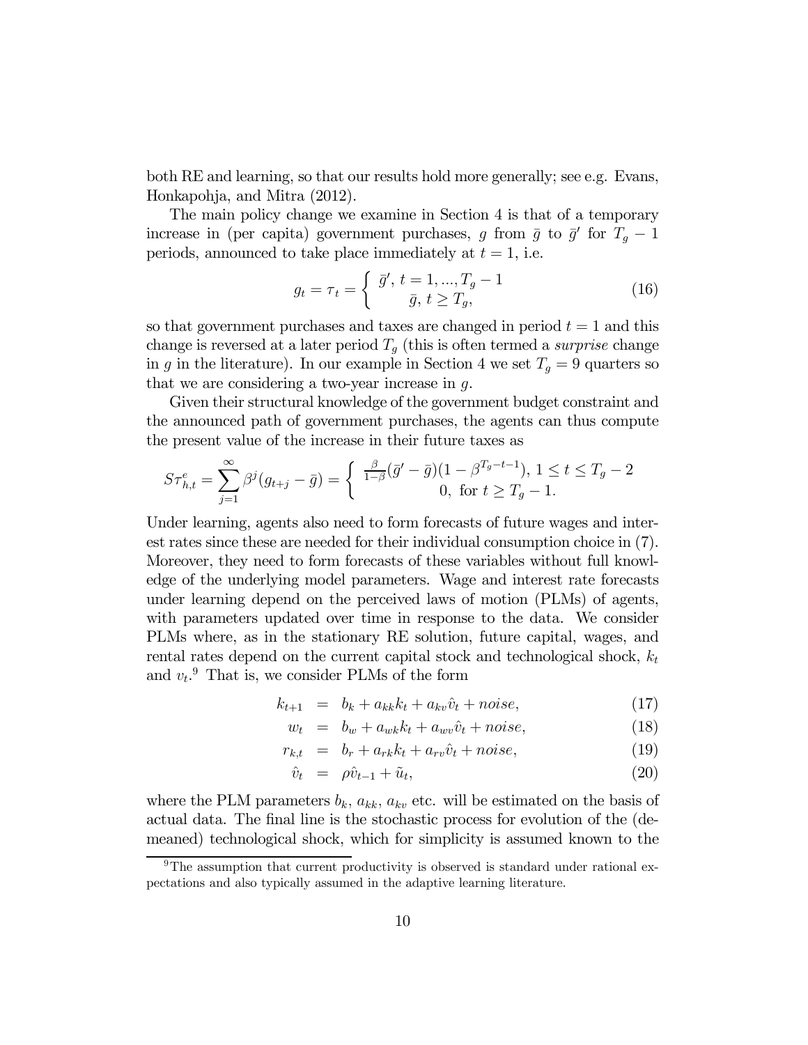both RE and learning, so that our results hold more generally; see e.g. Evans, Honkapohja, and Mitra (2012).

The main policy change we examine in Section 4 is that of a temporary increase in (per capita) government purchases, $g$ from $\bar{g}$ to $\bar{g}'$ for $T_g - 1$ periods, announced to take place immediately at $t = 1$, i.e.

$$g_t = \tau_t = \begin{cases} \bar{g}',\ t = 1, ..., T_g - 1 \\ \bar{g},\ t \geq T_g, \end{cases} \tag{16}$$

so that government purchases and taxes are changed in period $t = 1$ and this change is reversed at a later period $T_g$ (this is often termed a *surprise* change in $g$ in the literature). In our example in Section 4 we set $T_g = 9$ quarters so that we are considering a two-year increase in $g$.

Given their structural knowledge of the government budget constraint and the announced path of government purchases, the agents can thus compute the present value of the increase in their future taxes as

$$S\tau^e_{h,t} = \sum_{j=1}^{\infty} \beta^j (g_{t+j} - \bar{g}) = \begin{cases} \frac{\beta}{1-\beta}(\bar{g}' - \bar{g})(1 - \beta^{T_g - t - 1}),\ 1 \leq t \leq T_g - 2 \\ 0,\ \text{for } t \geq T_g - 1. \end{cases}$$

Under learning, agents also need to form forecasts of future wages and interest rates since these are needed for their individual consumption choice in (7). Moreover, they need to form forecasts of these variables without full knowledge of the underlying model parameters. Wage and interest rate forecasts under learning depend on the perceived laws of motion (PLMs) of agents, with parameters updated over time in response to the data. We consider PLMs where, as in the stationary RE solution, future capital, wages, and rental rates depend on the current capital stock and technological shock, $k_t$ and $v_t$.[9] That is, we consider PLMs of the form

$$k_{t+1} = b_k + a_{kk}k_t + a_{kv}\hat{v}_t + noise, \tag{17}$$

$$w_t = b_w + a_{wk}k_t + a_{wv}\hat{v}_t + noise, \tag{18}$$

$$r_{k,t} = b_r + a_{rk}k_t + a_{rv}\hat{v}_t + noise, \tag{19}$$

$$\hat{v}_t = \rho\hat{v}_{t-1} + \tilde{u}_t, \tag{20}$$

where the PLM parameters $b_k$, $a_{kk}$, $a_{kv}$ etc. will be estimated on the basis of actual data. The final line is the stochastic process for evolution of the (demeaned) technological shock, which for simplicity is assumed known to the

[9] The assumption that current productivity is observed is standard under rational expectations and also typically assumed in the adaptive learning literature.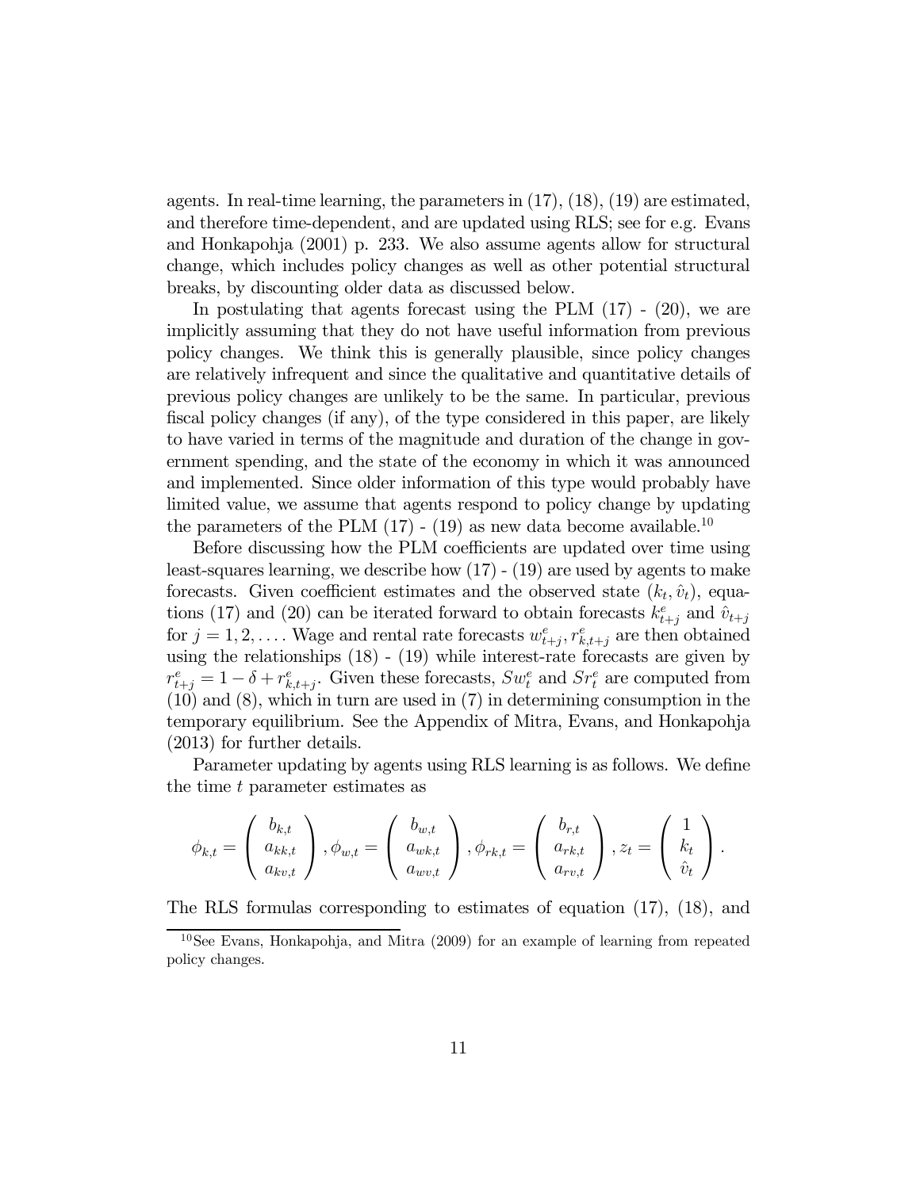agents. In real-time learning, the parameters in (17), (18), (19) are estimated, and therefore time-dependent, and are updated using RLS; see for e.g. Evans and Honkapohja (2001) p. 233. We also assume agents allow for structural change, which includes policy changes as well as other potential structural breaks, by discounting older data as discussed below.

In postulating that agents forecast using the PLM (17) - (20), we are implicitly assuming that they do not have useful information from previous policy changes. We think this is generally plausible, since policy changes are relatively infrequent and since the qualitative and quantitative details of previous policy changes are unlikely to be the same. In particular, previous fiscal policy changes (if any), of the type considered in this paper, are likely to have varied in terms of the magnitude and duration of the change in government spending, and the state of the economy in which it was announced and implemented. Since older information of this type would probably have limited value, we assume that agents respond to policy change by updating the parameters of the PLM (17) - (19) as new data become available.[10]

Before discussing how the PLM coefficients are updated over time using least-squares learning, we describe how (17) - (19) are used by agents to make forecasts. Given coefficient estimates and the observed state $(k_t, \hat{v}_t)$, equations (17) and (20) can be iterated forward to obtain forecasts $k^e_{t+j}$ and $\hat{v}_{t+j}$ for $j = 1, 2, \ldots$. Wage and rental rate forecasts $w^e_{t+j}, r^e_{k,t+j}$ are then obtained using the relationships (18) - (19) while interest-rate forecasts are given by $r^e_{t+j} = 1 - \delta + r^e_{k,t+j}$. Given these forecasts, $Sw^e_t$ and $Sr^e_t$ are computed from (10) and (8), which in turn are used in (7) in determining consumption in the temporary equilibrium. See the Appendix of Mitra, Evans, and Honkapohja (2013) for further details.

Parameter updating by agents using RLS learning is as follows. We define the time $t$ parameter estimates as

$$\phi_{k,t} = \begin{pmatrix} b_{k,t} \\ a_{kk,t} \\ a_{kv,t} \end{pmatrix}, \phi_{w,t} = \begin{pmatrix} b_{w,t} \\ a_{wk,t} \\ a_{wv,t} \end{pmatrix}, \phi_{rk,t} = \begin{pmatrix} b_{r,t} \\ a_{rk,t} \\ a_{rv,t} \end{pmatrix}, z_t = \begin{pmatrix} 1 \\ k_t \\ \hat{v}_t \end{pmatrix}.$$

The RLS formulas corresponding to estimates of equation (17), (18), and

[10] See Evans, Honkapohja, and Mitra (2009) for an example of learning from repeated policy changes.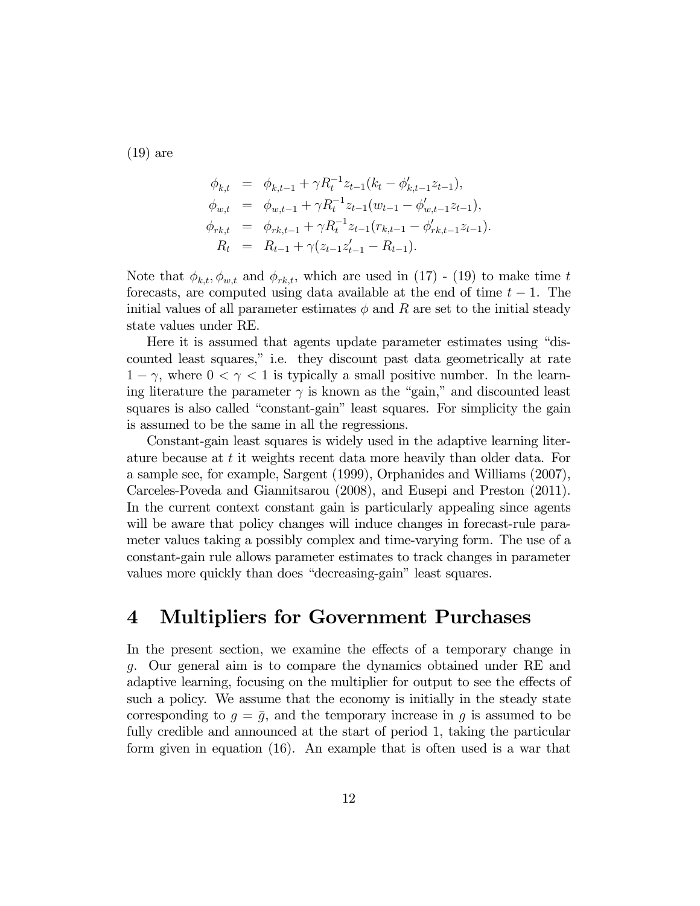(19) are

$$
\begin{aligned}
\phi_{k,t} &= \phi_{k,t-1} + \gamma R_t^{-1} z_{t-1}(k_t - \phi'_{k,t-1} z_{t-1}), \\
\phi_{w,t} &= \phi_{w,t-1} + \gamma R_t^{-1} z_{t-1}(w_{t-1} - \phi'_{w,t-1} z_{t-1}), \\
\phi_{rk,t} &= \phi_{rk,t-1} + \gamma R_t^{-1} z_{t-1}(r_{k,t-1} - \phi'_{rk,t-1} z_{t-1}). \\
R_t &= R_{t-1} + \gamma(z_{t-1} z'_{t-1} - R_{t-1}).
\end{aligned}
$$

Note that $\phi_{k,t}, \phi_{w,t}$ and $\phi_{rk,t}$, which are used in (17) - (19) to make time $t$ forecasts, are computed using data available at the end of time $t-1$. The initial values of all parameter estimates $\phi$ and $R$ are set to the initial steady state values under RE.

Here it is assumed that agents update parameter estimates using "discounted least squares," i.e. they discount past data geometrically at rate $1-\gamma$, where $0 < \gamma < 1$ is typically a small positive number. In the learning literature the parameter $\gamma$ is known as the "gain," and discounted least squares is also called "constant-gain" least squares. For simplicity the gain is assumed to be the same in all the regressions.

Constant-gain least squares is widely used in the adaptive learning literature because at $t$ it weights recent data more heavily than older data. For a sample see, for example, Sargent (1999), Orphanides and Williams (2007), Carceles-Poveda and Giannitsarou (2008), and Eusepi and Preston (2011). In the current context constant gain is particularly appealing since agents will be aware that policy changes will induce changes in forecast-rule parameter values taking a possibly complex and time-varying form. The use of a constant-gain rule allows parameter estimates to track changes in parameter values more quickly than does "decreasing-gain" least squares.

# 4 Multipliers for Government Purchases

In the present section, we examine the effects of a temporary change in $g$. Our general aim is to compare the dynamics obtained under RE and adaptive learning, focusing on the multiplier for output to see the effects of such a policy. We assume that the economy is initially in the steady state corresponding to $g = \bar{g}$, and the temporary increase in $g$ is assumed to be fully credible and announced at the start of period 1, taking the particular form given in equation (16). An example that is often used is a war that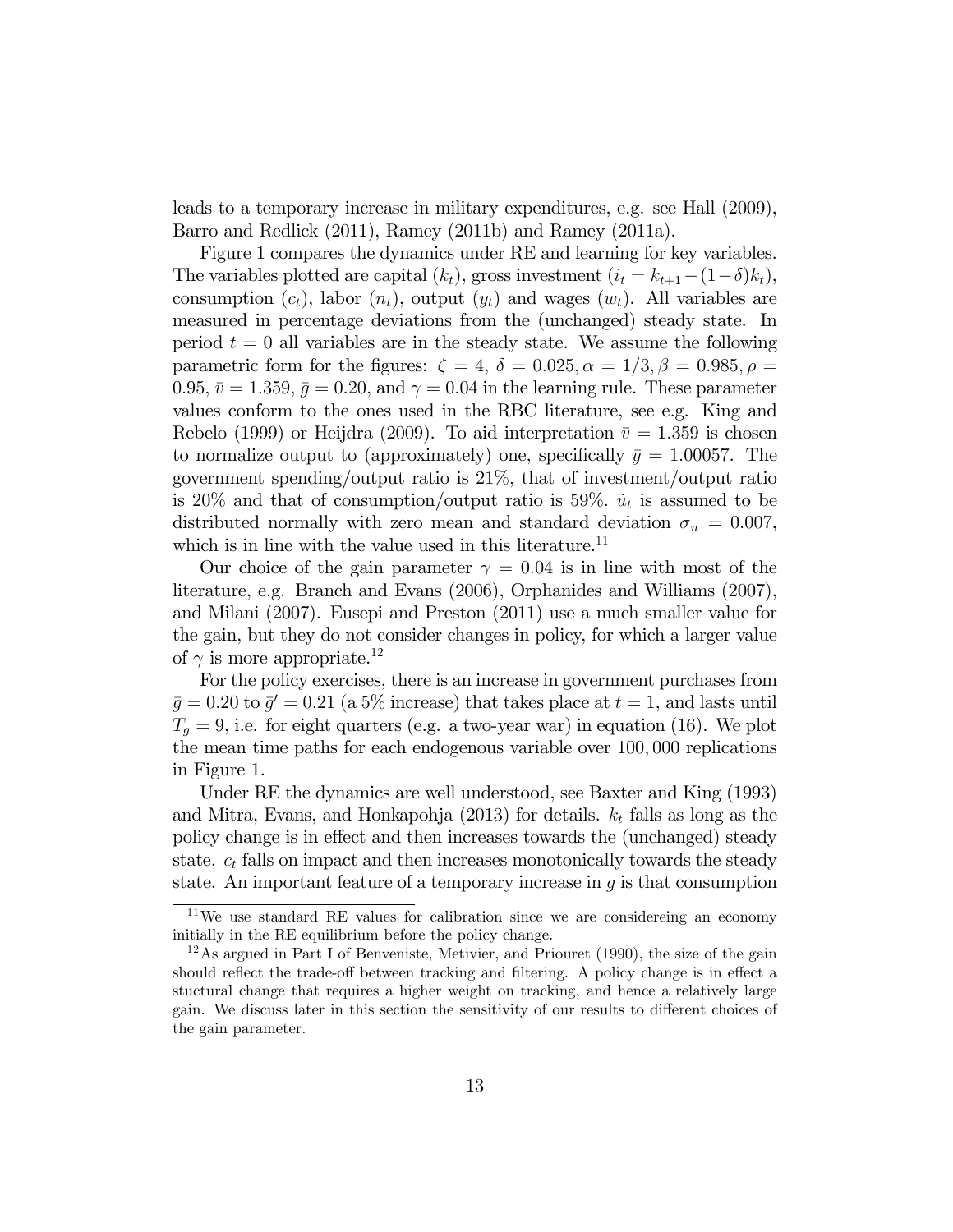leads to a temporary increase in military expenditures, e.g. see Hall (2009), Barro and Redlick (2011), Ramey (2011b) and Ramey (2011a).

Figure 1 compares the dynamics under RE and learning for key variables. The variables plotted are capital ($k_t$), gross investment ($i_t = k_{t+1} - (1-\delta)k_t$), consumption ($c_t$), labor ($n_t$), output ($y_t$) and wages ($w_t$). All variables are measured in percentage deviations from the (unchanged) steady state. In period $t = 0$ all variables are in the steady state. We assume the following parametric form for the figures: $\zeta = 4$, $\delta = 0.025, \alpha = 1/3, \beta = 0.985, \rho = 0.95$, $\bar{v} = 1.359$, $\bar{g} = 0.20$, and $\gamma = 0.04$ in the learning rule. These parameter values conform to the ones used in the RBC literature, see e.g. King and Rebelo (1999) or Heijdra (2009). To aid interpretation $\bar{v} = 1.359$ is chosen to normalize output to (approximately) one, specifically $\bar{y} = 1.00057$. The government spending/output ratio is 21%, that of investment/output ratio is 20% and that of consumption/output ratio is 59%. $\tilde{u}_t$ is assumed to be distributed normally with zero mean and standard deviation $\sigma_u = 0.007$, which is in line with the value used in this literature.[11]

Our choice of the gain parameter $\gamma = 0.04$ is in line with most of the literature, e.g. Branch and Evans (2006), Orphanides and Williams (2007), and Milani (2007). Eusepi and Preston (2011) use a much smaller value for the gain, but they do not consider changes in policy, for which a larger value of $\gamma$ is more appropriate.[12]

For the policy exercises, there is an increase in government purchases from $\bar{g} = 0.20$ to $\bar{g}' = 0.21$ (a 5% increase) that takes place at $t = 1$, and lasts until $T_g = 9$, i.e. for eight quarters (e.g. a two-year war) in equation (16). We plot the mean time paths for each endogenous variable over 100,000 replications in Figure 1.

Under RE the dynamics are well understood, see Baxter and King (1993) and Mitra, Evans, and Honkapohja (2013) for details. $k_t$ falls as long as the policy change is in effect and then increases towards the (unchanged) steady state. $c_t$ falls on impact and then increases monotonically towards the steady state. An important feature of a temporary increase in $g$ is that consumption

---

[11] We use standard RE values for calibration since we are considereing an economy initially in the RE equilibrium before the policy change.

[12] As argued in Part I of Benveniste, Metivier, and Priouret (1990), the size of the gain should reflect the trade-off between tracking and filtering. A policy change is in effect a stuctural change that requires a higher weight on tracking, and hence a relatively large gain. We discuss later in this section the sensitivity of our results to different choices of the gain parameter.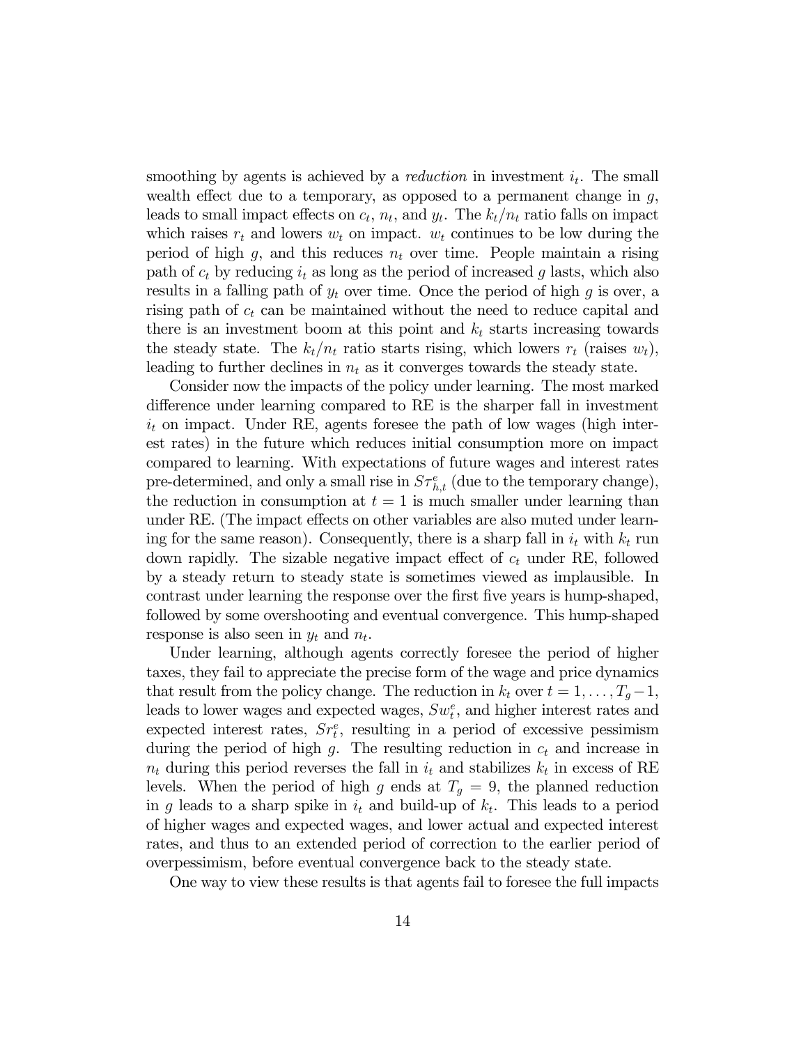smoothing by agents is achieved by a *reduction* in investment $i_t$. The small wealth effect due to a temporary, as opposed to a permanent change in $g$, leads to small impact effects on $c_t$, $n_t$, and $y_t$. The $k_t/n_t$ ratio falls on impact which raises $r_t$ and lowers $w_t$ on impact. $w_t$ continues to be low during the period of high $g$, and this reduces $n_t$ over time. People maintain a rising path of $c_t$ by reducing $i_t$ as long as the period of increased $g$ lasts, which also results in a falling path of $y_t$ over time. Once the period of high $g$ is over, a rising path of $c_t$ can be maintained without the need to reduce capital and there is an investment boom at this point and $k_t$ starts increasing towards the steady state. The $k_t/n_t$ ratio starts rising, which lowers $r_t$ (raises $w_t$), leading to further declines in $n_t$ as it converges towards the steady state.

Consider now the impacts of the policy under learning. The most marked difference under learning compared to RE is the sharper fall in investment $i_t$ on impact. Under RE, agents foresee the path of low wages (high interest rates) in the future which reduces initial consumption more on impact compared to learning. With expectations of future wages and interest rates pre-determined, and only a small rise in $S\tau^e_{h,t}$ (due to the temporary change), the reduction in consumption at $t = 1$ is much smaller under learning than under RE. (The impact effects on other variables are also muted under learning for the same reason). Consequently, there is a sharp fall in $i_t$ with $k_t$ run down rapidly. The sizable negative impact effect of $c_t$ under RE, followed by a steady return to steady state is sometimes viewed as implausible. In contrast under learning the response over the first five years is hump-shaped, followed by some overshooting and eventual convergence. This hump-shaped response is also seen in $y_t$ and $n_t$.

Under learning, although agents correctly foresee the period of higher taxes, they fail to appreciate the precise form of the wage and price dynamics that result from the policy change. The reduction in $k_t$ over $t = 1, \ldots, T_g - 1$, leads to lower wages and expected wages, $Sw^e_t$, and higher interest rates and expected interest rates, $Sr^e_t$, resulting in a period of excessive pessimism during the period of high $g$. The resulting reduction in $c_t$ and increase in $n_t$ during this period reverses the fall in $i_t$ and stabilizes $k_t$ in excess of RE levels. When the period of high $g$ ends at $T_g = 9$, the planned reduction in $g$ leads to a sharp spike in $i_t$ and build-up of $k_t$. This leads to a period of higher wages and expected wages, and lower actual and expected interest rates, and thus to an extended period of correction to the earlier period of overpessimism, before eventual convergence back to the steady state.

One way to view these results is that agents fail to foresee the full impacts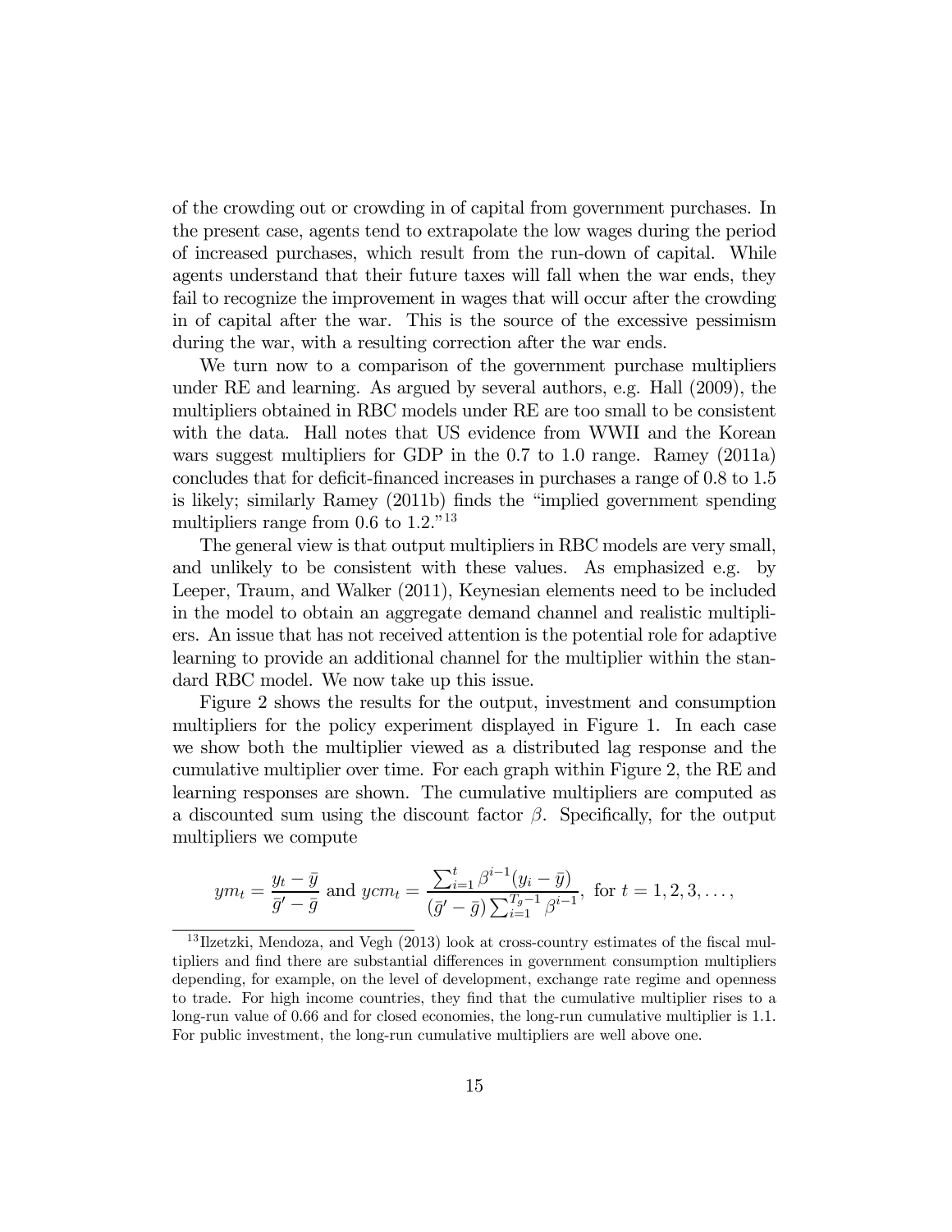of the crowding out or crowding in of capital from government purchases. In the present case, agents tend to extrapolate the low wages during the period of increased purchases, which result from the run-down of capital. While agents understand that their future taxes will fall when the war ends, they fail to recognize the improvement in wages that will occur after the crowding in of capital after the war. This is the source of the excessive pessimism during the war, with a resulting correction after the war ends.

We turn now to a comparison of the government purchase multipliers under RE and learning. As argued by several authors, e.g. Hall (2009), the multipliers obtained in RBC models under RE are too small to be consistent with the data. Hall notes that US evidence from WWII and the Korean wars suggest multipliers for GDP in the 0.7 to 1.0 range. Ramey (2011a) concludes that for deficit-financed increases in purchases a range of 0.8 to 1.5 is likely; similarly Ramey (2011b) finds the "implied government spending multipliers range from 0.6 to 1.2."[13]

The general view is that output multipliers in RBC models are very small, and unlikely to be consistent with these values. As emphasized e.g. by Leeper, Traum, and Walker (2011), Keynesian elements need to be included in the model to obtain an aggregate demand channel and realistic multipliers. An issue that has not received attention is the potential role for adaptive learning to provide an additional channel for the multiplier within the standard RBC model. We now take up this issue.

Figure 2 shows the results for the output, investment and consumption multipliers for the policy experiment displayed in Figure 1. In each case we show both the multiplier viewed as a distributed lag response and the cumulative multiplier over time. For each graph within Figure 2, the RE and learning responses are shown. The cumulative multipliers are computed as a discounted sum using the discount factor $\beta$. Specifically, for the output multipliers we compute

$$ym_t = \frac{y_t - \bar{y}}{\bar{g}' - \bar{g}} \text{ and } ycm_t = \frac{\sum_{i=1}^{t} \beta^{i-1}(y_i - \bar{y})}{(\bar{g}' - \bar{g})\sum_{i=1}^{T_g - 1} \beta^{i-1}}, \text{ for } t = 1, 2, 3, \ldots,$$

[13] Ilzetzki, Mendoza, and Vegh (2013) look at cross-country estimates of the fiscal multipliers and find there are substantial differences in government consumption multipliers depending, for example, on the level of development, exchange rate regime and openness to trade. For high income countries, they find that the cumulative multiplier rises to a long-run value of 0.66 and for closed economies, the long-run cumulative multiplier is 1.1. For public investment, the long-run cumulative multipliers are well above one.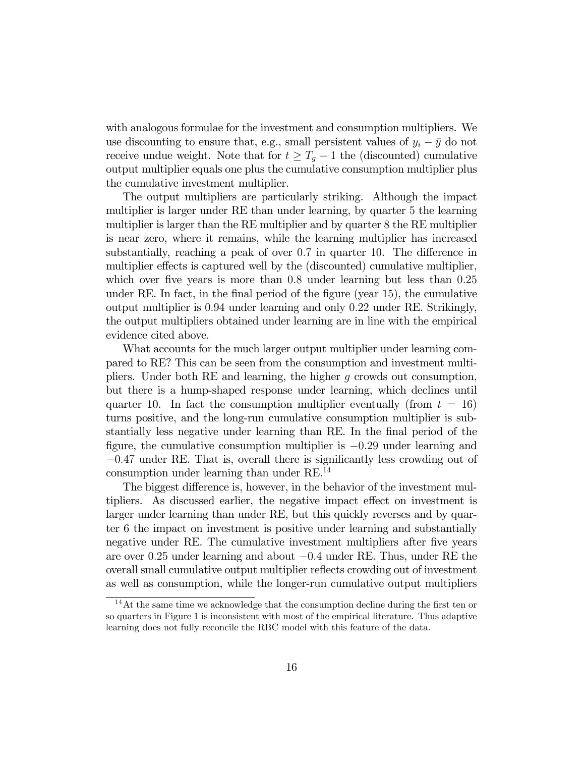with analogous formulae for the investment and consumption multipliers. We use discounting to ensure that, e.g., small persistent values of $y_i - \bar{y}$ do not receive undue weight. Note that for $t \geq T_g - 1$ the (discounted) cumulative output multiplier equals one plus the cumulative consumption multiplier plus the cumulative investment multiplier.

The output multipliers are particularly striking. Although the impact multiplier is larger under RE than under learning, by quarter 5 the learning multiplier is larger than the RE multiplier and by quarter 8 the RE multiplier is near zero, where it remains, while the learning multiplier has increased substantially, reaching a peak of over 0.7 in quarter 10. The difference in multiplier effects is captured well by the (discounted) cumulative multiplier, which over five years is more than 0.8 under learning but less than 0.25 under RE. In fact, in the final period of the figure (year 15), the cumulative output multiplier is 0.94 under learning and only 0.22 under RE. Strikingly, the output multipliers obtained under learning are in line with the empirical evidence cited above.

What accounts for the much larger output multiplier under learning compared to RE? This can be seen from the consumption and investment multipliers. Under both RE and learning, the higher $g$ crowds out consumption, but there is a hump-shaped response under learning, which declines until quarter 10. In fact the consumption multiplier eventually (from $t = 16$) turns positive, and the long-run cumulative consumption multiplier is substantially less negative under learning than RE. In the final period of the figure, the cumulative consumption multiplier is $-0.29$ under learning and $-0.47$ under RE. That is, overall there is significantly less crowding out of consumption under learning than under RE.[14]

The biggest difference is, however, in the behavior of the investment multipliers. As discussed earlier, the negative impact effect on investment is larger under learning than under RE, but this quickly reverses and by quarter 6 the impact on investment is positive under learning and substantially negative under RE. The cumulative investment multipliers after five years are over 0.25 under learning and about $-0.4$ under RE. Thus, under RE the overall small cumulative output multiplier reflects crowding out of investment as well as consumption, while the longer-run cumulative output multipliers

[14] At the same time we acknowledge that the consumption decline during the first ten or so quarters in Figure 1 is inconsistent with most of the empirical literature. Thus adaptive learning does not fully reconcile the RBC model with this feature of the data.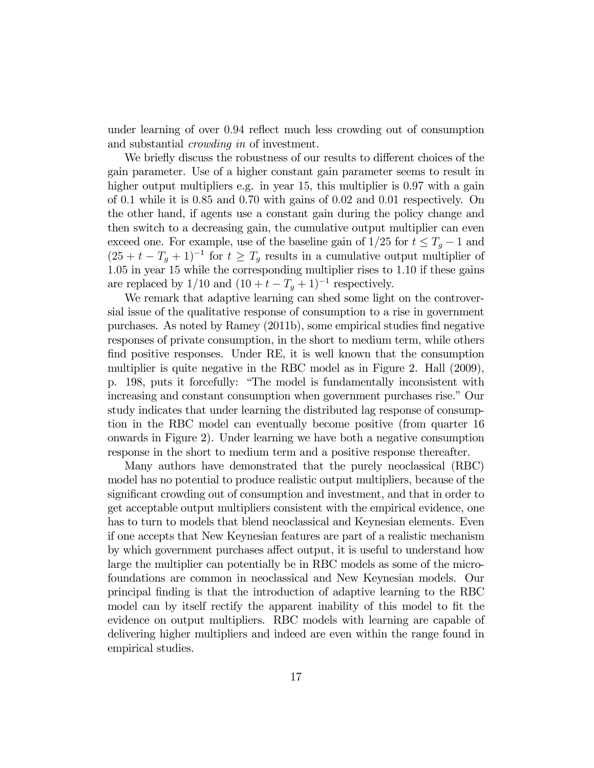under learning of over 0.94 reflect much less crowding out of consumption and substantial *crowding in* of investment.

We briefly discuss the robustness of our results to different choices of the gain parameter. Use of a higher constant gain parameter seems to result in higher output multipliers e.g. in year 15, this multiplier is 0.97 with a gain of 0.1 while it is 0.85 and 0.70 with gains of 0.02 and 0.01 respectively. On the other hand, if agents use a constant gain during the policy change and then switch to a decreasing gain, the cumulative output multiplier can even exceed one. For example, use of the baseline gain of $1/25$ for $t \leq T_g - 1$ and $(25 + t - T_g + 1)^{-1}$ for $t \geq T_g$ results in a cumulative output multiplier of 1.05 in year 15 while the corresponding multiplier rises to 1.10 if these gains are replaced by $1/10$ and $(10 + t - T_g + 1)^{-1}$ respectively.

We remark that adaptive learning can shed some light on the controversial issue of the qualitative response of consumption to a rise in government purchases. As noted by Ramey (2011b), some empirical studies find negative responses of private consumption, in the short to medium term, while others find positive responses. Under RE, it is well known that the consumption multiplier is quite negative in the RBC model as in Figure 2. Hall (2009), p. 198, puts it forcefully: "The model is fundamentally inconsistent with increasing and constant consumption when government purchases rise." Our study indicates that under learning the distributed lag response of consumption in the RBC model can eventually become positive (from quarter 16 onwards in Figure 2). Under learning we have both a negative consumption response in the short to medium term and a positive response thereafter.

Many authors have demonstrated that the purely neoclassical (RBC) model has no potential to produce realistic output multipliers, because of the significant crowding out of consumption and investment, and that in order to get acceptable output multipliers consistent with the empirical evidence, one has to turn to models that blend neoclassical and Keynesian elements. Even if one accepts that New Keynesian features are part of a realistic mechanism by which government purchases affect output, it is useful to understand how large the multiplier can potentially be in RBC models as some of the microfoundations are common in neoclassical and New Keynesian models. Our principal finding is that the introduction of adaptive learning to the RBC model can by itself rectify the apparent inability of this model to fit the evidence on output multipliers. RBC models with learning are capable of delivering higher multipliers and indeed are even within the range found in empirical studies.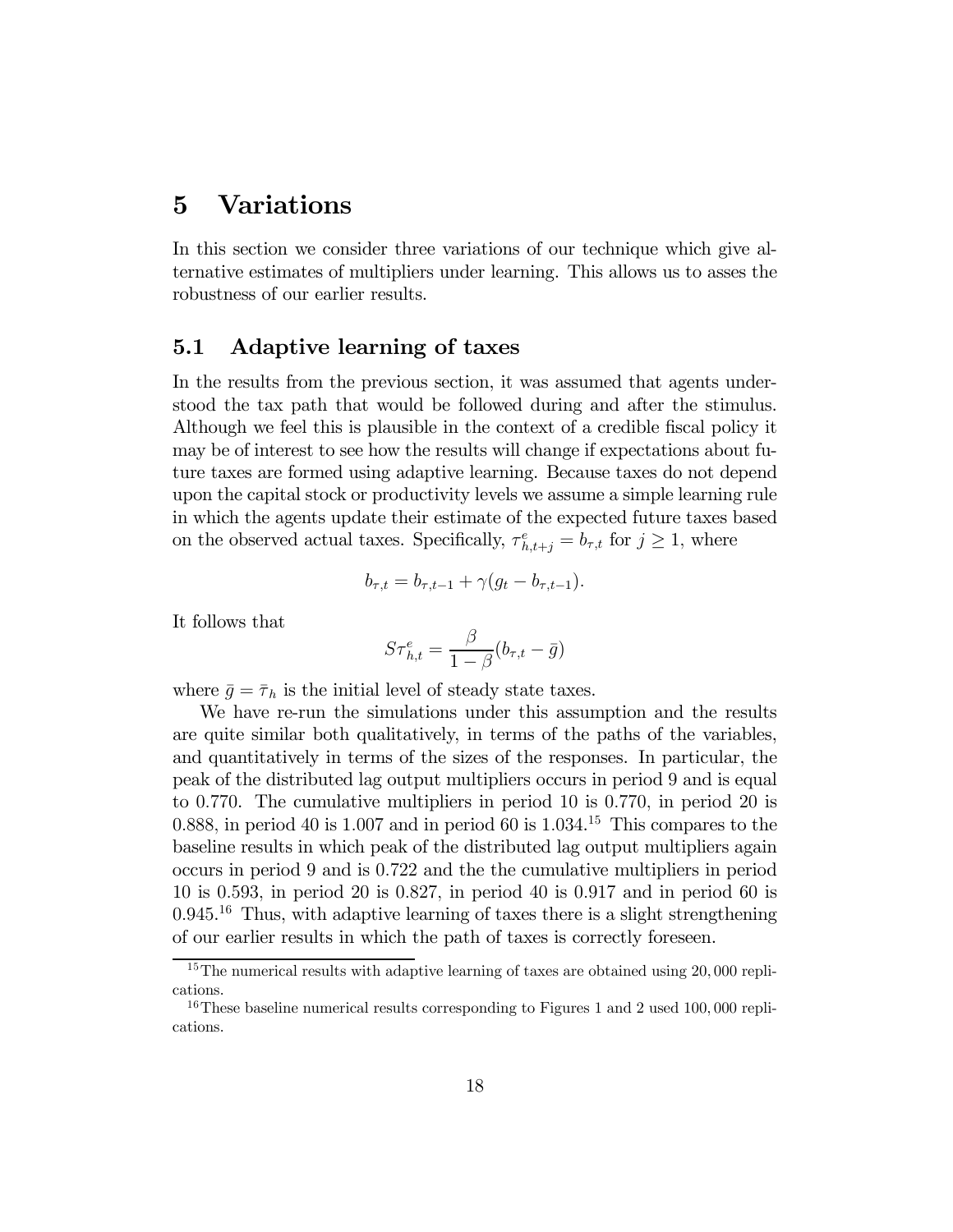# 5 Variations

In this section we consider three variations of our technique which give alternative estimates of multipliers under learning. This allows us to asses the robustness of our earlier results.

## 5.1 Adaptive learning of taxes

In the results from the previous section, it was assumed that agents understood the tax path that would be followed during and after the stimulus. Although we feel this is plausible in the context of a credible fiscal policy it may be of interest to see how the results will change if expectations about future taxes are formed using adaptive learning. Because taxes do not depend upon the capital stock or productivity levels we assume a simple learning rule in which the agents update their estimate of the expected future taxes based on the observed actual taxes. Specifically, $\tau^e_{h,t+j} = b_{\tau,t}$ for $j \geq 1$, where

$$b_{\tau,t} = b_{\tau,t-1} + \gamma(g_t - b_{\tau,t-1}).$$

It follows that

$$S\tau^e_{h,t} = \frac{\beta}{1-\beta}(b_{\tau,t} - \bar{g})$$

where $\bar{g} = \bar{\tau}_h$ is the initial level of steady state taxes.

We have re-run the simulations under this assumption and the results are quite similar both qualitatively, in terms of the paths of the variables, and quantitatively in terms of the sizes of the responses. In particular, the peak of the distributed lag output multipliers occurs in period 9 and is equal to 0.770. The cumulative multipliers in period 10 is 0.770, in period 20 is 0.888, in period 40 is 1.007 and in period 60 is 1.034.[15] This compares to the baseline results in which peak of the distributed lag output multipliers again occurs in period 9 and is 0.722 and the the cumulative multipliers in period 10 is 0.593, in period 20 is 0.827, in period 40 is 0.917 and in period 60 is 0.945.[16] Thus, with adaptive learning of taxes there is a slight strengthening of our earlier results in which the path of taxes is correctly foreseen.

[15] The numerical results with adaptive learning of taxes are obtained using 20,000 replications.

[16] These baseline numerical results corresponding to Figures 1 and 2 used 100,000 replications.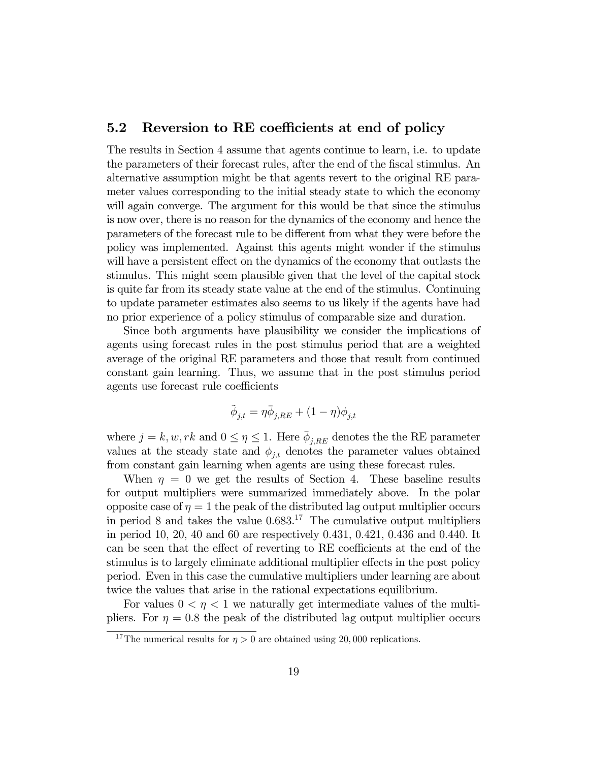## 5.2 Reversion to RE coefficients at end of policy

The results in Section 4 assume that agents continue to learn, i.e. to update the parameters of their forecast rules, after the end of the fiscal stimulus. An alternative assumption might be that agents revert to the original RE parameter values corresponding to the initial steady state to which the economy will again converge. The argument for this would be that since the stimulus is now over, there is no reason for the dynamics of the economy and hence the parameters of the forecast rule to be different from what they were before the policy was implemented. Against this agents might wonder if the stimulus will have a persistent effect on the dynamics of the economy that outlasts the stimulus. This might seem plausible given that the level of the capital stock is quite far from its steady state value at the end of the stimulus. Continuing to update parameter estimates also seems to us likely if the agents have had no prior experience of a policy stimulus of comparable size and duration.

Since both arguments have plausibility we consider the implications of agents using forecast rules in the post stimulus period that are a weighted average of the original RE parameters and those that result from continued constant gain learning. Thus, we assume that in the post stimulus period agents use forecast rule coefficients

$$\tilde{\phi}_{j,t} = \eta \bar{\phi}_{j,RE} + (1 - \eta)\phi_{j,t}$$

where $j = k, w, rk$ and $0 \leq \eta \leq 1$. Here $\bar{\phi}_{j,RE}$ denotes the the RE parameter values at the steady state and $\phi_{j,t}$ denotes the parameter values obtained from constant gain learning when agents are using these forecast rules.

When $\eta = 0$ we get the results of Section 4. These baseline results for output multipliers were summarized immediately above. In the polar opposite case of $\eta = 1$ the peak of the distributed lag output multiplier occurs in period 8 and takes the value 0.683.[17] The cumulative output multipliers in period 10, 20, 40 and 60 are respectively 0.431, 0.421, 0.436 and 0.440. It can be seen that the effect of reverting to RE coefficients at the end of the stimulus is to largely eliminate additional multiplier effects in the post policy period. Even in this case the cumulative multipliers under learning are about twice the values that arise in the rational expectations equilibrium.

For values $0 < \eta < 1$ we naturally get intermediate values of the multipliers. For $\eta = 0.8$ the peak of the distributed lag output multiplier occurs

[17] The numerical results for $\eta > 0$ are obtained using 20,000 replications.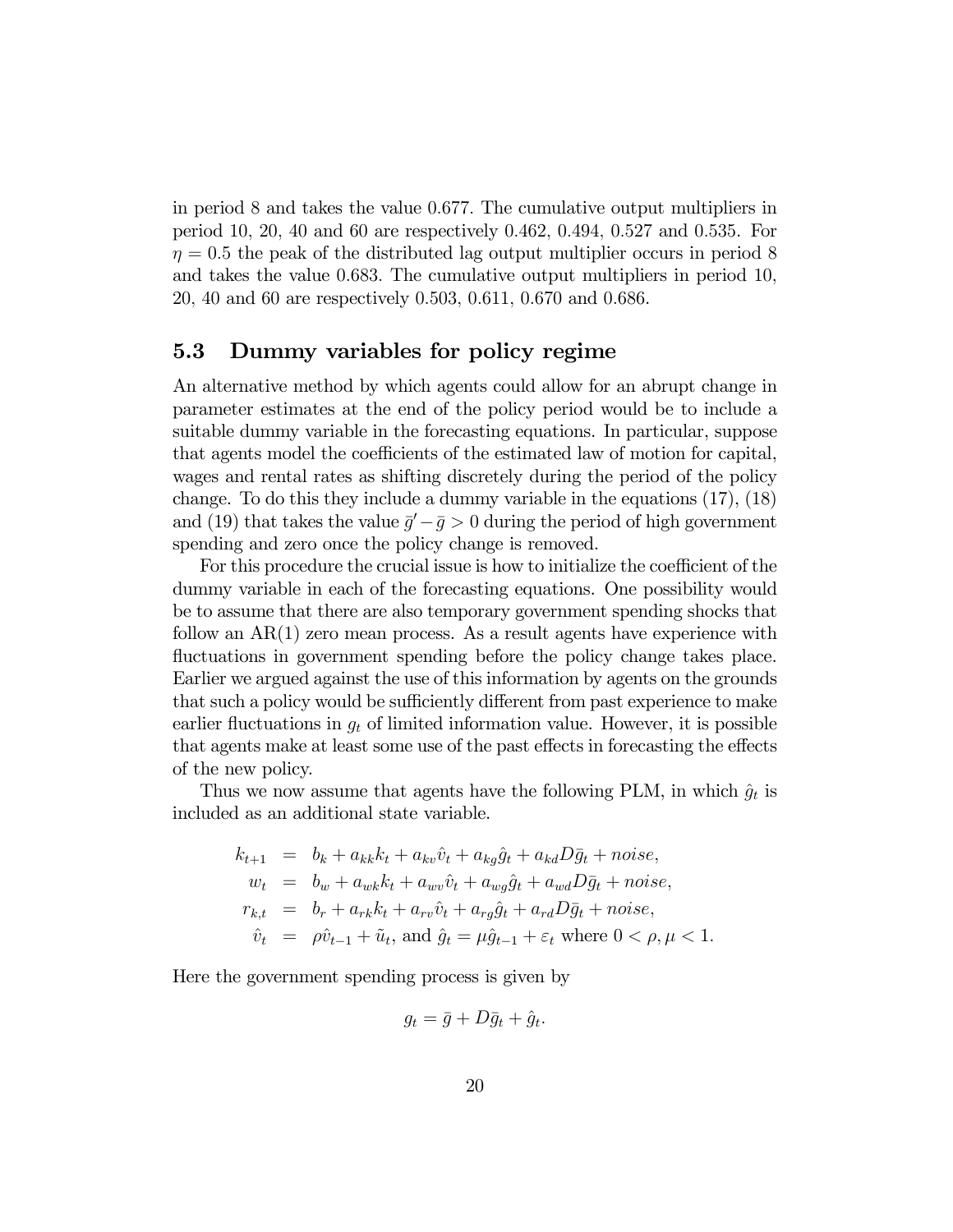in period 8 and takes the value 0.677. The cumulative output multipliers in period 10, 20, 40 and 60 are respectively 0.462, 0.494, 0.527 and 0.535. For $\eta = 0.5$ the peak of the distributed lag output multiplier occurs in period 8 and takes the value 0.683. The cumulative output multipliers in period 10, 20, 40 and 60 are respectively 0.503, 0.611, 0.670 and 0.686.

### 5.3 Dummy variables for policy regime

An alternative method by which agents could allow for an abrupt change in parameter estimates at the end of the policy period would be to include a suitable dummy variable in the forecasting equations. In particular, suppose that agents model the coefficients of the estimated law of motion for capital, wages and rental rates as shifting discretely during the period of the policy change. To do this they include a dummy variable in the equations (17), (18) and (19) that takes the value $\bar{g}' - \bar{g} > 0$ during the period of high government spending and zero once the policy change is removed.

For this procedure the crucial issue is how to initialize the coefficient of the dummy variable in each of the forecasting equations. One possibility would be to assume that there are also temporary government spending shocks that follow an AR(1) zero mean process. As a result agents have experience with fluctuations in government spending before the policy change takes place. Earlier we argued against the use of this information by agents on the grounds that such a policy would be sufficiently different from past experience to make earlier fluctuations in $g_t$ of limited information value. However, it is possible that agents make at least some use of the past effects in forecasting the effects of the new policy.

Thus we now assume that agents have the following PLM, in which $\hat{g}_t$ is included as an additional state variable.

$$
\begin{aligned}
k_{t+1} &= b_k + a_{kk}k_t + a_{kv}\hat{v}_t + a_{kg}\hat{g}_t + a_{kd}D\bar{g}_t + noise, \\
w_t &= b_w + a_{wk}k_t + a_{wv}\hat{v}_t + a_{wg}\hat{g}_t + a_{wd}D\bar{g}_t + noise, \\
r_{k,t} &= b_r + a_{rk}k_t + a_{rv}\hat{v}_t + a_{rg}\hat{g}_t + a_{rd}D\bar{g}_t + noise, \\
\hat{v}_t &= \rho\hat{v}_{t-1} + \tilde{u}_t, \text{ and } \hat{g}_t = \mu\hat{g}_{t-1} + \varepsilon_t \text{ where } 0 < \rho, \mu < 1.
\end{aligned}
$$

Here the government spending process is given by

$$
g_t = \bar{g} + D\bar{g}_t + \hat{g}_t.
$$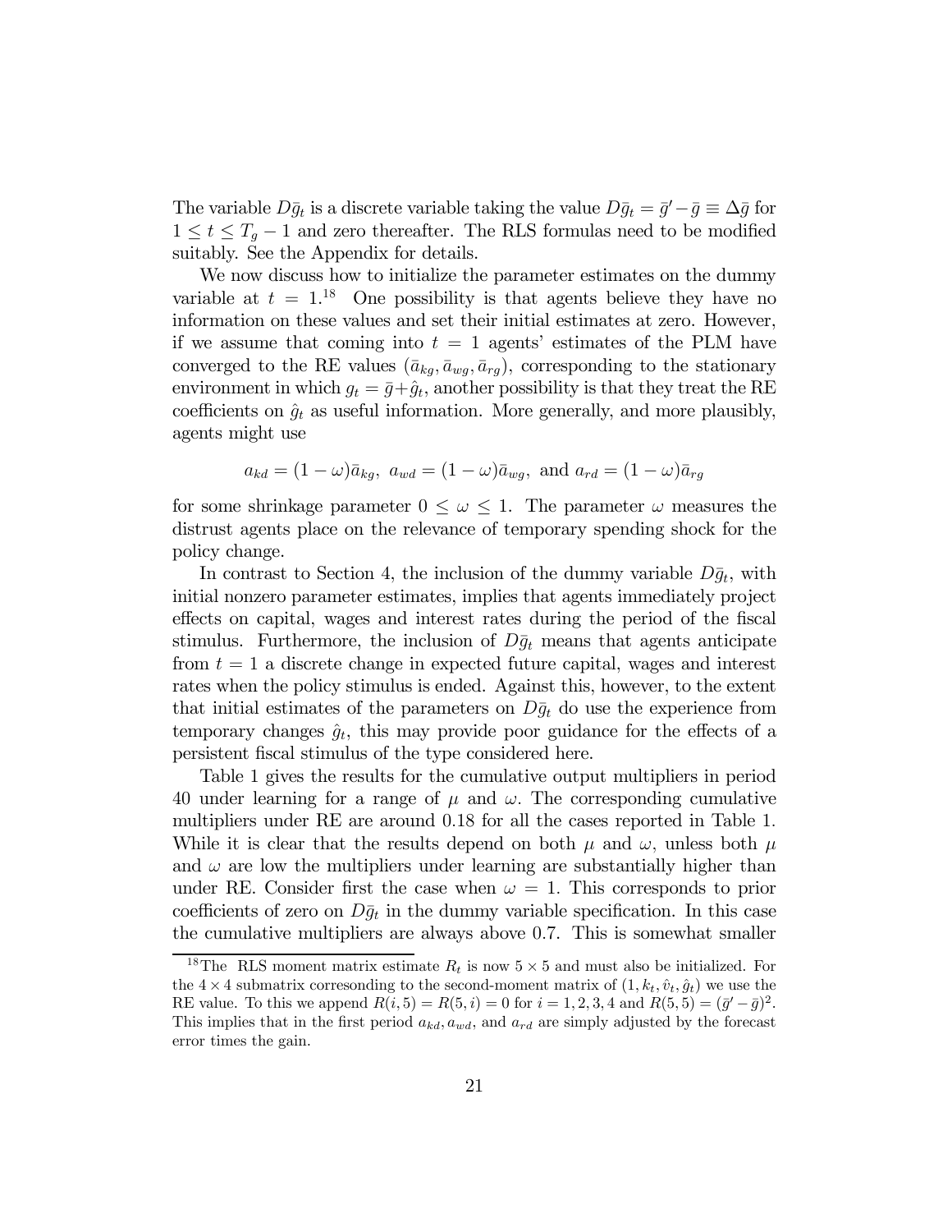The variable $D\bar{g}_t$ is a discrete variable taking the value $D\bar{g}_t = \bar{g}' - \bar{g} \equiv \Delta\bar{g}$ for $1 \leq t \leq T_g - 1$ and zero thereafter. The RLS formulas need to be modified suitably. See the Appendix for details.

We now discuss how to initialize the parameter estimates on the dummy variable at $t = 1$.[18] One possibility is that agents believe they have no information on these values and set their initial estimates at zero. However, if we assume that coming into $t = 1$ agents' estimates of the PLM have converged to the RE values $(\bar{a}_{kg}, \bar{a}_{wg}, \bar{a}_{rg})$, corresponding to the stationary environment in which $g_t = \bar{g} + \hat{g}_t$, another possibility is that they treat the RE coefficients on $\hat{g}_t$ as useful information. More generally, and more plausibly, agents might use

$$a_{kd} = (1-\omega)\bar{a}_{kg},\ a_{wd} = (1-\omega)\bar{a}_{wg},\ \text{and}\ a_{rd} = (1-\omega)\bar{a}_{rg}$$

for some shrinkage parameter $0 \leq \omega \leq 1$. The parameter $\omega$ measures the distrust agents place on the relevance of temporary spending shock for the policy change.

In contrast to Section 4, the inclusion of the dummy variable $D\bar{g}_t$, with initial nonzero parameter estimates, implies that agents immediately project effects on capital, wages and interest rates during the period of the fiscal stimulus. Furthermore, the inclusion of $D\bar{g}_t$ means that agents anticipate from $t = 1$ a discrete change in expected future capital, wages and interest rates when the policy stimulus is ended. Against this, however, to the extent that initial estimates of the parameters on $D\bar{g}_t$ do use the experience from temporary changes $\hat{g}_t$, this may provide poor guidance for the effects of a persistent fiscal stimulus of the type considered here.

Table 1 gives the results for the cumulative output multipliers in period 40 under learning for a range of $\mu$ and $\omega$. The corresponding cumulative multipliers under RE are around 0.18 for all the cases reported in Table 1. While it is clear that the results depend on both $\mu$ and $\omega$, unless both $\mu$ and $\omega$ are low the multipliers under learning are substantially higher than under RE. Consider first the case when $\omega = 1$. This corresponds to prior coefficients of zero on $D\bar{g}_t$ in the dummy variable specification. In this case the cumulative multipliers are always above 0.7. This is somewhat smaller

[18] The RLS moment matrix estimate $R_t$ is now $5 \times 5$ and must also be initialized. For the $4 \times 4$ submatrix corresonding to the second-moment matrix of $(1, k_t, \hat{v}_t, \hat{g}_t)$ we use the RE value. To this we append $R(i,5) = R(5,i) = 0$ for $i = 1, 2, 3, 4$ and $R(5,5) = (\bar{g}' - \bar{g})^2$. This implies that in the first period $a_{kd}, a_{wd}$, and $a_{rd}$ are simply adjusted by the forecast error times the gain.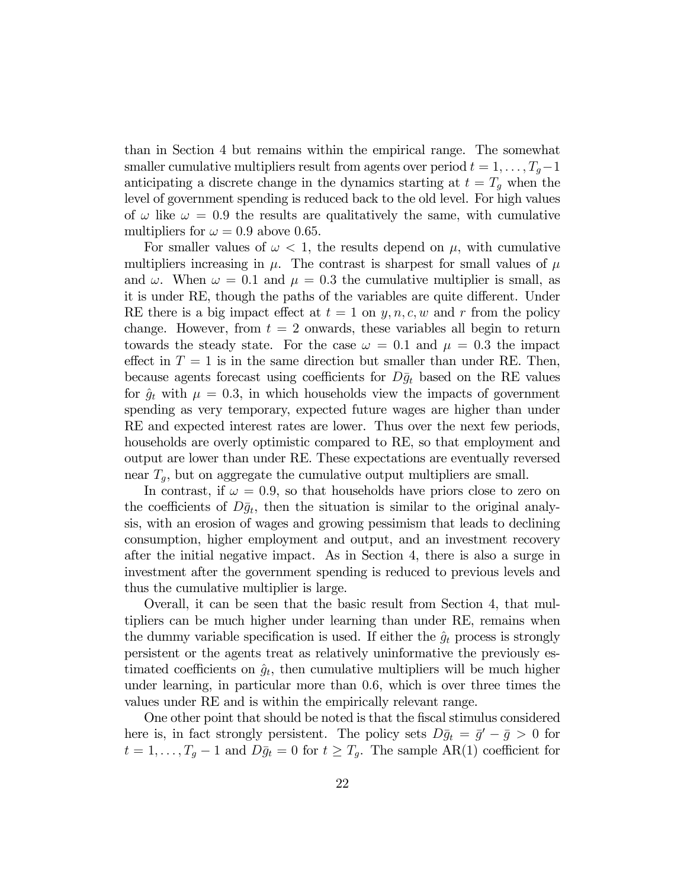than in Section 4 but remains within the empirical range. The somewhat smaller cumulative multipliers result from agents over period $t = 1, \ldots, T_g - 1$ anticipating a discrete change in the dynamics starting at $t = T_g$ when the level of government spending is reduced back to the old level. For high values of $\omega$ like $\omega = 0.9$ the results are qualitatively the same, with cumulative multipliers for $\omega = 0.9$ above 0.65.

For smaller values of $\omega < 1$, the results depend on $\mu$, with cumulative multipliers increasing in $\mu$. The contrast is sharpest for small values of $\mu$ and $\omega$. When $\omega = 0.1$ and $\mu = 0.3$ the cumulative multiplier is small, as it is under RE, though the paths of the variables are quite different. Under RE there is a big impact effect at $t = 1$ on $y, n, c, w$ and $r$ from the policy change. However, from $t = 2$ onwards, these variables all begin to return towards the steady state. For the case $\omega = 0.1$ and $\mu = 0.3$ the impact effect in $T = 1$ is in the same direction but smaller than under RE. Then, because agents forecast using coefficients for $D\bar{g}_t$ based on the RE values for $\hat{g}_t$ with $\mu = 0.3$, in which households view the impacts of government spending as very temporary, expected future wages are higher than under RE and expected interest rates are lower. Thus over the next few periods, households are overly optimistic compared to RE, so that employment and output are lower than under RE. These expectations are eventually reversed near $T_g$, but on aggregate the cumulative output multipliers are small.

In contrast, if $\omega = 0.9$, so that households have priors close to zero on the coefficients of $D\bar{g}_t$, then the situation is similar to the original analysis, with an erosion of wages and growing pessimism that leads to declining consumption, higher employment and output, and an investment recovery after the initial negative impact. As in Section 4, there is also a surge in investment after the government spending is reduced to previous levels and thus the cumulative multiplier is large.

Overall, it can be seen that the basic result from Section 4, that multipliers can be much higher under learning than under RE, remains when the dummy variable specification is used. If either the $\hat{g}_t$ process is strongly persistent or the agents treat as relatively uninformative the previously estimated coefficients on $\hat{g}_t$, then cumulative multipliers will be much higher under learning, in particular more than 0.6, which is over three times the values under RE and is within the empirically relevant range.

One other point that should be noted is that the fiscal stimulus considered here is, in fact strongly persistent. The policy sets $D\bar{g}_t = \bar{g}' - \bar{g} > 0$ for $t = 1, \ldots, T_g - 1$ and $D\bar{g}_t = 0$ for $t \geq T_g$. The sample AR(1) coefficient for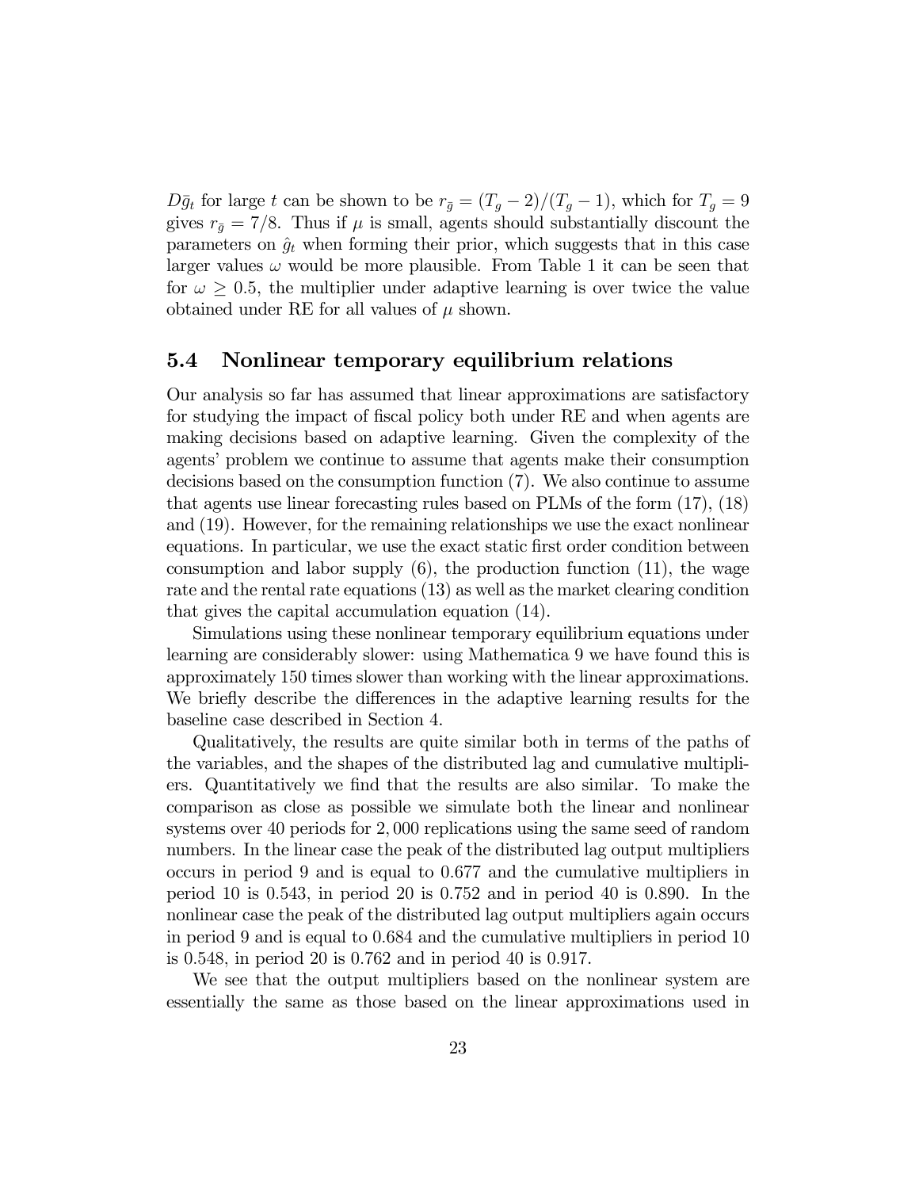$D\bar{g}_t$ for large $t$ can be shown to be $r_{\bar{g}} = (T_g - 2)/(T_g - 1)$, which for $T_g = 9$ gives $r_{\bar{g}} = 7/8$. Thus if $\mu$ is small, agents should substantially discount the parameters on $\hat{g}_t$ when forming their prior, which suggests that in this case larger values $\omega$ would be more plausible. From Table 1 it can be seen that for $\omega \geq 0.5$, the multiplier under adaptive learning is over twice the value obtained under RE for all values of $\mu$ shown.

## 5.4 Nonlinear temporary equilibrium relations

Our analysis so far has assumed that linear approximations are satisfactory for studying the impact of fiscal policy both under RE and when agents are making decisions based on adaptive learning. Given the complexity of the agents' problem we continue to assume that agents make their consumption decisions based on the consumption function (7). We also continue to assume that agents use linear forecasting rules based on PLMs of the form (17), (18) and (19). However, for the remaining relationships we use the exact nonlinear equations. In particular, we use the exact static first order condition between consumption and labor supply (6), the production function (11), the wage rate and the rental rate equations (13) as well as the market clearing condition that gives the capital accumulation equation (14).

Simulations using these nonlinear temporary equilibrium equations under learning are considerably slower: using Mathematica 9 we have found this is approximately 150 times slower than working with the linear approximations. We briefly describe the differences in the adaptive learning results for the baseline case described in Section 4.

Qualitatively, the results are quite similar both in terms of the paths of the variables, and the shapes of the distributed lag and cumulative multipliers. Quantitatively we find that the results are also similar. To make the comparison as close as possible we simulate both the linear and nonlinear systems over 40 periods for 2,000 replications using the same seed of random numbers. In the linear case the peak of the distributed lag output multipliers occurs in period 9 and is equal to 0.677 and the cumulative multipliers in period 10 is 0.543, in period 20 is 0.752 and in period 40 is 0.890. In the nonlinear case the peak of the distributed lag output multipliers again occurs in period 9 and is equal to 0.684 and the cumulative multipliers in period 10 is 0.548, in period 20 is 0.762 and in period 40 is 0.917.

We see that the output multipliers based on the nonlinear system are essentially the same as those based on the linear approximations used in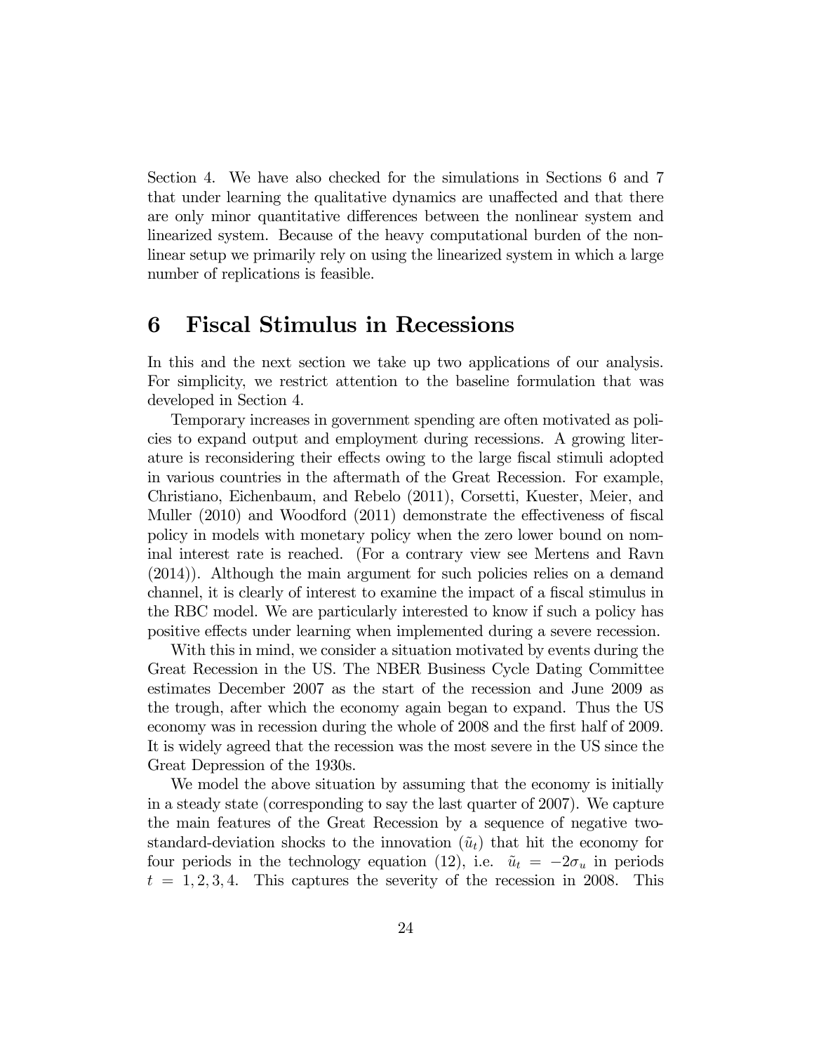Section 4. We have also checked for the simulations in Sections 6 and 7 that under learning the qualitative dynamics are unaffected and that there are only minor quantitative differences between the nonlinear system and linearized system. Because of the heavy computational burden of the nonlinear setup we primarily rely on using the linearized system in which a large number of replications is feasible.

# 6 Fiscal Stimulus in Recessions

In this and the next section we take up two applications of our analysis. For simplicity, we restrict attention to the baseline formulation that was developed in Section 4.

Temporary increases in government spending are often motivated as policies to expand output and employment during recessions. A growing literature is reconsidering their effects owing to the large fiscal stimuli adopted in various countries in the aftermath of the Great Recession. For example, Christiano, Eichenbaum, and Rebelo (2011), Corsetti, Kuester, Meier, and Muller (2010) and Woodford (2011) demonstrate the effectiveness of fiscal policy in models with monetary policy when the zero lower bound on nominal interest rate is reached. (For a contrary view see Mertens and Ravn (2014)). Although the main argument for such policies relies on a demand channel, it is clearly of interest to examine the impact of a fiscal stimulus in the RBC model. We are particularly interested to know if such a policy has positive effects under learning when implemented during a severe recession.

With this in mind, we consider a situation motivated by events during the Great Recession in the US. The NBER Business Cycle Dating Committee estimates December 2007 as the start of the recession and June 2009 as the trough, after which the economy again began to expand. Thus the US economy was in recession during the whole of 2008 and the first half of 2009. It is widely agreed that the recession was the most severe in the US since the Great Depression of the 1930s.

We model the above situation by assuming that the economy is initially in a steady state (corresponding to say the last quarter of 2007). We capture the main features of the Great Recession by a sequence of negative two-standard-deviation shocks to the innovation ($\tilde{u}_t$) that hit the economy for four periods in the technology equation (12), i.e. $\tilde{u}_t = -2\sigma_u$ in periods $t = 1, 2, 3, 4$. This captures the severity of the recession in 2008. This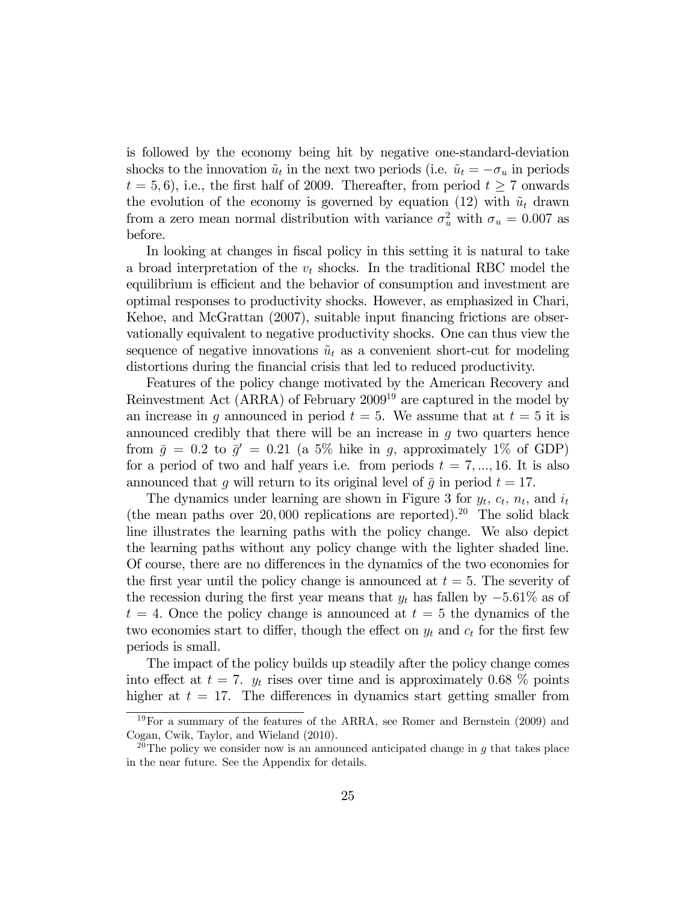is followed by the economy being hit by negative one-standard-deviation shocks to the innovation $\tilde{u}_t$ in the next two periods (i.e. $\tilde{u}_t = -\sigma_u$ in periods $t = 5, 6$), i.e., the first half of 2009. Thereafter, from period $t \geq 7$ onwards the evolution of the economy is governed by equation (12) with $\tilde{u}_t$ drawn from a zero mean normal distribution with variance $\sigma_u^2$ with $\sigma_u = 0.007$ as before.

In looking at changes in fiscal policy in this setting it is natural to take a broad interpretation of the $v_t$ shocks. In the traditional RBC model the equilibrium is efficient and the behavior of consumption and investment are optimal responses to productivity shocks. However, as emphasized in Chari, Kehoe, and McGrattan (2007), suitable input financing frictions are observationally equivalent to negative productivity shocks. One can thus view the sequence of negative innovations $\tilde{u}_t$ as a convenient short-cut for modeling distortions during the financial crisis that led to reduced productivity.

Features of the policy change motivated by the American Recovery and Reinvestment Act (ARRA) of February 2009[19] are captured in the model by an increase in $g$ announced in period $t = 5$. We assume that at $t = 5$ it is announced credibly that there will be an increase in $g$ two quarters hence from $\bar{g} = 0.2$ to $\bar{g}' = 0.21$ (a 5% hike in $g$, approximately 1% of GDP) for a period of two and half years i.e. from periods $t = 7, ..., 16$. It is also announced that $g$ will return to its original level of $\bar{g}$ in period $t = 17$.

The dynamics under learning are shown in Figure 3 for $y_t$, $c_t$, $n_t$, and $i_t$ (the mean paths over 20,000 replications are reported).[20] The solid black line illustrates the learning paths with the policy change. We also depict the learning paths without any policy change with the lighter shaded line. Of course, there are no differences in the dynamics of the two economies for the first year until the policy change is announced at $t = 5$. The severity of the recession during the first year means that $y_t$ has fallen by $-5.61\%$ as of $t = 4$. Once the policy change is announced at $t = 5$ the dynamics of the two economies start to differ, though the effect on $y_t$ and $c_t$ for the first few periods is small.

The impact of the policy builds up steadily after the policy change comes into effect at $t = 7$. $y_t$ rises over time and is approximately 0.68 % points higher at $t = 17$. The differences in dynamics start getting smaller from

[19] For a summary of the features of the ARRA, see Romer and Bernstein (2009) and Cogan, Cwik, Taylor, and Wieland (2010).

[20] The policy we consider now is an announced anticipated change in $g$ that takes place in the near future. See the Appendix for details.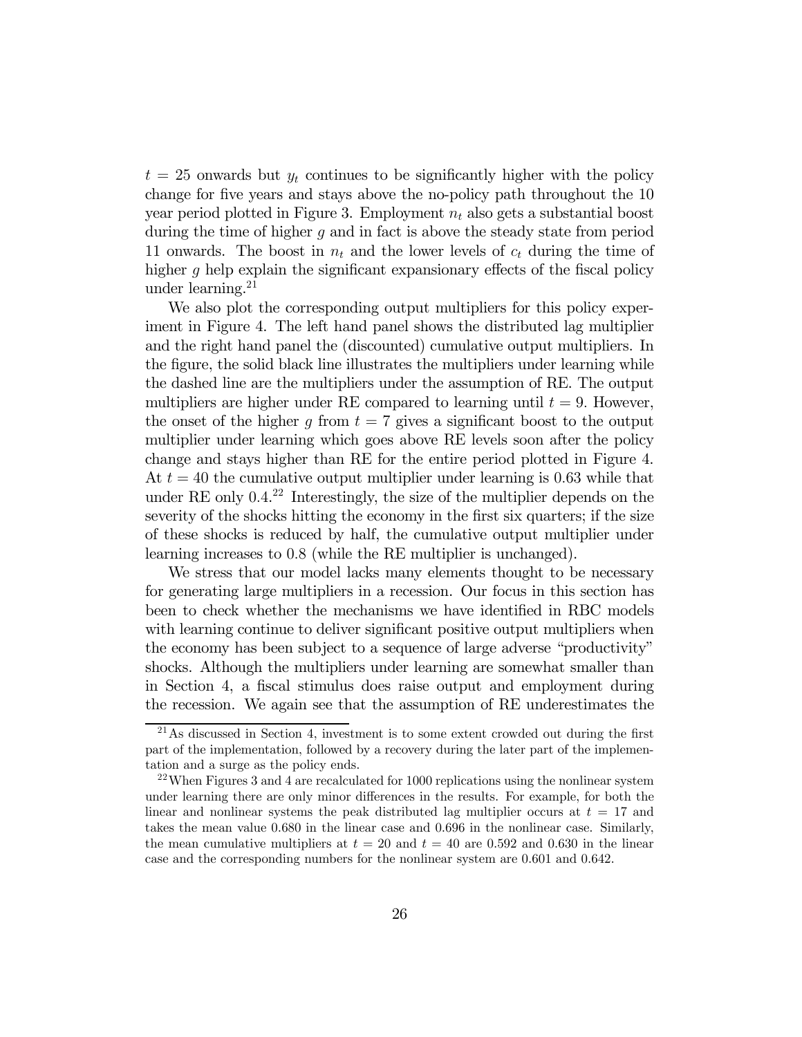$t = 25$ onwards but $y_t$ continues to be significantly higher with the policy change for five years and stays above the no-policy path throughout the 10 year period plotted in Figure 3. Employment $n_t$ also gets a substantial boost during the time of higher $g$ and in fact is above the steady state from period 11 onwards. The boost in $n_t$ and the lower levels of $c_t$ during the time of higher $g$ help explain the significant expansionary effects of the fiscal policy under learning.[21]

We also plot the corresponding output multipliers for this policy experiment in Figure 4. The left hand panel shows the distributed lag multiplier and the right hand panel the (discounted) cumulative output multipliers. In the figure, the solid black line illustrates the multipliers under learning while the dashed line are the multipliers under the assumption of RE. The output multipliers are higher under RE compared to learning until $t = 9$. However, the onset of the higher $g$ from $t = 7$ gives a significant boost to the output multiplier under learning which goes above RE levels soon after the policy change and stays higher than RE for the entire period plotted in Figure 4. At $t = 40$ the cumulative output multiplier under learning is 0.63 while that under RE only 0.4.[22] Interestingly, the size of the multiplier depends on the severity of the shocks hitting the economy in the first six quarters; if the size of these shocks is reduced by half, the cumulative output multiplier under learning increases to 0.8 (while the RE multiplier is unchanged).

We stress that our model lacks many elements thought to be necessary for generating large multipliers in a recession. Our focus in this section has been to check whether the mechanisms we have identified in RBC models with learning continue to deliver significant positive output multipliers when the economy has been subject to a sequence of large adverse "productivity" shocks. Although the multipliers under learning are somewhat smaller than in Section 4, a fiscal stimulus does raise output and employment during the recession. We again see that the assumption of RE underestimates the

[21] As discussed in Section 4, investment is to some extent crowded out during the first part of the implementation, followed by a recovery during the later part of the implementation and a surge as the policy ends.

[22] When Figures 3 and 4 are recalculated for 1000 replications using the nonlinear system under learning there are only minor differences in the results. For example, for both the linear and nonlinear systems the peak distributed lag multiplier occurs at $t = 17$ and takes the mean value 0.680 in the linear case and 0.696 in the nonlinear case. Similarly, the mean cumulative multipliers at $t = 20$ and $t = 40$ are 0.592 and 0.630 in the linear case and the corresponding numbers for the nonlinear system are 0.601 and 0.642.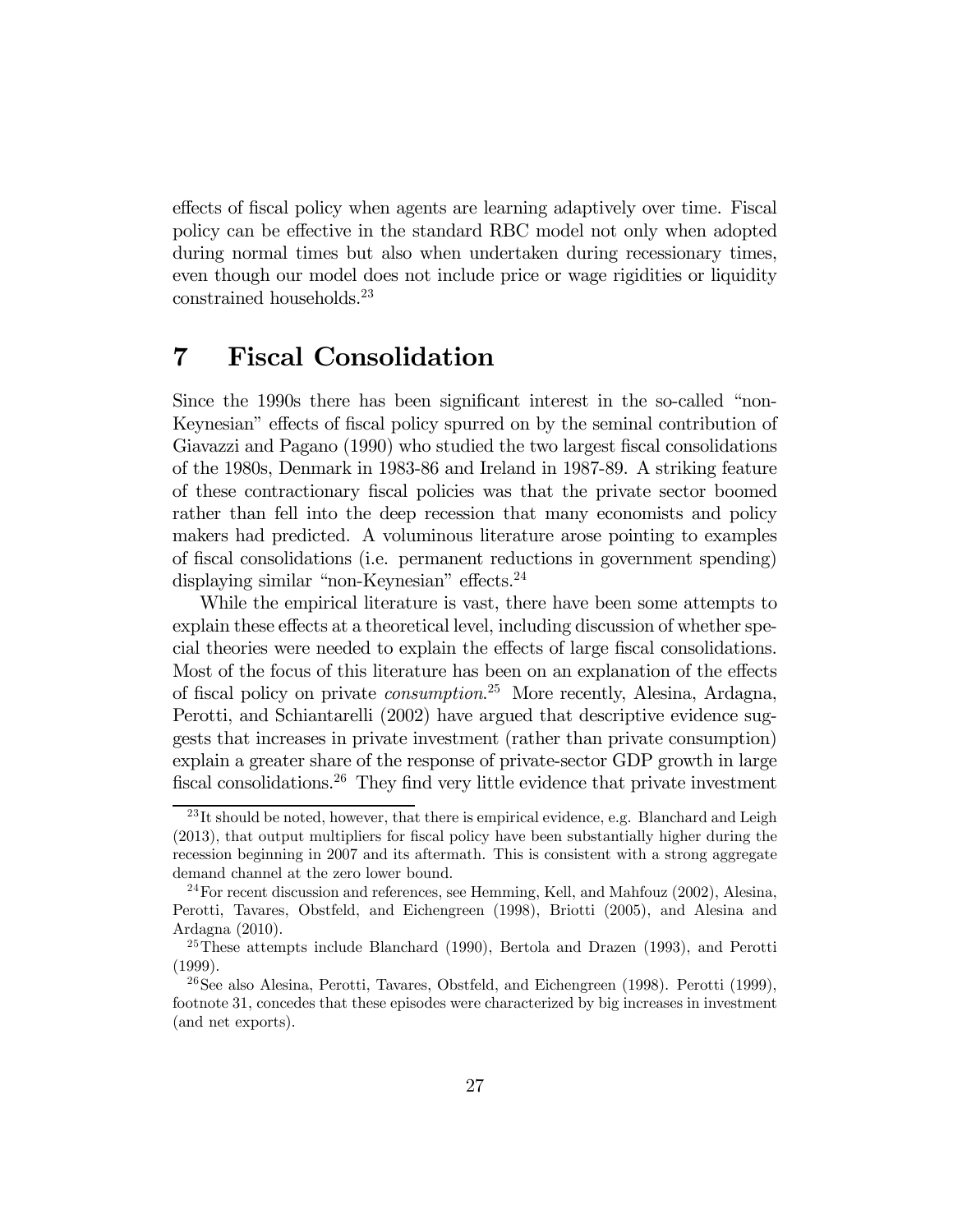effects of fiscal policy when agents are learning adaptively over time. Fiscal policy can be effective in the standard RBC model not only when adopted during normal times but also when undertaken during recessionary times, even though our model does not include price or wage rigidities or liquidity constrained households.[23]

# 7 Fiscal Consolidation

Since the 1990s there has been significant interest in the so-called "non-Keynesian" effects of fiscal policy spurred on by the seminal contribution of Giavazzi and Pagano (1990) who studied the two largest fiscal consolidations of the 1980s, Denmark in 1983-86 and Ireland in 1987-89. A striking feature of these contractionary fiscal policies was that the private sector boomed rather than fell into the deep recession that many economists and policy makers had predicted. A voluminous literature arose pointing to examples of fiscal consolidations (i.e. permanent reductions in government spending) displaying similar "non-Keynesian" effects.[24]

While the empirical literature is vast, there have been some attempts to explain these effects at a theoretical level, including discussion of whether special theories were needed to explain the effects of large fiscal consolidations. Most of the focus of this literature has been on an explanation of the effects of fiscal policy on private *consumption*.[25] More recently, Alesina, Ardagna, Perotti, and Schiantarelli (2002) have argued that descriptive evidence suggests that increases in private investment (rather than private consumption) explain a greater share of the response of private-sector GDP growth in large fiscal consolidations.[26] They find very little evidence that private investment

---

[23] It should be noted, however, that there is empirical evidence, e.g. Blanchard and Leigh (2013), that output multipliers for fiscal policy have been substantially higher during the recession beginning in 2007 and its aftermath. This is consistent with a strong aggregate demand channel at the zero lower bound.

[24] For recent discussion and references, see Hemming, Kell, and Mahfouz (2002), Alesina, Perotti, Tavares, Obstfeld, and Eichengreen (1998), Briotti (2005), and Alesina and Ardagna (2010).

[25] These attempts include Blanchard (1990), Bertola and Drazen (1993), and Perotti (1999).

[26] See also Alesina, Perotti, Tavares, Obstfeld, and Eichengreen (1998). Perotti (1999), footnote 31, concedes that these episodes were characterized by big increases in investment (and net exports).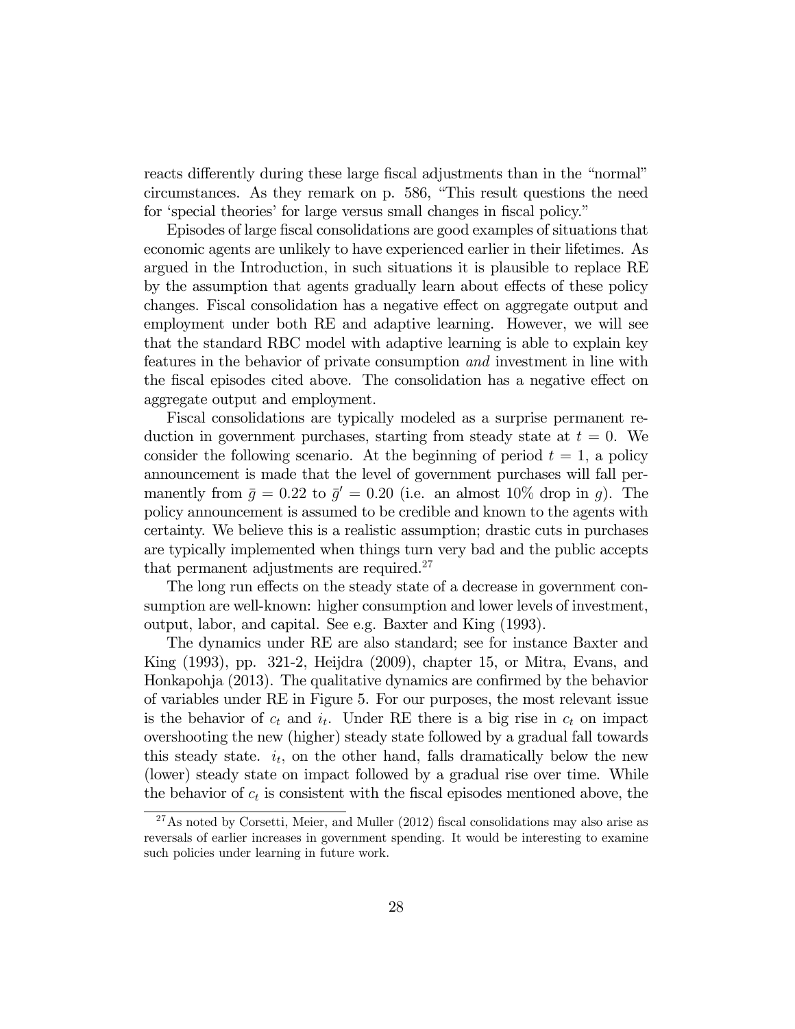reacts differently during these large fiscal adjustments than in the "normal" circumstances. As they remark on p. 586, "This result questions the need for 'special theories' for large versus small changes in fiscal policy."

Episodes of large fiscal consolidations are good examples of situations that economic agents are unlikely to have experienced earlier in their lifetimes. As argued in the Introduction, in such situations it is plausible to replace RE by the assumption that agents gradually learn about effects of these policy changes. Fiscal consolidation has a negative effect on aggregate output and employment under both RE and adaptive learning. However, we will see that the standard RBC model with adaptive learning is able to explain key features in the behavior of private consumption *and* investment in line with the fiscal episodes cited above. The consolidation has a negative effect on aggregate output and employment.

Fiscal consolidations are typically modeled as a surprise permanent reduction in government purchases, starting from steady state at $t = 0$. We consider the following scenario. At the beginning of period $t = 1$, a policy announcement is made that the level of government purchases will fall permanently from $\bar{g} = 0.22$ to $\bar{g}' = 0.20$ (i.e. an almost 10% drop in $g$). The policy announcement is assumed to be credible and known to the agents with certainty. We believe this is a realistic assumption; drastic cuts in purchases are typically implemented when things turn very bad and the public accepts that permanent adjustments are required.[27]

The long run effects on the steady state of a decrease in government consumption are well-known: higher consumption and lower levels of investment, output, labor, and capital. See e.g. Baxter and King (1993).

The dynamics under RE are also standard; see for instance Baxter and King (1993), pp. 321-2, Heijdra (2009), chapter 15, or Mitra, Evans, and Honkapohja (2013). The qualitative dynamics are confirmed by the behavior of variables under RE in Figure 5. For our purposes, the most relevant issue is the behavior of $c_t$ and $i_t$. Under RE there is a big rise in $c_t$ on impact overshooting the new (higher) steady state followed by a gradual fall towards this steady state. $i_t$, on the other hand, falls dramatically below the new (lower) steady state on impact followed by a gradual rise over time. While the behavior of $c_t$ is consistent with the fiscal episodes mentioned above, the

[27] As noted by Corsetti, Meier, and Muller (2012) fiscal consolidations may also arise as reversals of earlier increases in government spending. It would be interesting to examine such policies under learning in future work.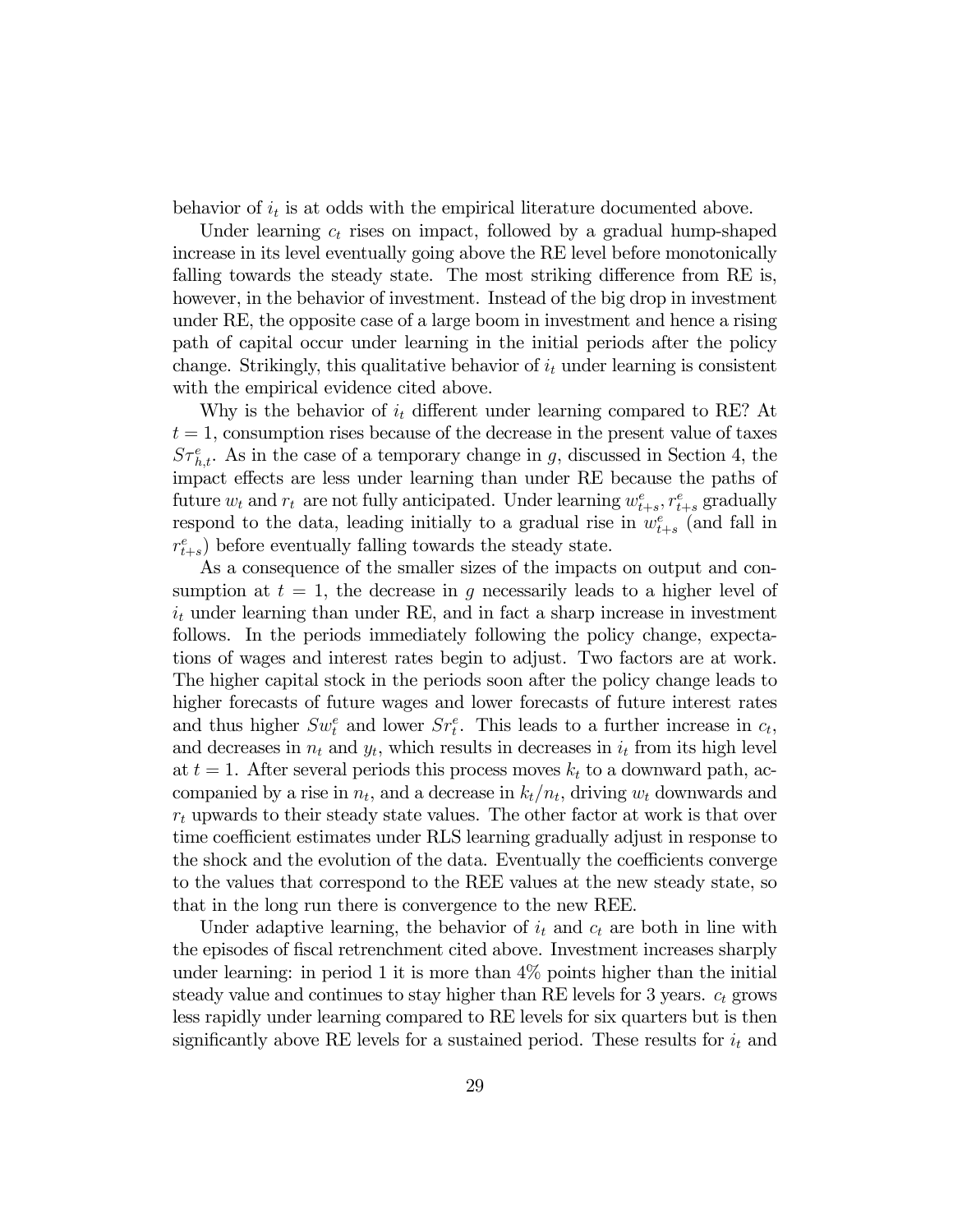behavior of $i_t$ is at odds with the empirical literature documented above.

Under learning $c_t$ rises on impact, followed by a gradual hump-shaped increase in its level eventually going above the RE level before monotonically falling towards the steady state. The most striking difference from RE is, however, in the behavior of investment. Instead of the big drop in investment under RE, the opposite case of a large boom in investment and hence a rising path of capital occur under learning in the initial periods after the policy change. Strikingly, this qualitative behavior of $i_t$ under learning is consistent with the empirical evidence cited above.

Why is the behavior of $i_t$ different under learning compared to RE? At $t = 1$, consumption rises because of the decrease in the present value of taxes $S\tau^e_{h,t}$. As in the case of a temporary change in $g$, discussed in Section 4, the impact effects are less under learning than under RE because the paths of future $w_t$ and $r_t$ are not fully anticipated. Under learning $w^e_{t+s}, r^e_{t+s}$ gradually respond to the data, leading initially to a gradual rise in $w^e_{t+s}$ (and fall in $r^e_{t+s}$) before eventually falling towards the steady state.

As a consequence of the smaller sizes of the impacts on output and consumption at $t = 1$, the decrease in $g$ necessarily leads to a higher level of $i_t$ under learning than under RE, and in fact a sharp increase in investment follows. In the periods immediately following the policy change, expectations of wages and interest rates begin to adjust. Two factors are at work. The higher capital stock in the periods soon after the policy change leads to higher forecasts of future wages and lower forecasts of future interest rates and thus higher $Sw^e_t$ and lower $Sr^e_t$. This leads to a further increase in $c_t$, and decreases in $n_t$ and $y_t$, which results in decreases in $i_t$ from its high level at $t = 1$. After several periods this process moves $k_t$ to a downward path, accompanied by a rise in $n_t$, and a decrease in $k_t/n_t$, driving $w_t$ downwards and $r_t$ upwards to their steady state values. The other factor at work is that over time coefficient estimates under RLS learning gradually adjust in response to the shock and the evolution of the data. Eventually the coefficients converge to the values that correspond to the REE values at the new steady state, so that in the long run there is convergence to the new REE.

Under adaptive learning, the behavior of $i_t$ and $c_t$ are both in line with the episodes of fiscal retrenchment cited above. Investment increases sharply under learning: in period 1 it is more than 4% points higher than the initial steady value and continues to stay higher than RE levels for 3 years. $c_t$ grows less rapidly under learning compared to RE levels for six quarters but is then significantly above RE levels for a sustained period. These results for $i_t$ and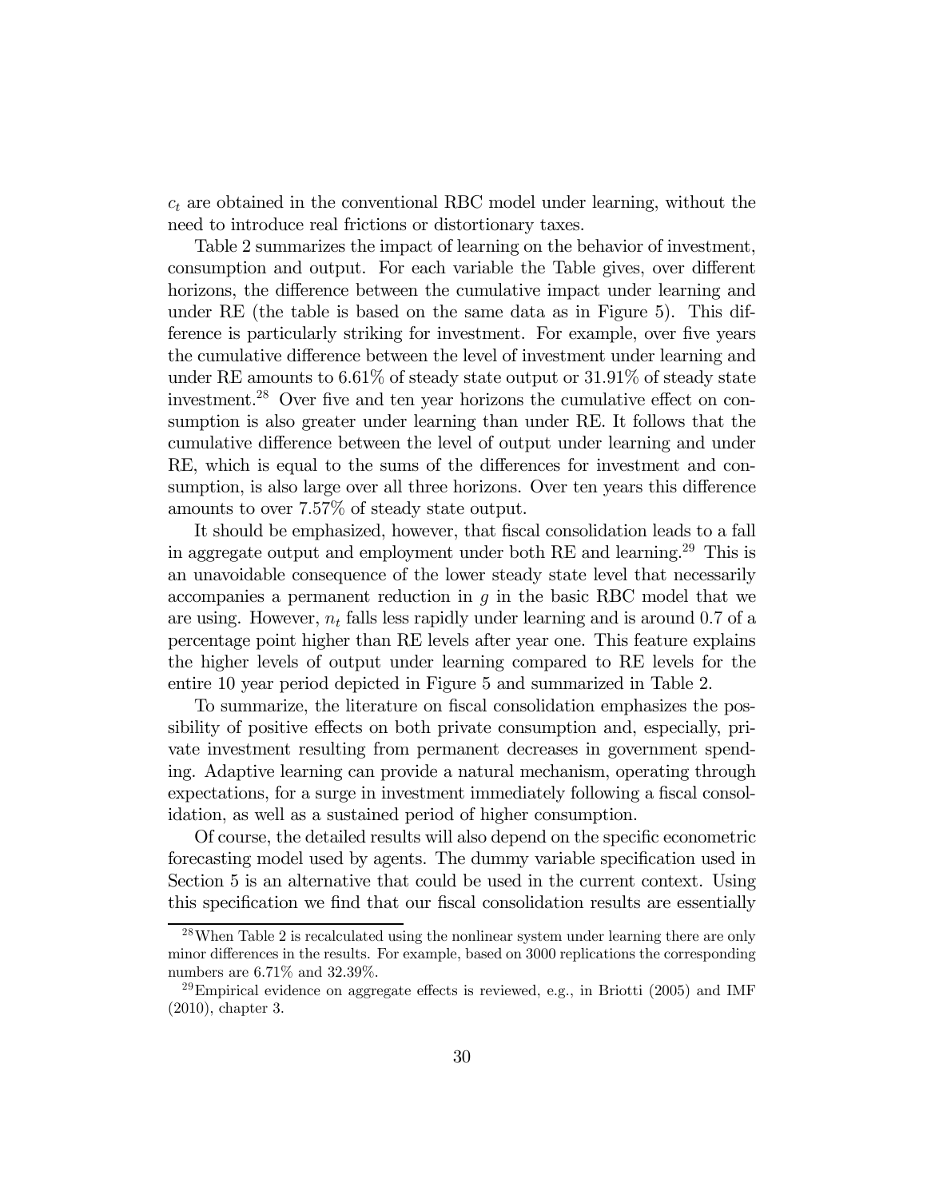$c_t$ are obtained in the conventional RBC model under learning, without the need to introduce real frictions or distortionary taxes.

Table 2 summarizes the impact of learning on the behavior of investment, consumption and output. For each variable the Table gives, over different horizons, the difference between the cumulative impact under learning and under RE (the table is based on the same data as in Figure 5). This difference is particularly striking for investment. For example, over five years the cumulative difference between the level of investment under learning and under RE amounts to 6.61% of steady state output or 31.91% of steady state investment.[28] Over five and ten year horizons the cumulative effect on consumption is also greater under learning than under RE. It follows that the cumulative difference between the level of output under learning and under RE, which is equal to the sums of the differences for investment and consumption, is also large over all three horizons. Over ten years this difference amounts to over 7.57% of steady state output.

It should be emphasized, however, that fiscal consolidation leads to a fall in aggregate output and employment under both RE and learning.[29] This is an unavoidable consequence of the lower steady state level that necessarily accompanies a permanent reduction in $g$ in the basic RBC model that we are using. However, $n_t$ falls less rapidly under learning and is around 0.7 of a percentage point higher than RE levels after year one. This feature explains the higher levels of output under learning compared to RE levels for the entire 10 year period depicted in Figure 5 and summarized in Table 2.

To summarize, the literature on fiscal consolidation emphasizes the possibility of positive effects on both private consumption and, especially, private investment resulting from permanent decreases in government spending. Adaptive learning can provide a natural mechanism, operating through expectations, for a surge in investment immediately following a fiscal consolidation, as well as a sustained period of higher consumption.

Of course, the detailed results will also depend on the specific econometric forecasting model used by agents. The dummy variable specification used in Section 5 is an alternative that could be used in the current context. Using this specification we find that our fiscal consolidation results are essentially

[28] When Table 2 is recalculated using the nonlinear system under learning there are only minor differences in the results. For example, based on 3000 replications the corresponding numbers are 6.71% and 32.39%.

[29] Empirical evidence on aggregate effects is reviewed, e.g., in Briotti (2005) and IMF (2010), chapter 3.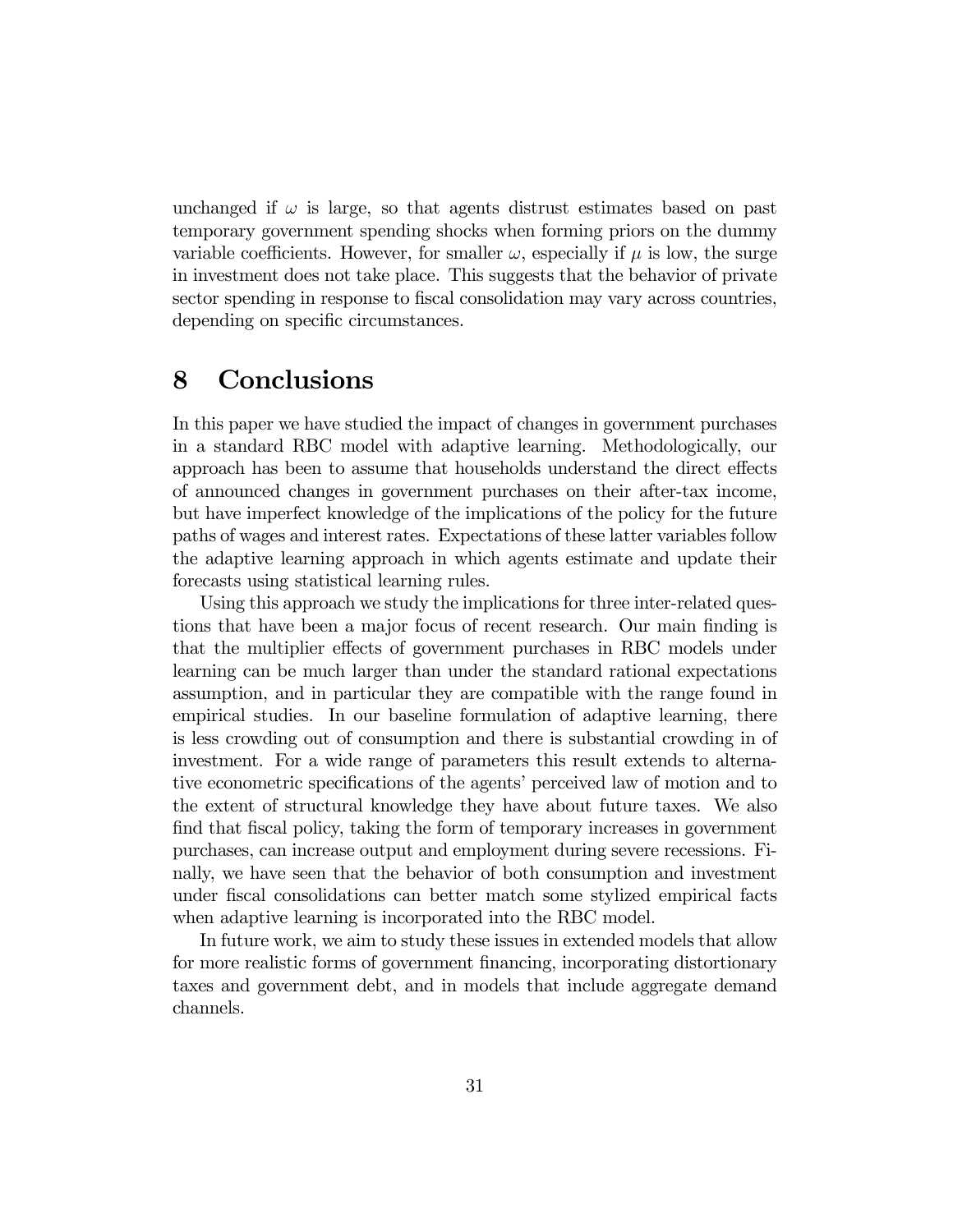unchanged if $\omega$ is large, so that agents distrust estimates based on past temporary government spending shocks when forming priors on the dummy variable coefficients. However, for smaller $\omega$, especially if $\mu$ is low, the surge in investment does not take place. This suggests that the behavior of private sector spending in response to fiscal consolidation may vary across countries, depending on specific circumstances.

# 8 Conclusions

In this paper we have studied the impact of changes in government purchases in a standard RBC model with adaptive learning. Methodologically, our approach has been to assume that households understand the direct effects of announced changes in government purchases on their after-tax income, but have imperfect knowledge of the implications of the policy for the future paths of wages and interest rates. Expectations of these latter variables follow the adaptive learning approach in which agents estimate and update their forecasts using statistical learning rules.

Using this approach we study the implications for three inter-related questions that have been a major focus of recent research. Our main finding is that the multiplier effects of government purchases in RBC models under learning can be much larger than under the standard rational expectations assumption, and in particular they are compatible with the range found in empirical studies. In our baseline formulation of adaptive learning, there is less crowding out of consumption and there is substantial crowding in of investment. For a wide range of parameters this result extends to alternative econometric specifications of the agents' perceived law of motion and to the extent of structural knowledge they have about future taxes. We also find that fiscal policy, taking the form of temporary increases in government purchases, can increase output and employment during severe recessions. Finally, we have seen that the behavior of both consumption and investment under fiscal consolidations can better match some stylized empirical facts when adaptive learning is incorporated into the RBC model.

In future work, we aim to study these issues in extended models that allow for more realistic forms of government financing, incorporating distortionary taxes and government debt, and in models that include aggregate demand channels.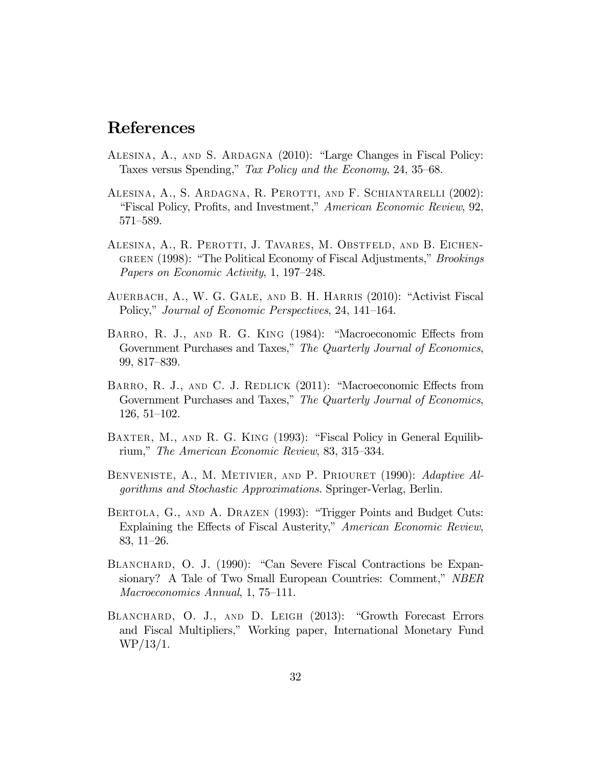# References

Alesina, A., and S. Ardagna (2010): "Large Changes in Fiscal Policy: Taxes versus Spending," *Tax Policy and the Economy*, 24, 35–68.

Alesina, A., S. Ardagna, R. Perotti, and F. Schiantarelli (2002): "Fiscal Policy, Profits, and Investment," *American Economic Review*, 92, 571–589.

Alesina, A., R. Perotti, J. Tavares, M. Obstfeld, and B. Eichengreen (1998): "The Political Economy of Fiscal Adjustments," *Brookings Papers on Economic Activity*, 1, 197–248.

Auerbach, A., W. G. Gale, and B. H. Harris (2010): "Activist Fiscal Policy," *Journal of Economic Perspectives*, 24, 141–164.

Barro, R. J., and R. G. King (1984): "Macroeconomic Effects from Government Purchases and Taxes," *The Quarterly Journal of Economics*, 99, 817–839.

Barro, R. J., and C. J. Redlick (2011): "Macroeconomic Effects from Government Purchases and Taxes," *The Quarterly Journal of Economics*, 126, 51–102.

Baxter, M., and R. G. King (1993): "Fiscal Policy in General Equilibrium," *The American Economic Review*, 83, 315–334.

Benveniste, A., M. Metivier, and P. Priouret (1990): *Adaptive Algorithms and Stochastic Approximations*. Springer-Verlag, Berlin.

Bertola, G., and A. Drazen (1993): "Trigger Points and Budget Cuts: Explaining the Effects of Fiscal Austerity," *American Economic Review*, 83, 11–26.

Blanchard, O. J. (1990): "Can Severe Fiscal Contractions be Expansionary? A Tale of Two Small European Countries: Comment," *NBER Macroeconomics Annual*, 1, 75–111.

Blanchard, O. J., and D. Leigh (2013): "Growth Forecast Errors and Fiscal Multipliers," Working paper, International Monetary Fund WP/13/1.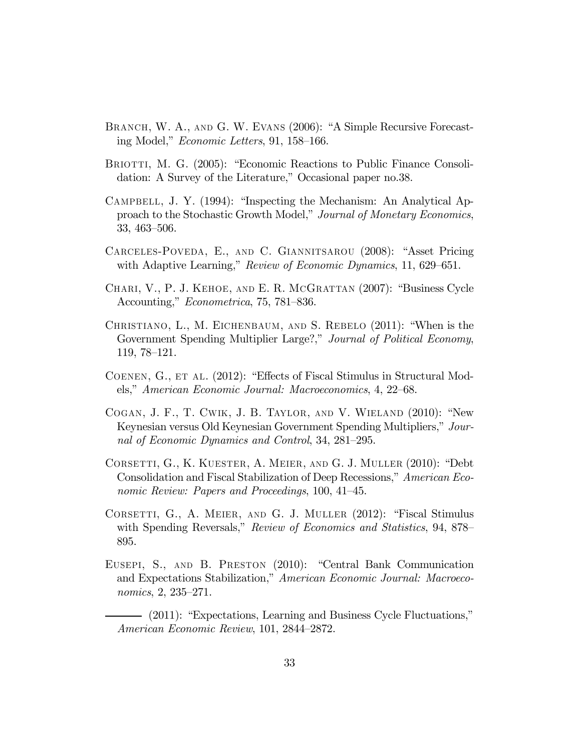Branch, W. A., and G. W. Evans (2006): "A Simple Recursive Forecasting Model," *Economic Letters*, 91, 158–166.

Briotti, M. G. (2005): "Economic Reactions to Public Finance Consolidation: A Survey of the Literature," Occasional paper no.38.

Campbell, J. Y. (1994): "Inspecting the Mechanism: An Analytical Approach to the Stochastic Growth Model," *Journal of Monetary Economics*, 33, 463–506.

Carceles-Poveda, E., and C. Giannitsarou (2008): "Asset Pricing with Adaptive Learning," *Review of Economic Dynamics*, 11, 629–651.

Chari, V., P. J. Kehoe, and E. R. McGrattan (2007): "Business Cycle Accounting," *Econometrica*, 75, 781–836.

Christiano, L., M. Eichenbaum, and S. Rebelo (2011): "When is the Government Spending Multiplier Large?," *Journal of Political Economy*, 119, 78–121.

Coenen, G., et al. (2012): "Effects of Fiscal Stimulus in Structural Models," *American Economic Journal: Macroeconomics*, 4, 22–68.

Cogan, J. F., T. Cwik, J. B. Taylor, and V. Wieland (2010): "New Keynesian versus Old Keynesian Government Spending Multipliers," *Journal of Economic Dynamics and Control*, 34, 281–295.

Corsetti, G., K. Kuester, A. Meier, and G. J. Muller (2010): "Debt Consolidation and Fiscal Stabilization of Deep Recessions," *American Economic Review: Papers and Proceedings*, 100, 41–45.

Corsetti, G., A. Meier, and G. J. Muller (2012): "Fiscal Stimulus with Spending Reversals," *Review of Economics and Statistics*, 94, 878–895.

Eusepi, S., and B. Preston (2010): "Central Bank Communication and Expectations Stabilization," *American Economic Journal: Macroeconomics*, 2, 235–271.

——— (2011): "Expectations, Learning and Business Cycle Fluctuations," *American Economic Review*, 101, 2844–2872.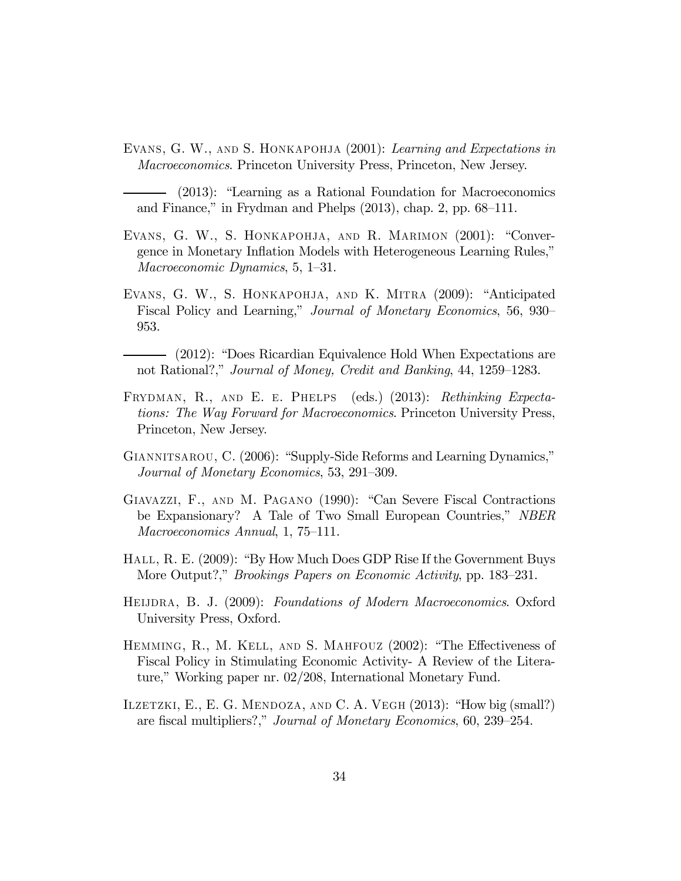Evans, G. W., and S. Honkapohja (2001): *Learning and Expectations in Macroeconomics*. Princeton University Press, Princeton, New Jersey.

——— (2013): "Learning as a Rational Foundation for Macroeconomics and Finance," in Frydman and Phelps (2013), chap. 2, pp. 68–111.

Evans, G. W., S. Honkapohja, and R. Marimon (2001): "Convergence in Monetary Inflation Models with Heterogeneous Learning Rules," *Macroeconomic Dynamics*, 5, 1–31.

Evans, G. W., S. Honkapohja, and K. Mitra (2009): "Anticipated Fiscal Policy and Learning," *Journal of Monetary Economics*, 56, 930–953.

——— (2012): "Does Ricardian Equivalence Hold When Expectations are not Rational?," *Journal of Money, Credit and Banking*, 44, 1259–1283.

Frydman, R., and E. e. Phelps (eds.) (2013): *Rethinking Expectations: The Way Forward for Macroeconomics*. Princeton University Press, Princeton, New Jersey.

Giannitsarou, C. (2006): "Supply-Side Reforms and Learning Dynamics," *Journal of Monetary Economics*, 53, 291–309.

Giavazzi, F., and M. Pagano (1990): "Can Severe Fiscal Contractions be Expansionary? A Tale of Two Small European Countries," *NBER Macroeconomics Annual*, 1, 75–111.

Hall, R. E. (2009): "By How Much Does GDP Rise If the Government Buys More Output?," *Brookings Papers on Economic Activity*, pp. 183–231.

Heijdra, B. J. (2009): *Foundations of Modern Macroeconomics*. Oxford University Press, Oxford.

Hemming, R., M. Kell, and S. Mahfouz (2002): "The Effectiveness of Fiscal Policy in Stimulating Economic Activity- A Review of the Literature," Working paper nr. 02/208, International Monetary Fund.

Ilzetzki, E., E. G. Mendoza, and C. A. Vegh (2013): "How big (small?) are fiscal multipliers?," *Journal of Monetary Economics*, 60, 239–254.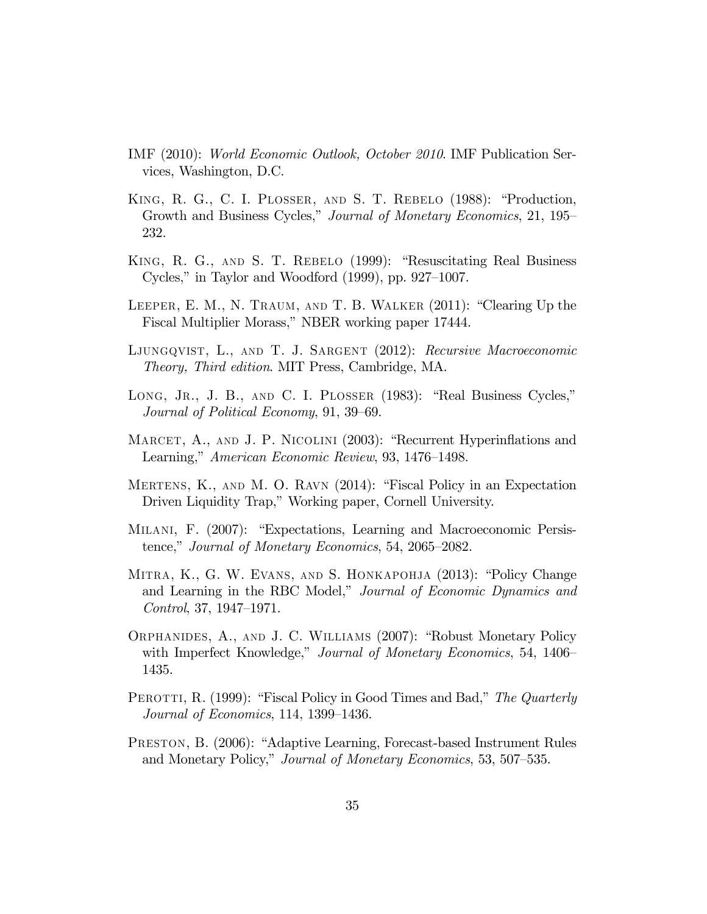IMF (2010): *World Economic Outlook, October 2010*. IMF Publication Services, Washington, D.C.

King, R. G., C. I. Plosser, and S. T. Rebelo (1988): "Production, Growth and Business Cycles," *Journal of Monetary Economics*, 21, 195–232.

King, R. G., and S. T. Rebelo (1999): "Resuscitating Real Business Cycles," in Taylor and Woodford (1999), pp. 927–1007.

Leeper, E. M., N. Traum, and T. B. Walker (2011): "Clearing Up the Fiscal Multiplier Morass," NBER working paper 17444.

Ljungqvist, L., and T. J. Sargent (2012): *Recursive Macroeconomic Theory, Third edition*. MIT Press, Cambridge, MA.

Long, Jr., J. B., and C. I. Plosser (1983): "Real Business Cycles," *Journal of Political Economy*, 91, 39–69.

Marcet, A., and J. P. Nicolini (2003): "Recurrent Hyperinflations and Learning," *American Economic Review*, 93, 1476–1498.

Mertens, K., and M. O. Ravn (2014): "Fiscal Policy in an Expectation Driven Liquidity Trap," Working paper, Cornell University.

Milani, F. (2007): "Expectations, Learning and Macroeconomic Persistence," *Journal of Monetary Economics*, 54, 2065–2082.

Mitra, K., G. W. Evans, and S. Honkapohja (2013): "Policy Change and Learning in the RBC Model," *Journal of Economic Dynamics and Control*, 37, 1947–1971.

Orphanides, A., and J. C. Williams (2007): "Robust Monetary Policy with Imperfect Knowledge," *Journal of Monetary Economics*, 54, 1406–1435.

Perotti, R. (1999): "Fiscal Policy in Good Times and Bad," *The Quarterly Journal of Economics*, 114, 1399–1436.

Preston, B. (2006): "Adaptive Learning, Forecast-based Instrument Rules and Monetary Policy," *Journal of Monetary Economics*, 53, 507–535.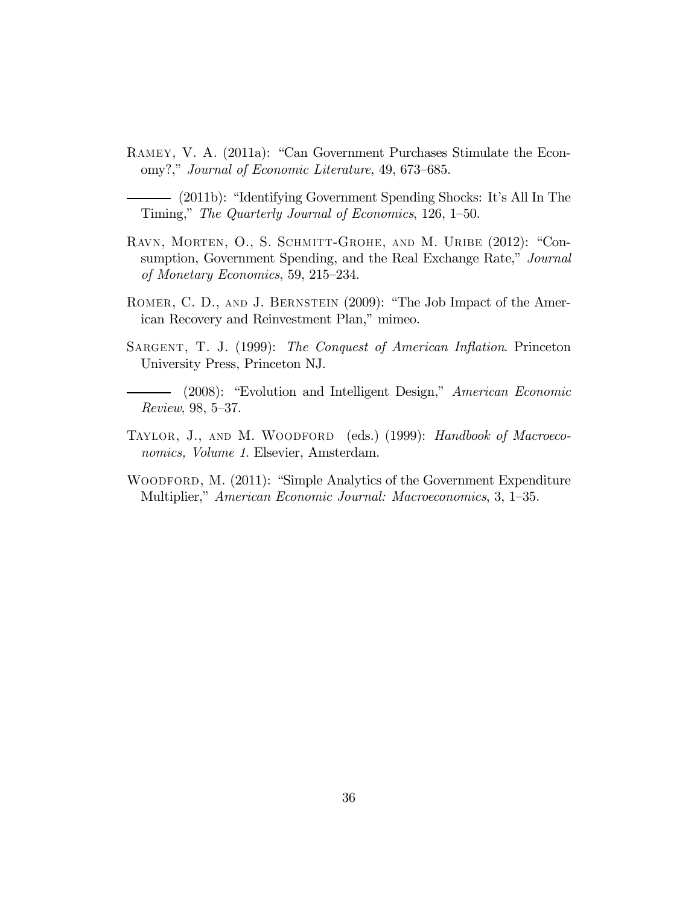Ramey, V. A. (2011a): "Can Government Purchases Stimulate the Economy?," *Journal of Economic Literature*, 49, 673–685.

——— (2011b): "Identifying Government Spending Shocks: It's All In The Timing," *The Quarterly Journal of Economics*, 126, 1–50.

Ravn, Morten, O., S. Schmitt-Grohe, and M. Uribe (2012): "Consumption, Government Spending, and the Real Exchange Rate," *Journal of Monetary Economics*, 59, 215–234.

Romer, C. D., and J. Bernstein (2009): "The Job Impact of the American Recovery and Reinvestment Plan," mimeo.

Sargent, T. J. (1999): *The Conquest of American Inflation*. Princeton University Press, Princeton NJ.

——— (2008): "Evolution and Intelligent Design," *American Economic Review*, 98, 5–37.

Taylor, J., and M. Woodford (eds.) (1999): *Handbook of Macroeconomics, Volume 1*. Elsevier, Amsterdam.

Woodford, M. (2011): "Simple Analytics of the Government Expenditure Multiplier," *American Economic Journal: Macroeconomics*, 3, 1–35.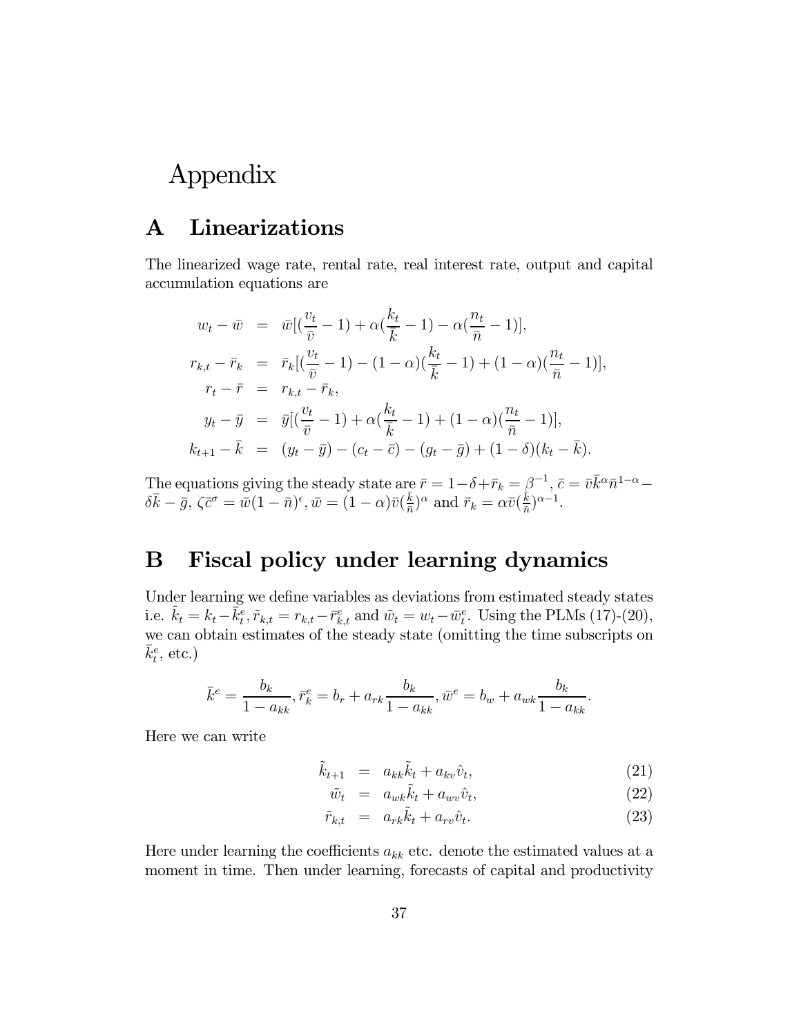# Appendix

## A Linearizations

The linearized wage rate, rental rate, real interest rate, output and capital accumulation equations are

$$
\begin{aligned}
w_t - \bar{w} &= \bar{w}[(\frac{v_t}{\bar{v}} - 1) + \alpha(\frac{k_t}{\bar{k}} - 1) - \alpha(\frac{n_t}{\bar{n}} - 1)], \\
r_{k,t} - \bar{r}_k &= \bar{r}_k[(\frac{v_t}{\bar{v}} - 1) - (1-\alpha)(\frac{k_t}{\bar{k}} - 1) + (1-\alpha)(\frac{n_t}{\bar{n}} - 1)], \\
r_t - \bar{r} &= r_{k,t} - \bar{r}_k, \\
y_t - \bar{y} &= \bar{y}[(\frac{v_t}{\bar{v}} - 1) + \alpha(\frac{k_t}{\bar{k}} - 1) + (1-\alpha)(\frac{n_t}{\bar{n}} - 1)], \\
k_{t+1} - \bar{k} &= (y_t - \bar{y}) - (c_t - \bar{c}) - (g_t - \bar{g}) + (1-\delta)(k_t - \bar{k}).
\end{aligned}
$$

The equations giving the steady state are $\bar{r} = 1 - \delta + \bar{r}_k = \beta^{-1}$, $\bar{c} = \bar{v}\bar{k}^{\alpha}\bar{n}^{1-\alpha} - \delta\bar{k} - \bar{g}$, $\zeta\bar{c}^{\sigma} = \bar{w}(1-\bar{n})^{\epsilon}$, $\bar{w} = (1-\alpha)\bar{v}(\frac{\bar{k}}{\bar{n}})^{\alpha}$ and $\bar{r}_k = \alpha\bar{v}(\frac{\bar{k}}{\bar{n}})^{\alpha-1}$.

## B Fiscal policy under learning dynamics

Under learning we define variables as deviations from estimated steady states i.e. $\tilde{k}_t = k_t - \bar{k}^e_t$, $\tilde{r}_{k,t} = r_{k,t} - \bar{r}^e_{k,t}$ and $\tilde{w}_t = w_t - \bar{w}^e_t$. Using the PLMs (17)-(20), we can obtain estimates of the steady state (omitting the time subscripts on $\bar{k}^e_t$, etc.)

$$
\bar{k}^e = \frac{b_k}{1 - a_{kk}}, \bar{r}^e_k = b_r + a_{rk}\frac{b_k}{1 - a_{kk}}, \bar{w}^e = b_w + a_{wk}\frac{b_k}{1 - a_{kk}}.
$$

Here we can write

$$
\begin{aligned}
\tilde{k}_{t+1} &= a_{kk}\tilde{k}_t + a_{kv}\hat{v}_t, &(21)\\
\tilde{w}_t &= a_{wk}\tilde{k}_t + a_{wv}\hat{v}_t, &(22)\\
\tilde{r}_{k,t} &= a_{rk}\tilde{k}_t + a_{rv}\hat{v}_t. &(23)
\end{aligned}
$$

Here under learning the coefficients $a_{kk}$ etc. denote the estimated values at a moment in time. Then under learning, forecasts of capital and productivity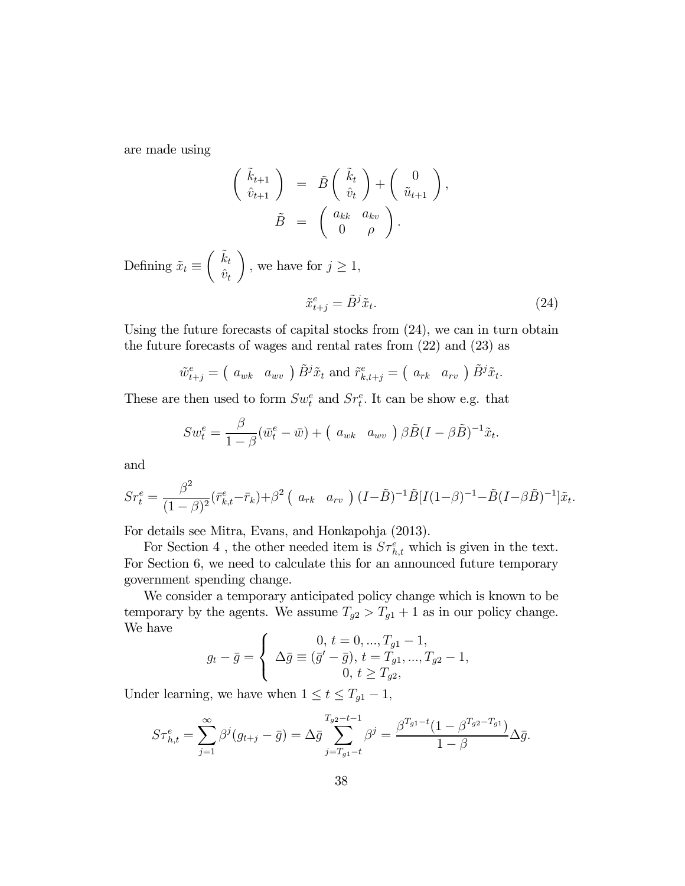are made using

$$\begin{pmatrix} \tilde{k}_{t+1} \\ \hat{v}_{t+1} \end{pmatrix} = \tilde{B} \begin{pmatrix} \tilde{k}_t \\ \hat{v}_t \end{pmatrix} + \begin{pmatrix} 0 \\ \tilde{u}_{t+1} \end{pmatrix},$$

$$\tilde{B} = \begin{pmatrix} a_{kk} & a_{kv} \\ 0 & \rho \end{pmatrix}.$$

Defining $\tilde{x}_t \equiv \begin{pmatrix} \tilde{k}_t \\ \hat{v}_t \end{pmatrix}$, we have for $j \geq 1$,

$$\tilde{x}^e_{t+j} = \tilde{B}^j \tilde{x}_t. \tag{24}$$

Using the future forecasts of capital stocks from (24), we can in turn obtain the future forecasts of wages and rental rates from (22) and (23) as

$$\tilde{w}^e_{t+j} = \begin{pmatrix} a_{wk} & a_{wv} \end{pmatrix} \tilde{B}^j \tilde{x}_t \text{ and } \tilde{r}^e_{k,t+j} = \begin{pmatrix} a_{rk} & a_{rv} \end{pmatrix} \tilde{B}^j \tilde{x}_t.$$

These are then used to form $Sw^e_t$ and $Sr^e_t$. It can be show e.g. that

$$Sw^e_t = \frac{\beta}{1-\beta}(\bar{w}^e_t - \bar{w}) + \begin{pmatrix} a_{wk} & a_{wv} \end{pmatrix} \beta \tilde{B}(I - \beta \tilde{B})^{-1} \tilde{x}_t.$$

and

$$Sr^e_t = \frac{\beta^2}{(1-\beta)^2}(\bar{r}^e_{k,t} - \bar{r}_k) + \beta^2 \begin{pmatrix} a_{rk} & a_{rv} \end{pmatrix} (I - \tilde{B})^{-1} \tilde{B}[I(1-\beta)^{-1} - \tilde{B}(I - \beta \tilde{B})^{-1}] \tilde{x}_t.$$

For details see Mitra, Evans, and Honkapohja (2013).

For Section 4 , the other needed item is $S\tau^e_{h,t}$ which is given in the text. For Section 6, we need to calculate this for an announced future temporary government spending change.

We consider a temporary anticipated policy change which is known to be temporary by the agents. We assume $T_{g2} > T_{g1} + 1$ as in our policy change. We have

$$g_t - \bar{g} = \begin{cases} 0, \, t = 0, ..., T_{g1} - 1, \\ \Delta \bar{g} \equiv (\bar{g}' - \bar{g}), \, t = T_{g1}, ..., T_{g2} - 1, \\ 0, \, t \geq T_{g2}, \end{cases}$$

Under learning, we have when $1 \leq t \leq T_{g1} - 1$,

$$S\tau^e_{h,t} = \sum_{j=1}^{\infty} \beta^j (g_{t+j} - \bar{g}) = \Delta \bar{g} \sum_{j=T_{g1}-t}^{T_{g2}-t-1} \beta^j = \frac{\beta^{T_{g1}-t}(1 - \beta^{T_{g2}-T_{g1}})}{1-\beta} \Delta \bar{g}.$$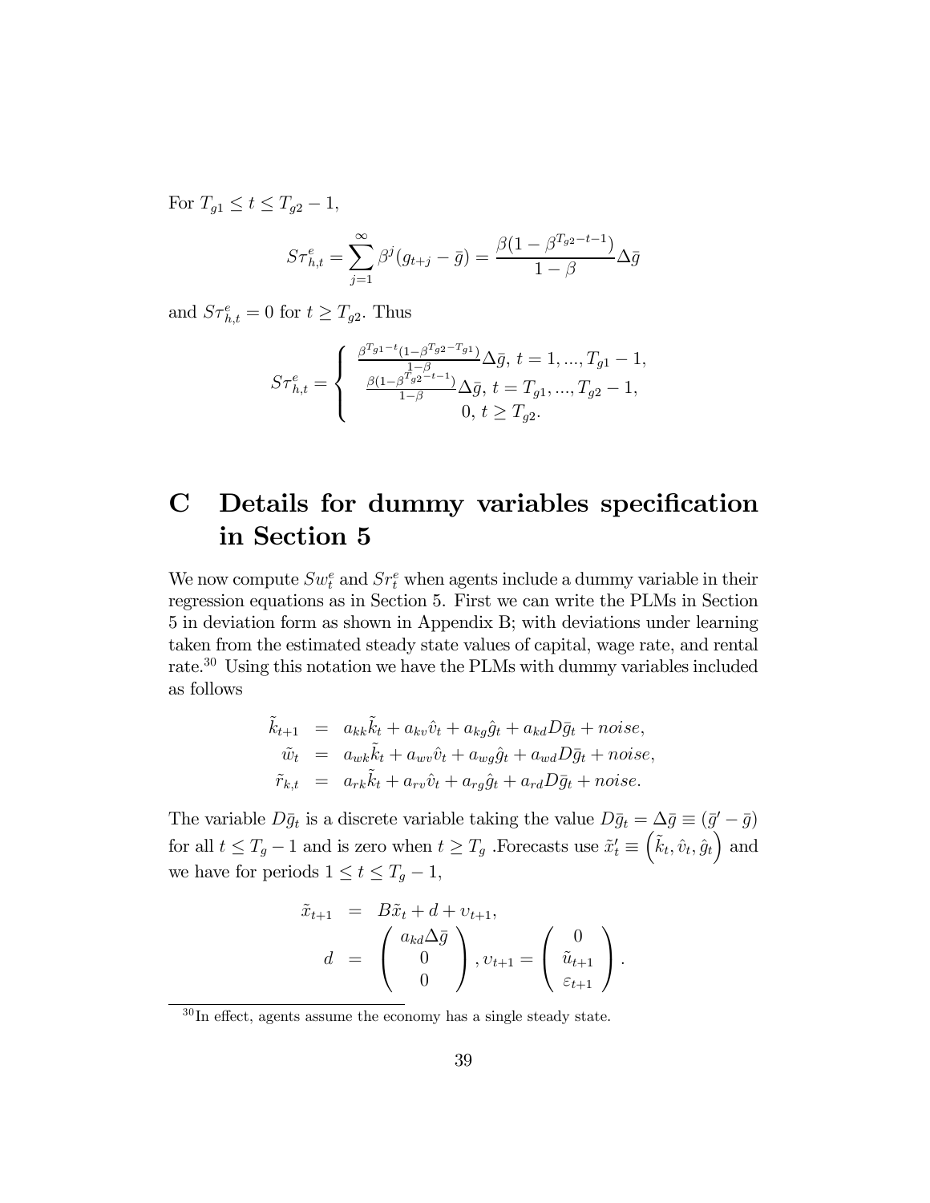For $T_{g1} \leq t \leq T_{g2} - 1$,

$$S\tau^e_{h,t} = \sum_{j=1}^{\infty} \beta^j (g_{t+j} - \bar{g}) = \frac{\beta(1 - \beta^{T_{g2}-t-1})}{1-\beta} \Delta\bar{g}$$

and $S\tau^e_{h,t} = 0$ for $t \geq T_{g2}$. Thus

$$S\tau^e_{h,t} = \begin{cases} \frac{\beta^{T_{g1}-t}(1-\beta^{T_{g2}-T_{g1}})}{1-\beta} \Delta\bar{g}, \ t = 1, ..., T_{g1} - 1, \\ \frac{\beta(1-\beta^{T_{g2}-t-1})}{1-\beta} \Delta\bar{g}, \ t = T_{g1}, ..., T_{g2} - 1, \\ 0, \ t \geq T_{g2}. \end{cases}$$

# C Details for dummy variables specification in Section 5

We now compute $Sw^e_t$ and $Sr^e_t$ when agents include a dummy variable in their regression equations as in Section 5. First we can write the PLMs in Section 5 in deviation form as shown in Appendix B; with deviations under learning taken from the estimated steady state values of capital, wage rate, and rental rate.[30] Using this notation we have the PLMs with dummy variables included as follows

$$\begin{aligned} \tilde{k}_{t+1} &= a_{kk}\tilde{k}_t + a_{kv}\hat{v}_t + a_{kg}\hat{g}_t + a_{kd}D\bar{g}_t + noise, \\ \tilde{w}_t &= a_{wk}\tilde{k}_t + a_{wv}\hat{v}_t + a_{wg}\hat{g}_t + a_{wd}D\bar{g}_t + noise, \\ \tilde{r}_{k,t} &= a_{rk}\tilde{k}_t + a_{rv}\hat{v}_t + a_{rg}\hat{g}_t + a_{rd}D\bar{g}_t + noise. \end{aligned}$$

The variable $D\bar{g}_t$ is a discrete variable taking the value $D\bar{g}_t = \Delta\bar{g} \equiv (\bar{g}' - \bar{g})$ for all $t \leq T_g - 1$ and is zero when $t \geq T_g$ .Forecasts use $\tilde{x}'_t \equiv \left(\tilde{k}_t, \hat{v}_t, \hat{g}_t\right)$ and we have for periods $1 \leq t \leq T_g - 1$,

$$\begin{aligned} \tilde{x}_{t+1} &= B\tilde{x}_t + d + \upsilon_{t+1}, \\ d &= \begin{pmatrix} a_{kd}\Delta\bar{g} \\ 0 \\ 0 \end{pmatrix}, \upsilon_{t+1} = \begin{pmatrix} 0 \\ \tilde{u}_{t+1} \\ \varepsilon_{t+1} \end{pmatrix}. \end{aligned}$$

[30] In effect, agents assume the economy has a single steady state.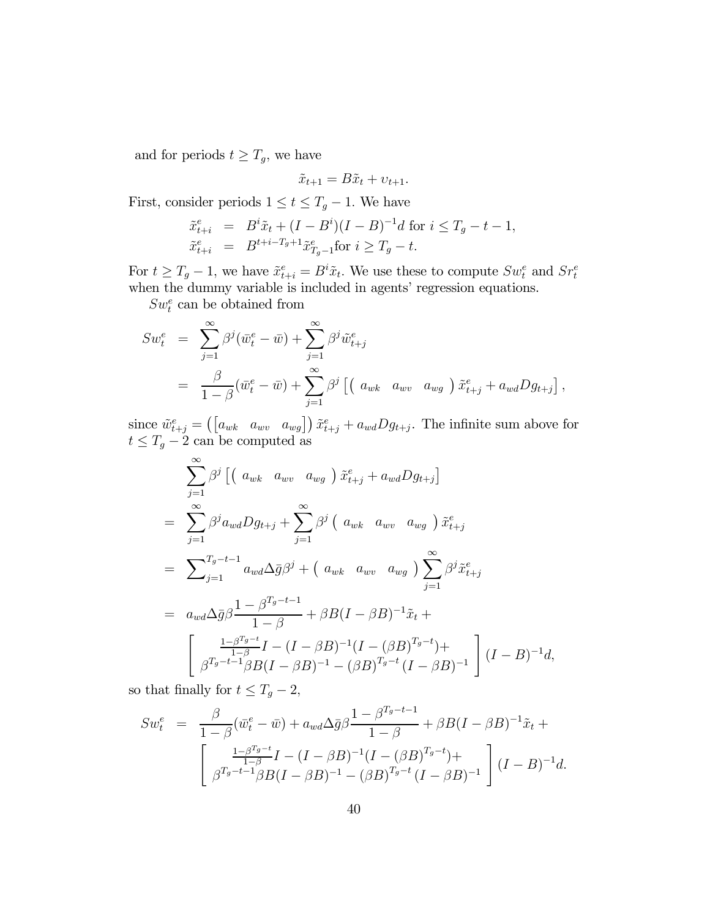and for periods $t \geq T_g$, we have

$$\tilde{x}_{t+1} = B\tilde{x}_t + \upsilon_{t+1}.$$

First, consider periods $1 \leq t \leq T_g - 1$. We have

$$\begin{aligned}
\tilde{x}^e_{t+i} &= B^i \tilde{x}_t + (I - B^i)(I - B)^{-1} d \text{ for } i \leq T_g - t - 1, \\
\tilde{x}^e_{t+i} &= B^{t+i-T_g+1} \tilde{x}^e_{T_g - 1} \text{for } i \geq T_g - t.
\end{aligned}$$

For $t \geq T_g - 1$, we have $\tilde{x}^e_{t+i} = B^i \tilde{x}_t$. We use these to compute $Sw^e_t$ and $Sr^e_t$ when the dummy variable is included in agents' regression equations.

$Sw^e_t$ can be obtained from

$$\begin{aligned}
Sw^e_t &= \sum_{j=1}^{\infty} \beta^j (\bar{w}^e_t - \bar{w}) + \sum_{j=1}^{\infty} \beta^j \tilde{w}^e_{t+j} \\
&= \frac{\beta}{1-\beta}(\bar{w}^e_t - \bar{w}) + \sum_{j=1}^{\infty} \beta^j \left[ \begin{pmatrix} a_{wk} & a_{wv} & a_{wg} \end{pmatrix} \tilde{x}^e_{t+j} + a_{wd} D g_{t+j} \right],
\end{aligned}$$

since $\tilde{w}^e_{t+j} = \left( \begin{bmatrix} a_{wk} & a_{wv} & a_{wg} \end{bmatrix} \right) \tilde{x}^e_{t+j} + a_{wd} D g_{t+j}$. The infinite sum above for $t \leq T_g - 2$ can be computed as

$$\begin{aligned}
& \sum_{j=1}^{\infty} \beta^j \left[ \begin{pmatrix} a_{wk} & a_{wv} & a_{wg} \end{pmatrix} \tilde{x}^e_{t+j} + a_{wd} D g_{t+j} \right] \\
=& \sum_{j=1}^{\infty} \beta^j a_{wd} D g_{t+j} + \sum_{j=1}^{\infty} \beta^j \begin{pmatrix} a_{wk} & a_{wv} & a_{wg} \end{pmatrix} \tilde{x}^e_{t+j} \\
=& \sum\nolimits_{j=1}^{T_g - t - 1} a_{wd} \Delta \bar{g} \beta^j + \begin{pmatrix} a_{wk} & a_{wv} & a_{wg} \end{pmatrix} \sum_{j=1}^{\infty} \beta^j \tilde{x}^e_{t+j} \\
=& a_{wd} \Delta \bar{g} \beta \frac{1 - \beta^{T_g - t - 1}}{1 - \beta} + \beta B (I - \beta B)^{-1} \tilde{x}_t + \\
& \left[ \begin{array}{c} \frac{1 - \beta^{T_g - t}}{1 - \beta} I - (I - \beta B)^{-1} (I - (\beta B)^{T_g - t}) + \\ \beta^{T_g - t - 1} \beta B (I - \beta B)^{-1} - (\beta B)^{T_g - t} (I - \beta B)^{-1} \end{array} \right] (I - B)^{-1} d,
\end{aligned}$$

so that finally for $t \leq T_g - 2$,

$$\begin{aligned}
Sw^e_t =& \frac{\beta}{1-\beta}(\bar{w}^e_t - \bar{w}) + a_{wd} \Delta \bar{g} \beta \frac{1 - \beta^{T_g - t - 1}}{1 - \beta} + \beta B (I - \beta B)^{-1} \tilde{x}_t + \\
& \left[ \begin{array}{c} \frac{1 - \beta^{T_g - t}}{1 - \beta} I - (I - \beta B)^{-1} (I - (\beta B)^{T_g - t}) + \\ \beta^{T_g - t - 1} \beta B (I - \beta B)^{-1} - (\beta B)^{T_g - t} (I - \beta B)^{-1} \end{array} \right] (I - B)^{-1} d.
\end{aligned}$$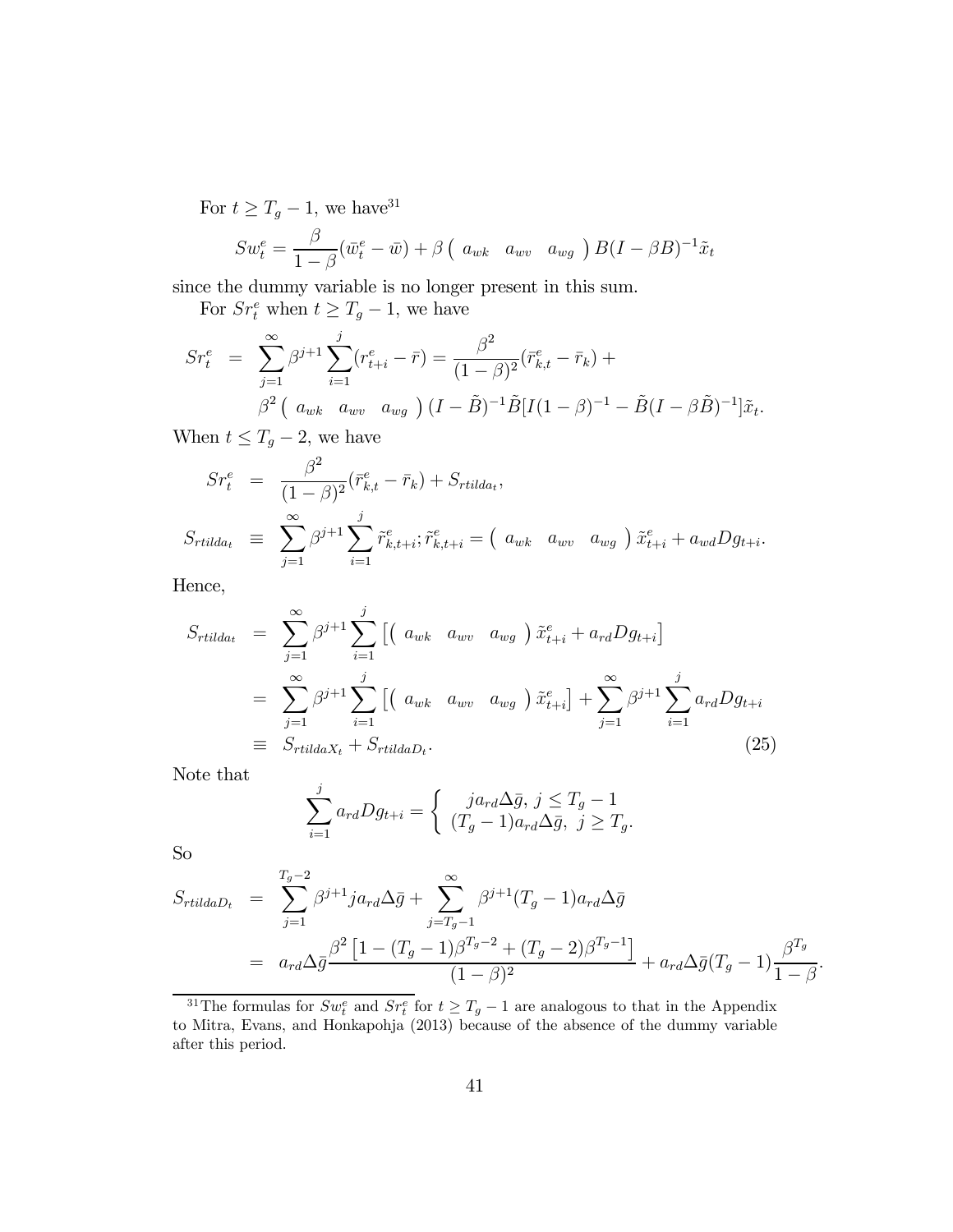For $t \geq T_g - 1$, we have[31]

$$Sw_t^e = \frac{\beta}{1-\beta}(\bar{w}_t^e - \bar{w}) + \beta \begin{pmatrix} a_{wk} & a_{wv} & a_{wg} \end{pmatrix} B(I - \beta B)^{-1}\tilde{x}_t$$

since the dummy variable is no longer present in this sum.

For $Sr_t^e$ when $t \geq T_g - 1$, we have

$$\begin{aligned}
Sr_t^e &= \sum_{j=1}^{\infty} \beta^{j+1} \sum_{i=1}^{j} (r_{t+i}^e - \bar{r}) = \frac{\beta^2}{(1-\beta)^2}(\bar{r}_{k,t}^e - \bar{r}_k) + \\
&\quad \beta^2 \begin{pmatrix} a_{wk} & a_{wv} & a_{wg} \end{pmatrix} (I - \tilde{B})^{-1}\tilde{B}[I(1-\beta)^{-1} - \tilde{B}(I - \beta\tilde{B})^{-1}]\tilde{x}_t.
\end{aligned}$$

When $t \leq T_g - 2$, we have

$$\begin{aligned}
Sr_t^e &= \frac{\beta^2}{(1-\beta)^2}(\bar{r}_{k,t}^e - \bar{r}_k) + S_{rtilda_t}, \\
S_{rtilda_t} &\equiv \sum_{j=1}^{\infty} \beta^{j+1} \sum_{i=1}^{j} \tilde{r}_{k,t+i}^e ; \tilde{r}_{k,t+i}^e = \begin{pmatrix} a_{wk} & a_{wv} & a_{wg} \end{pmatrix} \tilde{x}_{t+i}^e + a_{wd}Dg_{t+i}.
\end{aligned}$$

Hence,

$$\begin{aligned}
S_{rtilda_t} &= \sum_{j=1}^{\infty} \beta^{j+1} \sum_{i=1}^{j} \left[ \begin{pmatrix} a_{wk} & a_{wv} & a_{wg} \end{pmatrix} \tilde{x}_{t+i}^e + a_{rd}Dg_{t+i} \right] \\
&= \sum_{j=1}^{\infty} \beta^{j+1} \sum_{i=1}^{j} \left[ \begin{pmatrix} a_{wk} & a_{wv} & a_{wg} \end{pmatrix} \tilde{x}_{t+i}^e \right] + \sum_{j=1}^{\infty} \beta^{j+1} \sum_{i=1}^{j} a_{rd}Dg_{t+i} \\
&\equiv S_{rtildaX_t} + S_{rtildaD_t}. \qquad (25)
\end{aligned}$$

Note that

$$\sum_{i=1}^{j} a_{rd}Dg_{t+i} = \begin{cases} ja_{rd}\Delta\bar{g}, \; j \leq T_g - 1 \\ (T_g - 1)a_{rd}\Delta\bar{g}, \; j \geq T_g. \end{cases}$$

So

$$\begin{aligned}
S_{rtildaD_t} &= \sum_{j=1}^{T_g-2} \beta^{j+1} j a_{rd}\Delta\bar{g} + \sum_{j=T_g-1}^{\infty} \beta^{j+1}(T_g - 1)a_{rd}\Delta\bar{g} \\
&= a_{rd}\Delta\bar{g}\frac{\beta^2\left[1 - (T_g - 1)\beta^{T_g-2} + (T_g - 2)\beta^{T_g-1}\right]}{(1-\beta)^2} + a_{rd}\Delta\bar{g}(T_g - 1)\frac{\beta^{T_g}}{1-\beta}.
\end{aligned}$$

[31] The formulas for $Sw_t^e$ and $Sr_t^e$ for $t \geq T_g - 1$ are analogous to that in the Appendix to Mitra, Evans, and Honkapohja (2013) because of the absence of the dummy variable after this period.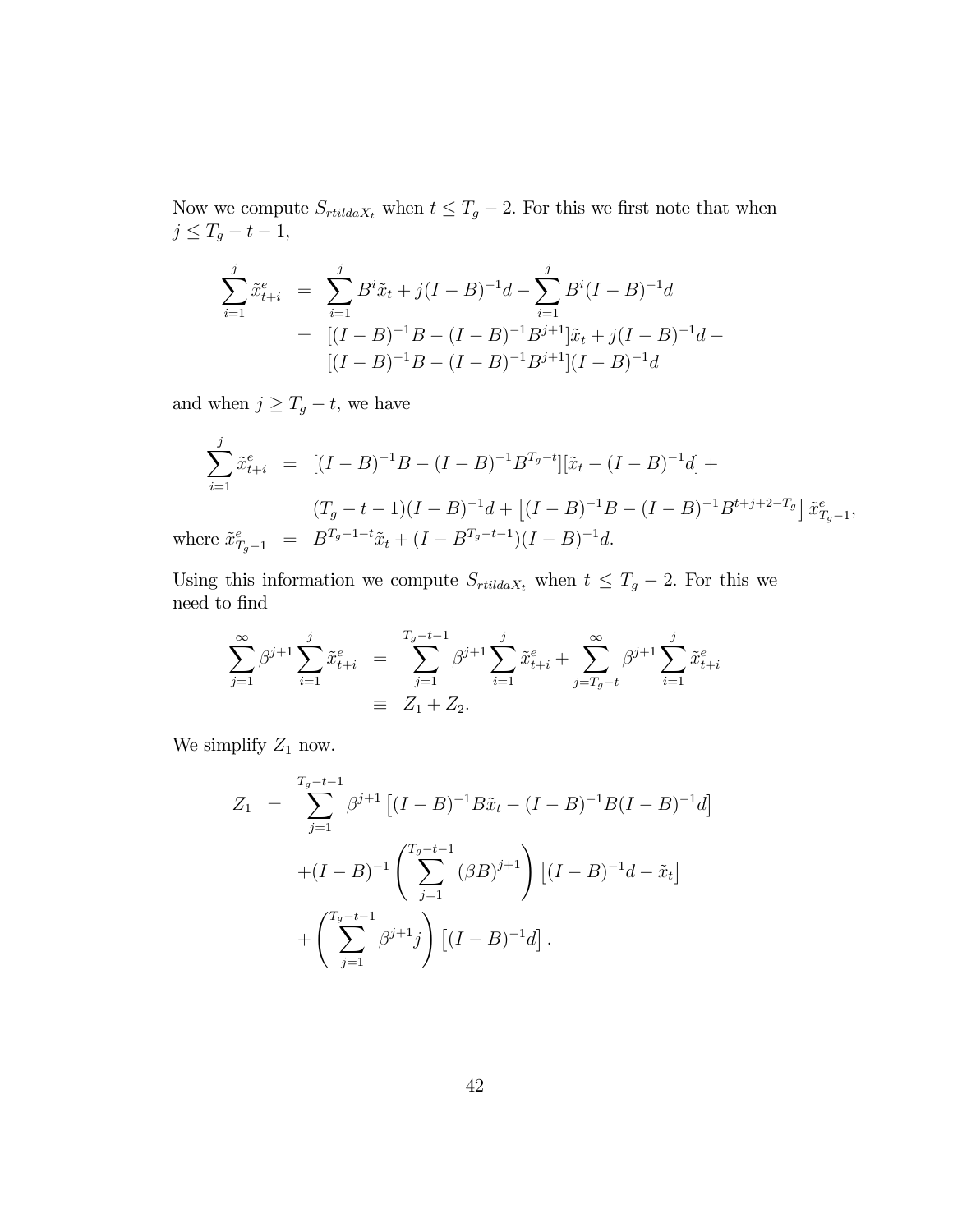Now we compute $S_{rtildaX_t}$ when $t \leq T_g - 2$. For this we first note that when $j \leq T_g - t - 1$,

$$
\begin{aligned}
\sum_{i=1}^{j} \tilde{x}_{t+i}^{e} &= \sum_{i=1}^{j} B^{i}\tilde{x}_t + j(I-B)^{-1}d - \sum_{i=1}^{j} B^{i}(I-B)^{-1}d \\
&= [(I-B)^{-1}B - (I-B)^{-1}B^{j+1}]\tilde{x}_t + j(I-B)^{-1}d - \\
&\quad [(I-B)^{-1}B - (I-B)^{-1}B^{j+1}](I-B)^{-1}d
\end{aligned}
$$

and when $j \geq T_g - t$, we have

$$
\begin{aligned}
\sum_{i=1}^{j} \tilde{x}_{t+i}^{e} &= [(I-B)^{-1}B - (I-B)^{-1}B^{T_g-t}][\tilde{x}_t - (I-B)^{-1}d] + \\
&\quad (T_g - t - 1)(I-B)^{-1}d + \left[(I-B)^{-1}B - (I-B)^{-1}B^{t+j+2-T_g}\right]\tilde{x}_{T_g-1}^{e}, \\
\text{where } \tilde{x}_{T_g-1}^{e} &= B^{T_g-1-t}\tilde{x}_t + (I - B^{T_g-t-1})(I-B)^{-1}d.
\end{aligned}
$$

Using this information we compute $S_{rtildaX_t}$ when $t \leq T_g - 2$. For this we need to find

$$
\begin{aligned}
\sum_{j=1}^{\infty} \beta^{j+1} \sum_{i=1}^{j} \tilde{x}_{t+i}^{e} &= \sum_{j=1}^{T_g-t-1} \beta^{j+1} \sum_{i=1}^{j} \tilde{x}_{t+i}^{e} + \sum_{j=T_g-t}^{\infty} \beta^{j+1} \sum_{i=1}^{j} \tilde{x}_{t+i}^{e} \\
&\equiv Z_1 + Z_2.
\end{aligned}
$$

We simplify $Z_1$ now.

$$
\begin{aligned}
Z_1 &= \sum_{j=1}^{T_g-t-1} \beta^{j+1}\left[(I-B)^{-1}B\tilde{x}_t - (I-B)^{-1}B(I-B)^{-1}d\right] \\
&\quad + (I-B)^{-1}\left(\sum_{j=1}^{T_g-t-1} (\beta B)^{j+1}\right)\left[(I-B)^{-1}d - \tilde{x}_t\right] \\
&\quad + \left(\sum_{j=1}^{T_g-t-1} \beta^{j+1} j\right)\left[(I-B)^{-1}d\right].
\end{aligned}
$$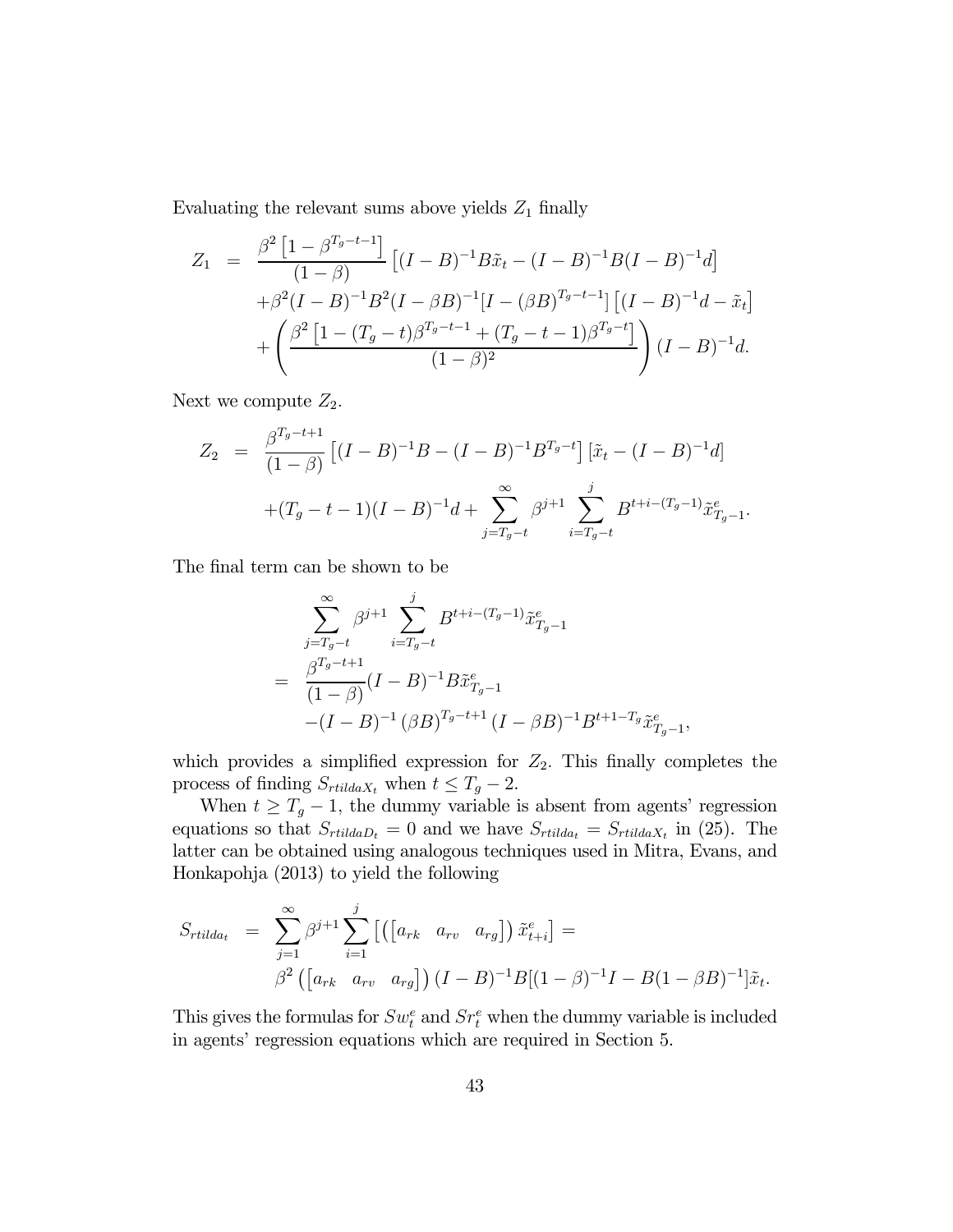Evaluating the relevant sums above yields $Z_1$ finally

$$
\begin{aligned}
Z_1 &= \frac{\beta^2\left[1-\beta^{T_g-t-1}\right]}{(1-\beta)}\left[(I-B)^{-1}B\tilde{x}_t-(I-B)^{-1}B(I-B)^{-1}d\right] \\
&\quad +\beta^2(I-B)^{-1}B^2(I-\beta B)^{-1}[I-(\beta B)^{T_g-t-1}]\left[(I-B)^{-1}d-\tilde{x}_t\right] \\
&\quad +\left(\frac{\beta^2\left[1-(T_g-t)\beta^{T_g-t-1}+(T_g-t-1)\beta^{T_g-t}\right]}{(1-\beta)^2}\right)(I-B)^{-1}d.
\end{aligned}
$$

Next we compute $Z_2$.

$$
\begin{aligned}
Z_2 &= \frac{\beta^{T_g-t+1}}{(1-\beta)}\left[(I-B)^{-1}B-(I-B)^{-1}B^{T_g-t}\right]\left[\tilde{x}_t-(I-B)^{-1}d\right] \\
&\quad +(T_g-t-1)(I-B)^{-1}d+\sum_{j=T_g-t}^{\infty}\beta^{j+1}\sum_{i=T_g-t}^{j}B^{t+i-(T_g-1)}\tilde{x}^e_{T_g-1}.
\end{aligned}
$$

The final term can be shown to be

$$
\begin{aligned}
&\sum_{j=T_g-t}^{\infty}\beta^{j+1}\sum_{i=T_g-t}^{j}B^{t+i-(T_g-1)}\tilde{x}^e_{T_g-1} \\
&= \frac{\beta^{T_g-t+1}}{(1-\beta)}(I-B)^{-1}B\tilde{x}^e_{T_g-1} \\
&\quad -(I-B)^{-1}(\beta B)^{T_g-t+1}(I-\beta B)^{-1}B^{t+1-T_g}\tilde{x}^e_{T_g-1},
\end{aligned}
$$

which provides a simplified expression for $Z_2$. This finally completes the process of finding $S_{rtildaX_t}$ when $t \leq T_g-2$.

When $t \geq T_g-1$, the dummy variable is absent from agents' regression equations so that $S_{rtildaD_t}=0$ and we have $S_{rtilda_t}=S_{rtildaX_t}$ in (25). The latter can be obtained using analogous techniques used in Mitra, Evans, and Honkapohja (2013) to yield the following

$$
\begin{aligned}
S_{rtilda_t} &= \sum_{j=1}^{\infty}\beta^{j+1}\sum_{i=1}^{j}\left[\left(\begin{bmatrix}a_{rk} & a_{rv} & a_{rg}\end{bmatrix}\right)\tilde{x}^e_{t+i}\right]= \\
&\quad \beta^2\left(\begin{bmatrix}a_{rk} & a_{rv} & a_{rg}\end{bmatrix}\right)(I-B)^{-1}B[(1-\beta)^{-1}I-B(1-\beta B)^{-1}]\tilde{x}_t.
\end{aligned}
$$

This gives the formulas for $Sw^e_t$ and $Sr^e_t$ when the dummy variable is included in agents' regression equations which are required in Section 5.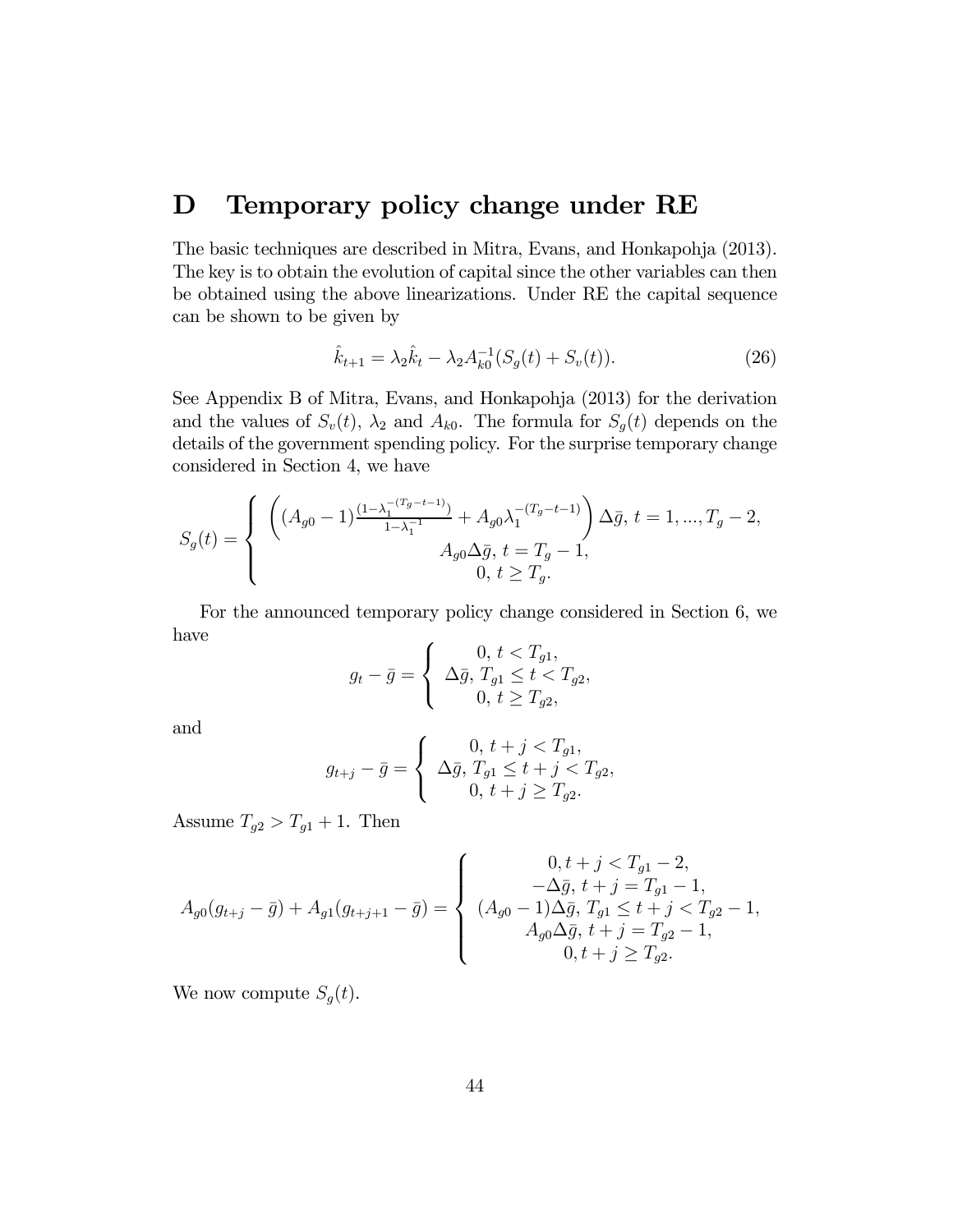# D Temporary policy change under RE

The basic techniques are described in Mitra, Evans, and Honkapohja (2013). The key is to obtain the evolution of capital since the other variables can then be obtained using the above linearizations. Under RE the capital sequence can be shown to be given by

$$\hat{k}_{t+1} = \lambda_2 \hat{k}_t - \lambda_2 A_{k0}^{-1}(S_g(t) + S_v(t)). \tag{26}$$

See Appendix B of Mitra, Evans, and Honkapohja (2013) for the derivation and the values of $S_v(t)$, $\lambda_2$ and $A_{k0}$. The formula for $S_g(t)$ depends on the details of the government spending policy. For the surprise temporary change considered in Section 4, we have

$$S_g(t) = \begin{cases} \left( (A_{g0} - 1) \frac{(1-\lambda_1^{-(T_g-t-1)})}{1-\lambda_1^{-1}} + A_{g0}\lambda_1^{-(T_g-t-1)} \right) \Delta\bar{g},\ t = 1, ..., T_g - 2, \\ A_{g0}\Delta\bar{g},\ t = T_g - 1, \\ 0,\ t \geq T_g. \end{cases}$$

For the announced temporary policy change considered in Section 6, we have

$$g_t - \bar{g} = \begin{cases} 0,\ t < T_{g1}, \\ \Delta\bar{g},\ T_{g1} \leq t < T_{g2}, \\ 0,\ t \geq T_{g2}, \end{cases}$$

and

$$g_{t+j} - \bar{g} = \begin{cases} 0,\ t+j < T_{g1}, \\ \Delta\bar{g},\ T_{g1} \leq t+j < T_{g2}, \\ 0,\ t+j \geq T_{g2}. \end{cases}$$

Assume $T_{g2} > T_{g1} + 1$. Then

$$A_{g0}(g_{t+j} - \bar{g}) + A_{g1}(g_{t+j+1} - \bar{g}) = \begin{cases} 0, t+j < T_{g1} - 2, \\ -\Delta\bar{g},\ t+j = T_{g1} - 1, \\ (A_{g0} - 1)\Delta\bar{g},\ T_{g1} \leq t+j < T_{g2} - 1, \\ A_{g0}\Delta\bar{g},\ t+j = T_{g2} - 1, \\ 0, t+j \geq T_{g2}. \end{cases}$$

We now compute $S_g(t)$.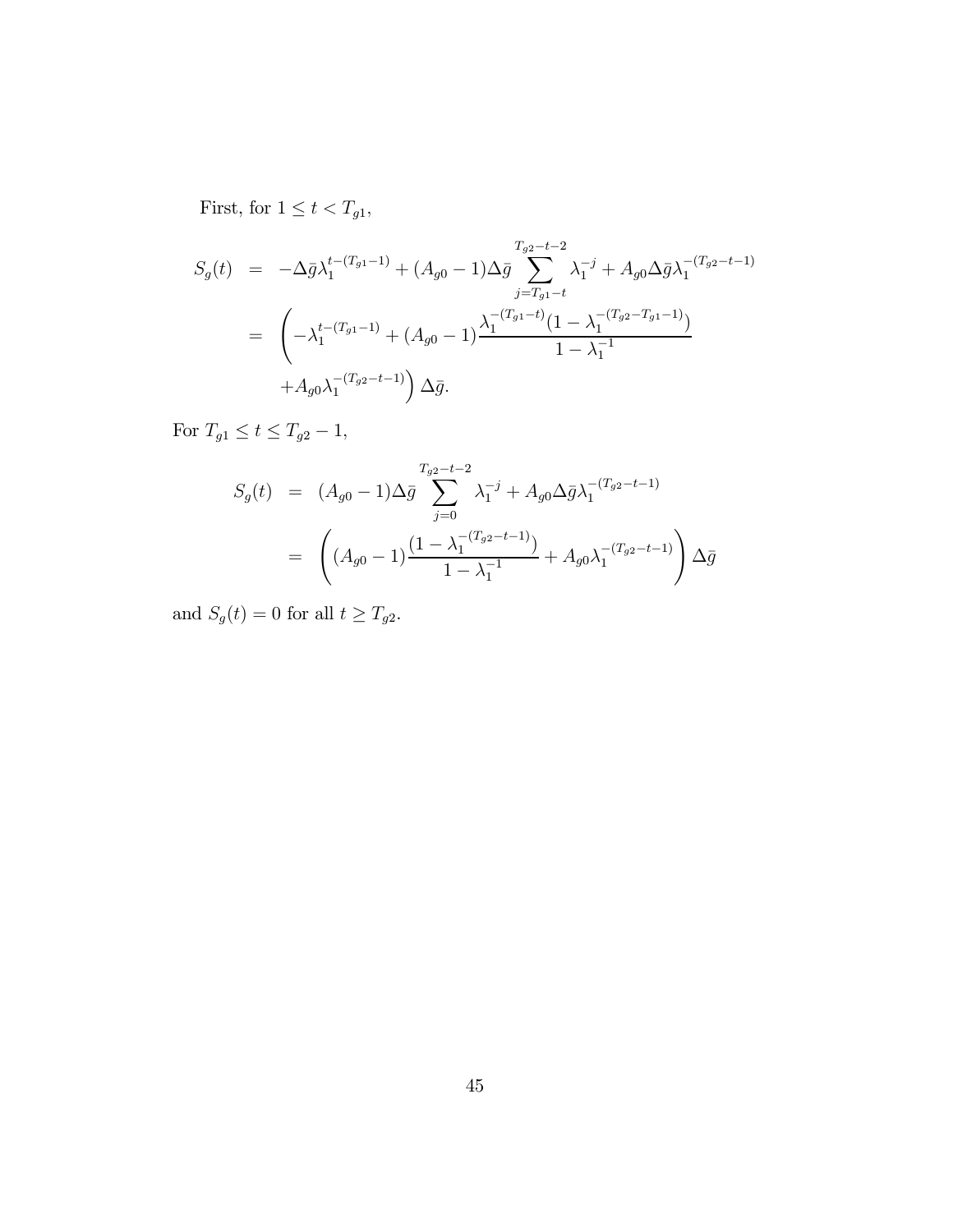First, for $1 \leq t < T_{g1}$,

$$
\begin{aligned}
S_g(t) &= -\Delta\bar{g}\lambda_1^{t-(T_{g1}-1)} + (A_{g0}-1)\Delta\bar{g}\sum_{j=T_{g1}-t}^{T_{g2}-t-2}\lambda_1^{-j} + A_{g0}\Delta\bar{g}\lambda_1^{-(T_{g2}-t-1)} \\
&= \left(-\lambda_1^{t-(T_{g1}-1)} + (A_{g0}-1)\frac{\lambda_1^{-(T_{g1}-t)}(1-\lambda_1^{-(T_{g2}-T_{g1}-1)})}{1-\lambda_1^{-1}}\right. \\
&\quad \left. + A_{g0}\lambda_1^{-(T_{g2}-t-1)}\right)\Delta\bar{g}.
\end{aligned}
$$

For $T_{g1} \leq t \leq T_{g2}-1$,

$$
\begin{aligned}
S_g(t) &= (A_{g0}-1)\Delta\bar{g}\sum_{j=0}^{T_{g2}-t-2}\lambda_1^{-j} + A_{g0}\Delta\bar{g}\lambda_1^{-(T_{g2}-t-1)} \\
&= \left((A_{g0}-1)\frac{(1-\lambda_1^{-(T_{g2}-t-1)})}{1-\lambda_1^{-1}} + A_{g0}\lambda_1^{-(T_{g2}-t-1)}\right)\Delta\bar{g}
\end{aligned}
$$

and $S_g(t) = 0$ for all $t \geq T_{g2}$.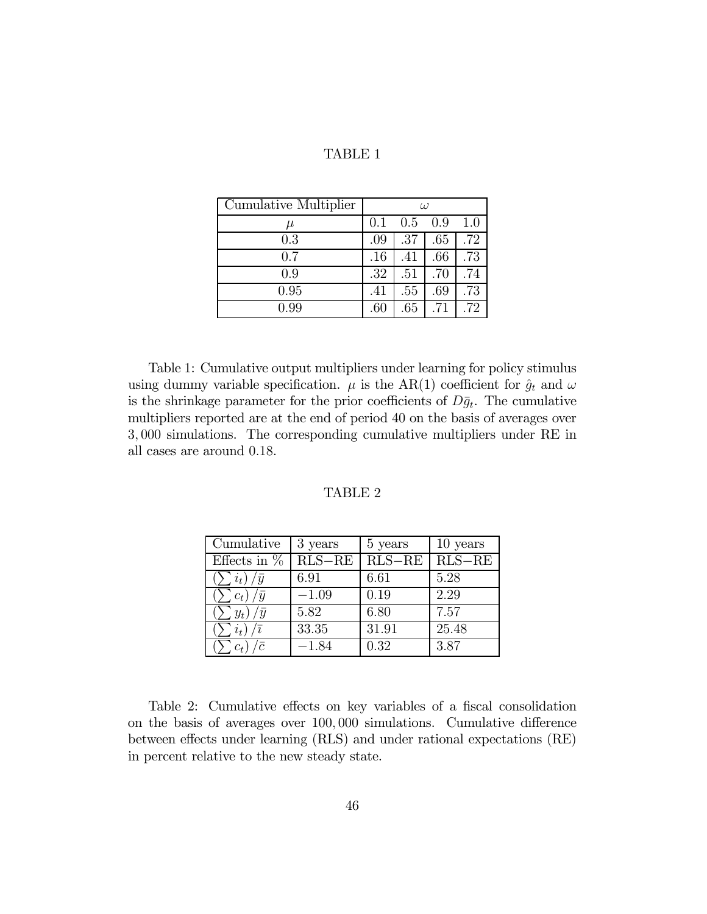TABLE 1

| Cumulative Multiplier | $\omega$ | | | |
|---|---|---|---|---|
| $\mu$ | 0.1 | 0.5 | 0.9 | 1.0 |
| 0.3 | .09 | .37 | .65 | .72 |
| 0.7 | .16 | .41 | .66 | .73 |
| 0.9 | .32 | .51 | .70 | .74 |
| 0.95 | .41 | .55 | .69 | .73 |
| 0.99 | .60 | .65 | .71 | .72 |

Table 1: Cumulative output multipliers under learning for policy stimulus using dummy variable specification. $\mu$ is the AR(1) coefficient for $\hat{g}_t$ and $\omega$ is the shrinkage parameter for the prior coefficients of $D\bar{g}_t$. The cumulative multipliers reported are at the end of period 40 on the basis of averages over 3,000 simulations. The corresponding cumulative multipliers under RE in all cases are around 0.18.

TABLE 2

| Cumulative | 3 years | 5 years | 10 years |
|---|---|---|---|
| Effects in % | RLS−RE | RLS−RE | RLS−RE |
| $\left(\sum i_t\right)/\bar{y}$ | 6.91 | 6.61 | 5.28 |
| $\left(\sum c_t\right)/\bar{y}$ | $-1.09$ | 0.19 | 2.29 |
| $\left(\sum y_t\right)/\bar{y}$ | 5.82 | 6.80 | 7.57 |
| $\left(\sum i_t\right)/\bar{\imath}$ | 33.35 | 31.91 | 25.48 |
| $\left(\sum c_t\right)/\bar{c}$ | $-1.84$ | 0.32 | 3.87 |

Table 2: Cumulative effects on key variables of a fiscal consolidation on the basis of averages over 100,000 simulations. Cumulative difference between effects under learning (RLS) and under rational expectations (RE) in percent relative to the new steady state.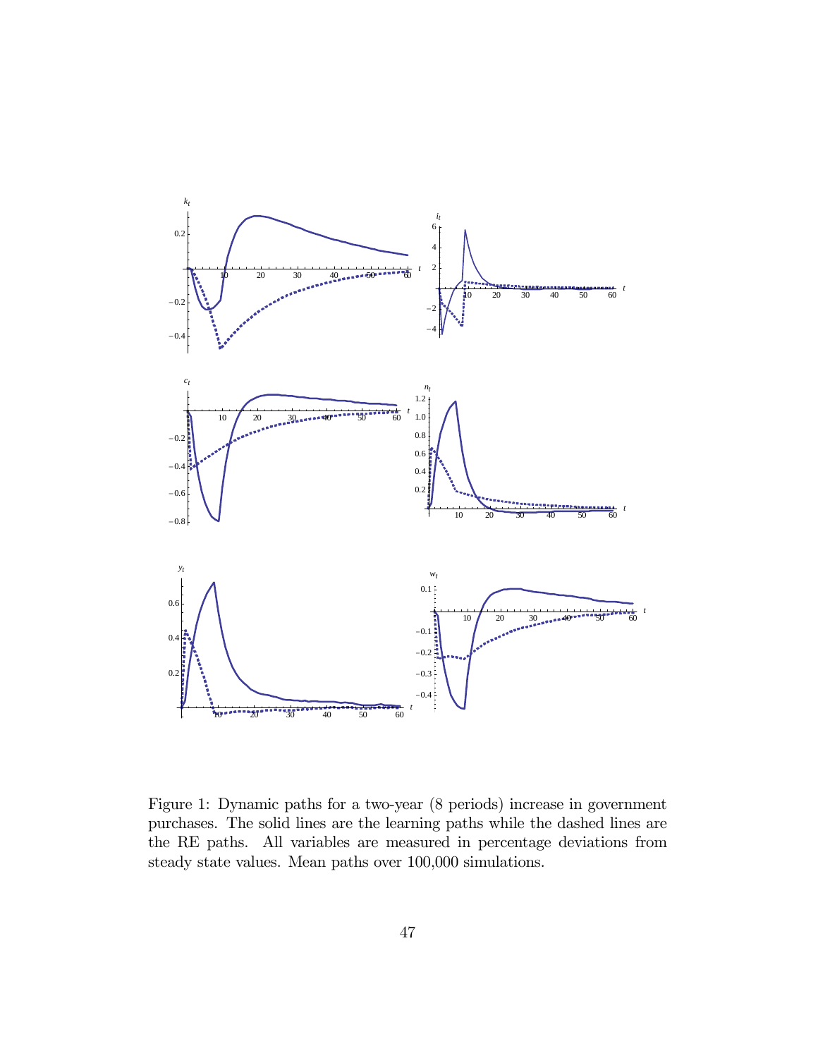Figure 1: Dynamic paths for a two-year (8 periods) increase in government purchases. The solid lines are the learning paths while the dashed lines are the RE paths. All variables are measured in percentage deviations from steady state values. Mean paths over 100,000 simulations.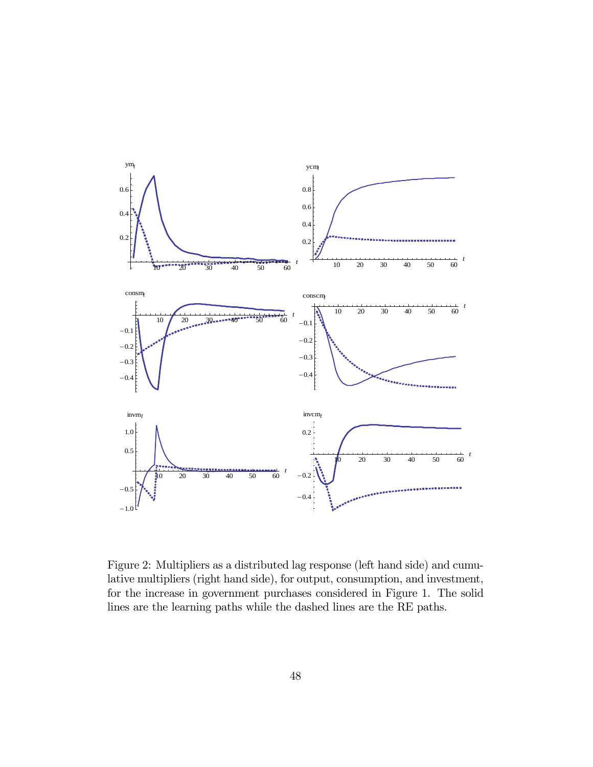Figure 2: Multipliers as a distributed lag response (left hand side) and cumulative multipliers (right hand side), for output, consumption, and investment, for the increase in government purchases considered in Figure 1. The solid lines are the learning paths while the dashed lines are the RE paths.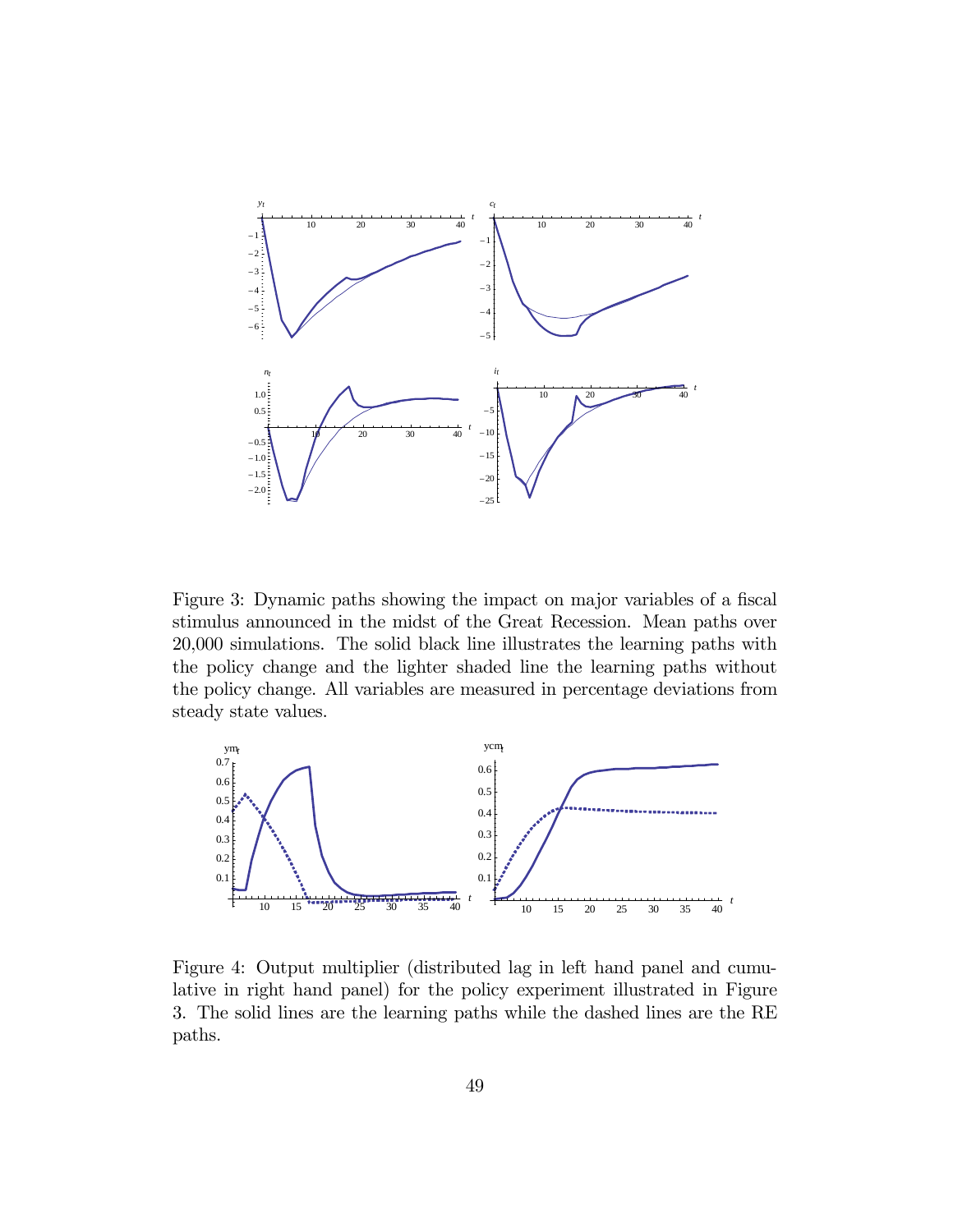Figure 3: Dynamic paths showing the impact on major variables of a fiscal stimulus announced in the midst of the Great Recession. Mean paths over 20,000 simulations. The solid black line illustrates the learning paths with the policy change and the lighter shaded line the learning paths without the policy change. All variables are measured in percentage deviations from steady state values.

Figure 4: Output multiplier (distributed lag in left hand panel and cumulative in right hand panel) for the policy experiment illustrated in Figure 3. The solid lines are the learning paths while the dashed lines are the RE paths.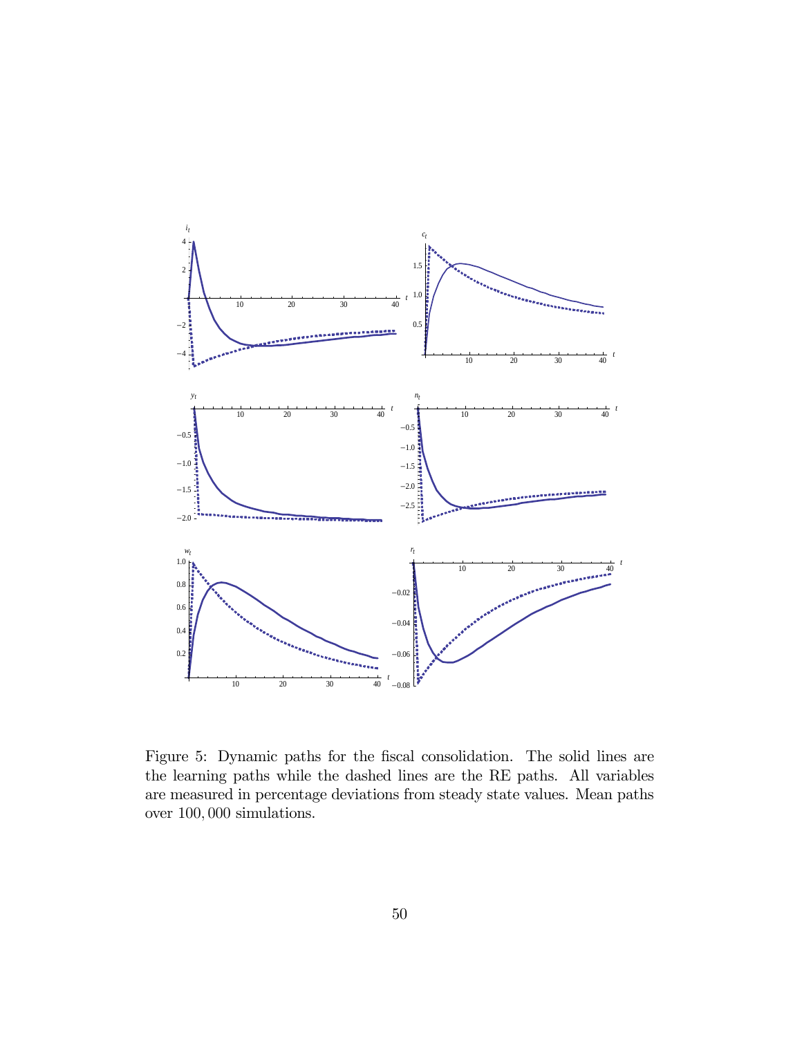$i_t$

4
2
−2
−4

10 20 30 40 $t$

$c_t$

1.5
1.0
0.5

10 20 30 40 $t$

$y_t$

−0.5
−1.0
−1.5
−2.0

10 20 30 40 $t$

$n_t$

−0.5
−1.0
−1.5
−2.0
−2.5

10 20 30 40 $t$

$w_t$

1.0
0.8
0.6
0.4
0.2

10 20 30 40 $t$

$r_t$

−0.02
−0.04
−0.06
−0.08

10 20 30 40 $t$

Figure 5: Dynamic paths for the fiscal consolidation. The solid lines are the learning paths while the dashed lines are the RE paths. All variables are measured in percentage deviations from steady state values. Mean paths over 100,000 simulations.